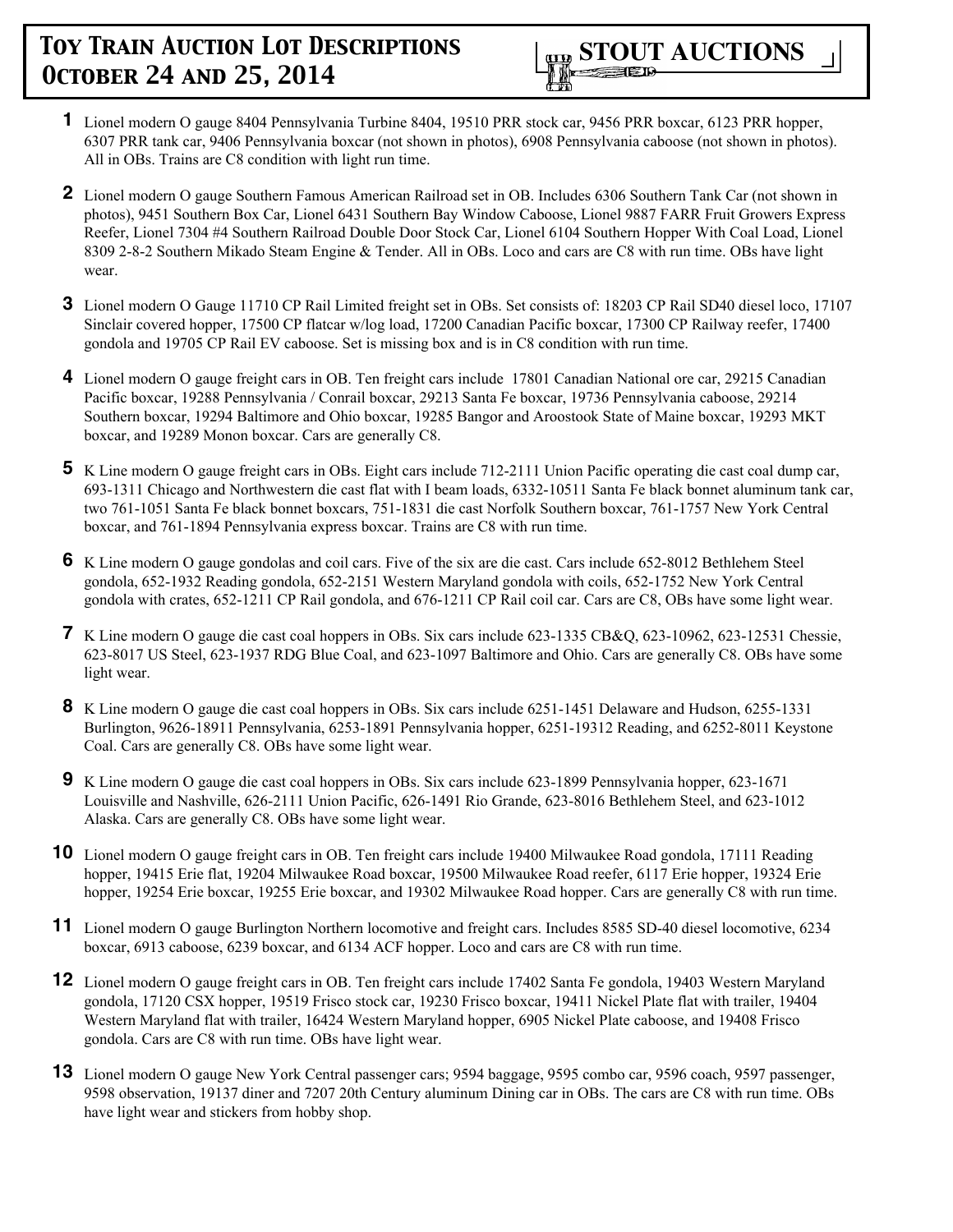# Toy Train Auction Lot Descriptions October 24 and 25, 2014

**STOUT AUCTIONS**

**1** Lionel modern O gauge 8404 Pennsylvania Turbine 8404, 19510 PRR stock car, 9456 PRR boxcar, 6123 PRR hopper, 6307 PRR tank car, 9406 Pennsylvania boxcar (not shown in photos), 6908 Pennsylvania caboose (not shown in photos). All in OBs. Trains are C8 condition with light run time.

**2** Lionel modern O gauge Southern Famous American Railroad set in OB. Includes 6306 Southern Tank Car (not shown in photos), 9451 Southern Box Car, Lionel 6431 Southern Bay Window Caboose, Lionel 9887 FARR Fruit Growers Express Reefer, Lionel 7304 #4 Southern Railroad Double Door Stock Car, Lionel 6104 Southern Hopper With Coal Load, Lionel 8309 2-8-2 Southern Mikado Steam Engine & Tender. All in OBs. Loco and cars are C8 with run time. OBs have light wear.

**3** Lionel modern O Gauge 11710 CP Rail Limited freight set in OBs. Set consists of: 18203 CP Rail SD40 diesel loco, 17107 Sinclair covered hopper, 17500 CP flatcar w/log load, 17200 Canadian Pacific boxcar, 17300 CP Railway reefer, 17400 gondola and 19705 CP Rail EV caboose. Set is missing box and is in C8 condition with run time.

**4** Lionel modern O gauge freight cars in OB. Ten freight cars include 17801 Canadian National ore car, 29215 Canadian Pacific boxcar, 19288 Pennsylvania / Conrail boxcar, 29213 Santa Fe boxcar, 19736 Pennsylvania caboose, 29214 Southern boxcar, 19294 Baltimore and Ohio boxcar, 19285 Bangor and Aroostook State of Maine boxcar, 19293 MKT boxcar, and 19289 Monon boxcar. Cars are generally C8.

**5** K Line modern O gauge freight cars in OBs. Eight cars include 712-2111 Union Pacific operating die cast coal dump car, 693-1311 Chicago and Northwestern die cast flat with I beam loads, 6332-10511 Santa Fe black bonnet aluminum tank car, two 761-1051 Santa Fe black bonnet boxcars, 751-1831 die cast Norfolk Southern boxcar, 761-1757 New York Central boxcar, and 761-1894 Pennsylvania express boxcar. Trains are C8 with run time.

**6** K Line modern O gauge gondolas and coil cars. Five of the six are die cast. Cars include 652-8012 Bethlehem Steel gondola, 652-1932 Reading gondola, 652-2151 Western Maryland gondola with coils, 652-1752 New York Central gondola with crates, 652-1211 CP Rail gondola, and 676-1211 CP Rail coil car. Cars are C8, OBs have some light wear.

**7** K Line modern O gauge die cast coal hoppers in OBs. Six cars include 623-1335 CB&Q, 623-10962, 623-12531 Chessie, 623-8017 US Steel, 623-1937 RDG Blue Coal, and 623-1097 Baltimore and Ohio. Cars are generally C8. OBs have some light wear.

**8** K Line modern O gauge die cast coal hoppers in OBs. Six cars include 6251-1451 Delaware and Hudson, 6255-1331 Burlington, 9626-18911 Pennsylvania, 6253-1891 Pennsylvania hopper, 6251-19312 Reading, and 6252-8011 Keystone Coal. Cars are generally C8. OBs have some light wear.

**9** K Line modern O gauge die cast coal hoppers in OBs. Six cars include 623-1899 Pennsylvania hopper, 623-1671 Louisville and Nashville, 626-2111 Union Pacific, 626-1491 Rio Grande, 623-8016 Bethlehem Steel, and 623-1012 Alaska. Cars are generally C8. OBs have some light wear.

**10** Lionel modern O gauge freight cars in OB. Ten freight cars include 19400 Milwaukee Road gondola, 17111 Reading hopper, 19415 Erie flat, 19204 Milwaukee Road boxcar, 19500 Milwaukee Road reefer, 6117 Erie hopper, 19324 Erie hopper, 19254 Erie boxcar, 19255 Erie boxcar, and 19302 Milwaukee Road hopper. Cars are generally C8 with run time.

**11** Lionel modern O gauge Burlington Northern locomotive and freight cars. Includes 8585 SD-40 diesel locomotive, 6234 boxcar, 6913 caboose, 6239 boxcar, and 6134 ACF hopper. Loco and cars are C8 with run time.

**12** Lionel modern O gauge freight cars in OB. Ten freight cars include 17402 Santa Fe gondola, 19403 Western Maryland gondola, 17120 CSX hopper, 19519 Frisco stock car, 19230 Frisco boxcar, 19411 Nickel Plate flat with trailer, 19404 Western Maryland flat with trailer, 16424 Western Maryland hopper, 6905 Nickel Plate caboose, and 19408 Frisco gondola. Cars are C8 with run time. OBs have light wear.

**13** Lionel modern O gauge New York Central passenger cars; 9594 baggage, 9595 combo car, 9596 coach, 9597 passenger, 9598 observation, 19137 diner and 7207 20th Century aluminum Dining car in OBs. The cars are C8 with run time. OBs have light wear and stickers from hobby shop.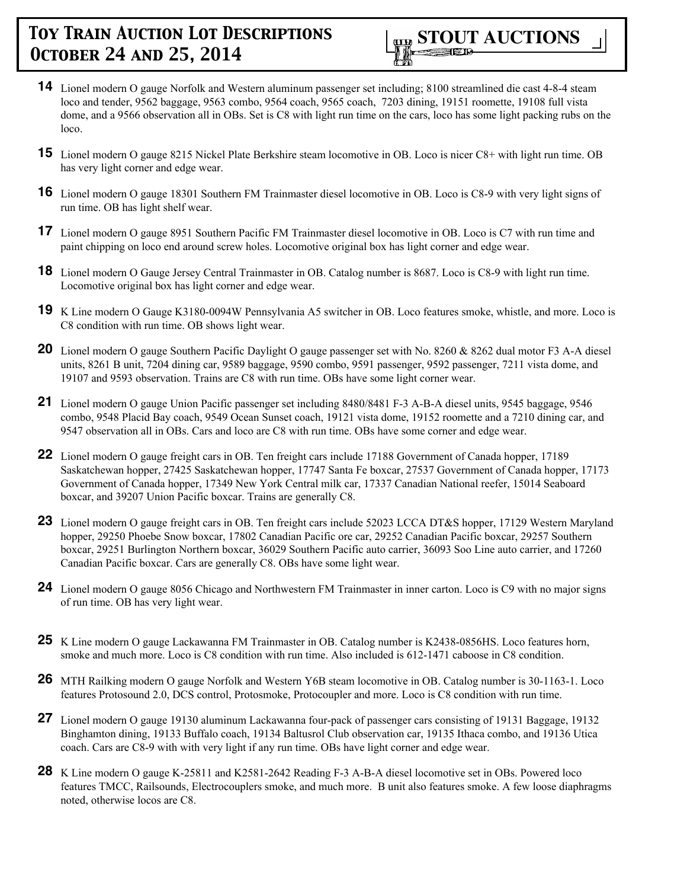**14** Lionel modern O gauge Norfolk and Western aluminum passenger set including; 8100 streamlined die cast 4-8-4 steam loco and tender, 9562 baggage, 9563 combo, 9564 coach, 9565 coach, 7203 dining, 19151 roomette, 19108 full vista dome, and a 9566 observation all in OBs. Set is C8 with light run time on the cars, loco has some light packing rubs on the loco.

**15** Lionel modern O gauge 8215 Nickel Plate Berkshire steam locomotive in OB. Loco is nicer C8+ with light run time. OB has very light corner and edge wear.

**16** Lionel modern O gauge 18301 Southern FM Trainmaster diesel locomotive in OB. Loco is C8-9 with very light signs of run time. OB has light shelf wear.

**17** Lionel modern O gauge 8951 Southern Pacific FM Trainmaster diesel locomotive in OB. Loco is C7 with run time and paint chipping on loco end around screw holes. Locomotive original box has light corner and edge wear.

**18** Lionel modern O Gauge Jersey Central Trainmaster in OB. Catalog number is 8687. Loco is C8-9 with light run time. Locomotive original box has light corner and edge wear.

**19** K Line modern O Gauge K3180-0094W Pennsylvania A5 switcher in OB. Loco features smoke, whistle, and more. Loco is C8 condition with run time. OB shows light wear.

**20** Lionel modern O gauge Southern Pacific Daylight O gauge passenger set with No. 8260 & 8262 dual motor F3 A-A diesel units, 8261 B unit, 7204 dining car, 9589 baggage, 9590 combo, 9591 passenger, 9592 passenger, 7211 vista dome, and 19107 and 9593 observation. Trains are C8 with run time. OBs have some light corner wear.

**21** Lionel modern O gauge Union Pacific passenger set including 8480/8481 F-3 A-B-A diesel units, 9545 baggage, 9546 combo, 9548 Placid Bay coach, 9549 Ocean Sunset coach, 19121 vista dome, 19152 roomette and a 7210 dining car, and 9547 observation all in OBs. Cars and loco are C8 with run time. OBs have some corner and edge wear.

**22** Lionel modern O gauge freight cars in OB. Ten freight cars include 17188 Government of Canada hopper, 17189 Saskatchewan hopper, 27425 Saskatchewan hopper, 17747 Santa Fe boxcar, 27537 Government of Canada hopper, 17173 Government of Canada hopper, 17349 New York Central milk car, 17337 Canadian National reefer, 15014 Seaboard boxcar, and 39207 Union Pacific boxcar. Trains are generally C8.

**23** Lionel modern O gauge freight cars in OB. Ten freight cars include 52023 LCCA DT&S hopper, 17129 Western Maryland hopper, 29250 Phoebe Snow boxcar, 17802 Canadian Pacific ore car, 29252 Canadian Pacific boxcar, 29257 Southern boxcar, 29251 Burlington Northern boxcar, 36029 Southern Pacific auto carrier, 36093 Soo Line auto carrier, and 17260 Canadian Pacific boxcar. Cars are generally C8. OBs have some light wear.

**24** Lionel modern O gauge 8056 Chicago and Northwestern FM Trainmaster in inner carton. Loco is C9 with no major signs of run time. OB has very light wear.

**25** K Line modern O gauge Lackawanna FM Trainmaster in OB. Catalog number is K2438-0856HS. Loco features horn, smoke and much more. Loco is C8 condition with run time. Also included is 612-1471 caboose in C8 condition.

**26** MTH Railking modern O gauge Norfolk and Western Y6B steam locomotive in OB. Catalog number is 30-1163-1. Loco features Protosound 2.0, DCS control, Protosmoke, Protocoupler and more. Loco is C8 condition with run time.

**27** Lionel modern O gauge 19130 aluminum Lackawanna four-pack of passenger cars consisting of 19131 Baggage, 19132 Binghamton dining, 19133 Buffalo coach, 19134 Baltusrol Club observation car, 19135 Ithaca combo, and 19136 Utica coach. Cars are C8-9 with very light if any run time. OBs have light corner and edge wear.

**28** K Line modern O gauge K-25811 and K2581-2642 Reading F-3 A-B-A diesel locomotive set in OBs. Powered loco features TMCC, Railsounds, Electrocouplers smoke, and much more. B unit also features smoke. A few loose diaphragms noted, otherwise locos are C8.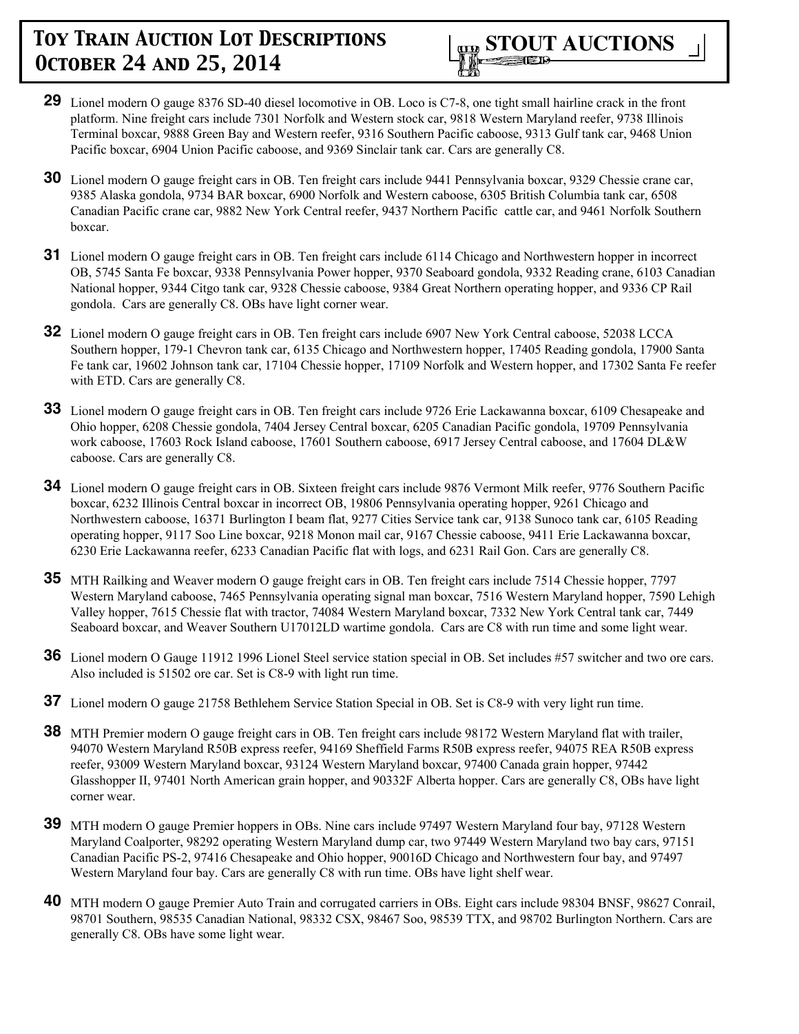**29** Lionel modern O gauge 8376 SD-40 diesel locomotive in OB. Loco is C7-8, one tight small hairline crack in the front platform. Nine freight cars include 7301 Norfolk and Western stock car, 9818 Western Maryland reefer, 9738 Illinois Terminal boxcar, 9888 Green Bay and Western reefer, 9316 Southern Pacific caboose, 9313 Gulf tank car, 9468 Union Pacific boxcar, 6904 Union Pacific caboose, and 9369 Sinclair tank car. Cars are generally C8.

**30** Lionel modern O gauge freight cars in OB. Ten freight cars include 9441 Pennsylvania boxcar, 9329 Chessie crane car, 9385 Alaska gondola, 9734 BAR boxcar, 6900 Norfolk and Western caboose, 6305 British Columbia tank car, 6508 Canadian Pacific crane car, 9882 New York Central reefer, 9437 Northern Pacific cattle car, and 9461 Norfolk Southern boxcar.

**31** Lionel modern O gauge freight cars in OB. Ten freight cars include 6114 Chicago and Northwestern hopper in incorrect OB, 5745 Santa Fe boxcar, 9338 Pennsylvania Power hopper, 9370 Seaboard gondola, 9332 Reading crane, 6103 Canadian National hopper, 9344 Citgo tank car, 9328 Chessie caboose, 9384 Great Northern operating hopper, and 9336 CP Rail gondola. Cars are generally C8. OBs have light corner wear.

**32** Lionel modern O gauge freight cars in OB. Ten freight cars include 6907 New York Central caboose, 52038 LCCA Southern hopper, 179-1 Chevron tank car, 6135 Chicago and Northwestern hopper, 17405 Reading gondola, 17900 Santa Fe tank car, 19602 Johnson tank car, 17104 Chessie hopper, 17109 Norfolk and Western hopper, and 17302 Santa Fe reefer with ETD. Cars are generally C8.

**33** Lionel modern O gauge freight cars in OB. Ten freight cars include 9726 Erie Lackawanna boxcar, 6109 Chesapeake and Ohio hopper, 6208 Chessie gondola, 7404 Jersey Central boxcar, 6205 Canadian Pacific gondola, 19709 Pennsylvania work caboose, 17603 Rock Island caboose, 17601 Southern caboose, 6917 Jersey Central caboose, and 17604 DL&W caboose. Cars are generally C8.

**34** Lionel modern O gauge freight cars in OB. Sixteen freight cars include 9876 Vermont Milk reefer, 9776 Southern Pacific boxcar, 6232 Illinois Central boxcar in incorrect OB, 19806 Pennsylvania operating hopper, 9261 Chicago and Northwestern caboose, 16371 Burlington I beam flat, 9277 Cities Service tank car, 9138 Sunoco tank car, 6105 Reading operating hopper, 9117 Soo Line boxcar, 9218 Monon mail car, 9167 Chessie caboose, 9411 Erie Lackawanna boxcar, 6230 Erie Lackawanna reefer, 6233 Canadian Pacific flat with logs, and 6231 Rail Gon. Cars are generally C8.

**35** MTH Railking and Weaver modern O gauge freight cars in OB. Ten freight cars include 7514 Chessie hopper, 7797 Western Maryland caboose, 7465 Pennsylvania operating signal man boxcar, 7516 Western Maryland hopper, 7590 Lehigh Valley hopper, 7615 Chessie flat with tractor, 74084 Western Maryland boxcar, 7332 New York Central tank car, 7449 Seaboard boxcar, and Weaver Southern U17012LD wartime gondola. Cars are C8 with run time and some light wear.

**36** Lionel modern O Gauge 11912 1996 Lionel Steel service station special in OB. Set includes #57 switcher and two ore cars. Also included is 51502 ore car. Set is C8-9 with light run time.

**37** Lionel modern O gauge 21758 Bethlehem Service Station Special in OB. Set is C8-9 with very light run time.

**38** MTH Premier modern O gauge freight cars in OB. Ten freight cars include 98172 Western Maryland flat with trailer, 94070 Western Maryland R50B express reefer, 94169 Sheffield Farms R50B express reefer, 94075 REA R50B express reefer, 93009 Western Maryland boxcar, 93124 Western Maryland boxcar, 97400 Canada grain hopper, 97442 Glasshopper II, 97401 North American grain hopper, and 90332F Alberta hopper. Cars are generally C8, OBs have light corner wear.

**39** MTH modern O gauge Premier hoppers in OBs. Nine cars include 97497 Western Maryland four bay, 97128 Western Maryland Coalporter, 98292 operating Western Maryland dump car, two 97449 Western Maryland two bay cars, 97151 Canadian Pacific PS-2, 97416 Chesapeake and Ohio hopper, 90016D Chicago and Northwestern four bay, and 97497 Western Maryland four bay. Cars are generally C8 with run time. OBs have light shelf wear.

**40** MTH modern O gauge Premier Auto Train and corrugated carriers in OBs. Eight cars include 98304 BNSF, 98627 Conrail, 98701 Southern, 98535 Canadian National, 98332 CSX, 98467 Soo, 98539 TTX, and 98702 Burlington Northern. Cars are generally C8. OBs have some light wear.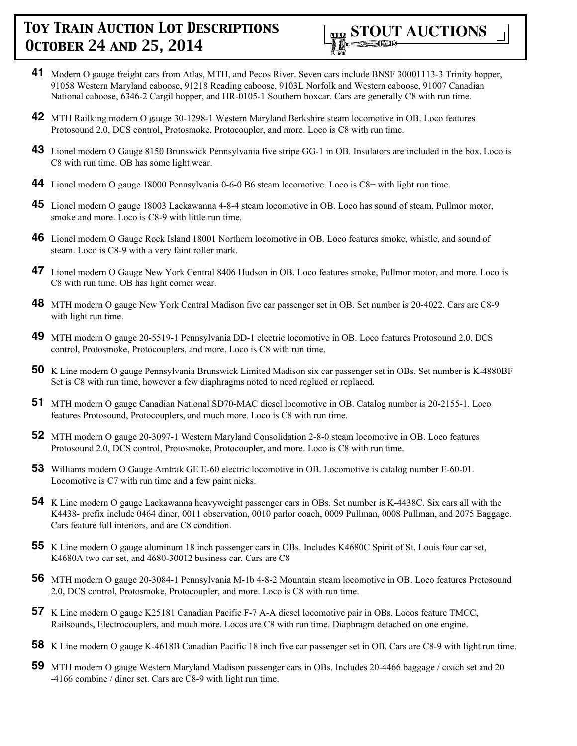**41** Modern O gauge freight cars from Atlas, MTH, and Pecos River. Seven cars include BNSF 30001113-3 Trinity hopper, 91058 Western Maryland caboose, 91218 Reading caboose, 9103L Norfolk and Western caboose, 91007 Canadian National caboose, 6346-2 Cargil hopper, and HR-0105-1 Southern boxcar. Cars are generally C8 with run time.

**42** MTH Railking modern O gauge 30-1298-1 Western Maryland Berkshire steam locomotive in OB. Loco features Protosound 2.0, DCS control, Protosmoke, Protocoupler, and more. Loco is C8 with run time.

**43** Lionel modern O Gauge 8150 Brunswick Pennsylvania five stripe GG-1 in OB. Insulators are included in the box. Loco is C8 with run time. OB has some light wear.

**44** Lionel modern O gauge 18000 Pennsylvania 0-6-0 B6 steam locomotive. Loco is C8+ with light run time.

**45** Lionel modern O gauge 18003 Lackawanna 4-8-4 steam locomotive in OB. Loco has sound of steam, Pullmor motor, smoke and more. Loco is C8-9 with little run time.

**46** Lionel modern O Gauge Rock Island 18001 Northern locomotive in OB. Loco features smoke, whistle, and sound of steam. Loco is C8-9 with a very faint roller mark.

**47** Lionel modern O Gauge New York Central 8406 Hudson in OB. Loco features smoke, Pullmor motor, and more. Loco is C8 with run time. OB has light corner wear.

**48** MTH modern O gauge New York Central Madison five car passenger set in OB. Set number is 20-4022. Cars are C8-9 with light run time.

**49** MTH modern O gauge 20-5519-1 Pennsylvania DD-1 electric locomotive in OB. Loco features Protosound 2.0, DCS control, Protosmoke, Protocouplers, and more. Loco is C8 with run time.

**50** K Line modern O gauge Pennsylvania Brunswick Limited Madison six car passenger set in OBs. Set number is K-4880BF Set is C8 with run time, however a few diaphragms noted to need reglued or replaced.

**51** MTH modern O gauge Canadian National SD70-MAC diesel locomotive in OB. Catalog number is 20-2155-1. Loco features Protosound, Protocouplers, and much more. Loco is C8 with run time.

**52** MTH modern O gauge 20-3097-1 Western Maryland Consolidation 2-8-0 steam locomotive in OB. Loco features Protosound 2.0, DCS control, Protosmoke, Protocoupler, and more. Loco is C8 with run time.

**53** Williams modern O Gauge Amtrak GE E-60 electric locomotive in OB. Locomotive is catalog number E-60-01. Locomotive is C7 with run time and a few paint nicks.

**54** K Line modern O gauge Lackawanna heavyweight passenger cars in OBs. Set number is K-4438C. Six cars all with the K4438- prefix include 0464 diner, 0011 observation, 0010 parlor coach, 0009 Pullman, 0008 Pullman, and 2075 Baggage. Cars feature full interiors, and are C8 condition.

**55** K Line modern O gauge aluminum 18 inch passenger cars in OBs. Includes K4680C Spirit of St. Louis four car set, K4680A two car set, and 4680-30012 business car. Cars are C8

**56** MTH modern O gauge 20-3084-1 Pennsylvania M-1b 4-8-2 Mountain steam locomotive in OB. Loco features Protosound 2.0, DCS control, Protosmoke, Protocoupler, and more. Loco is C8 with run time.

**57** K Line modern O gauge K25181 Canadian Pacific F-7 A-A diesel locomotive pair in OBs. Locos feature TMCC, Railsounds, Electrocouplers, and much more. Locos are C8 with run time. Diaphragm detached on one engine.

**58** K Line modern O gauge K-4618B Canadian Pacific 18 inch five car passenger set in OB. Cars are C8-9 with light run time.

**59** MTH modern O gauge Western Maryland Madison passenger cars in OBs. Includes 20-4466 baggage / coach set and 20 -4166 combine / diner set. Cars are C8-9 with light run time.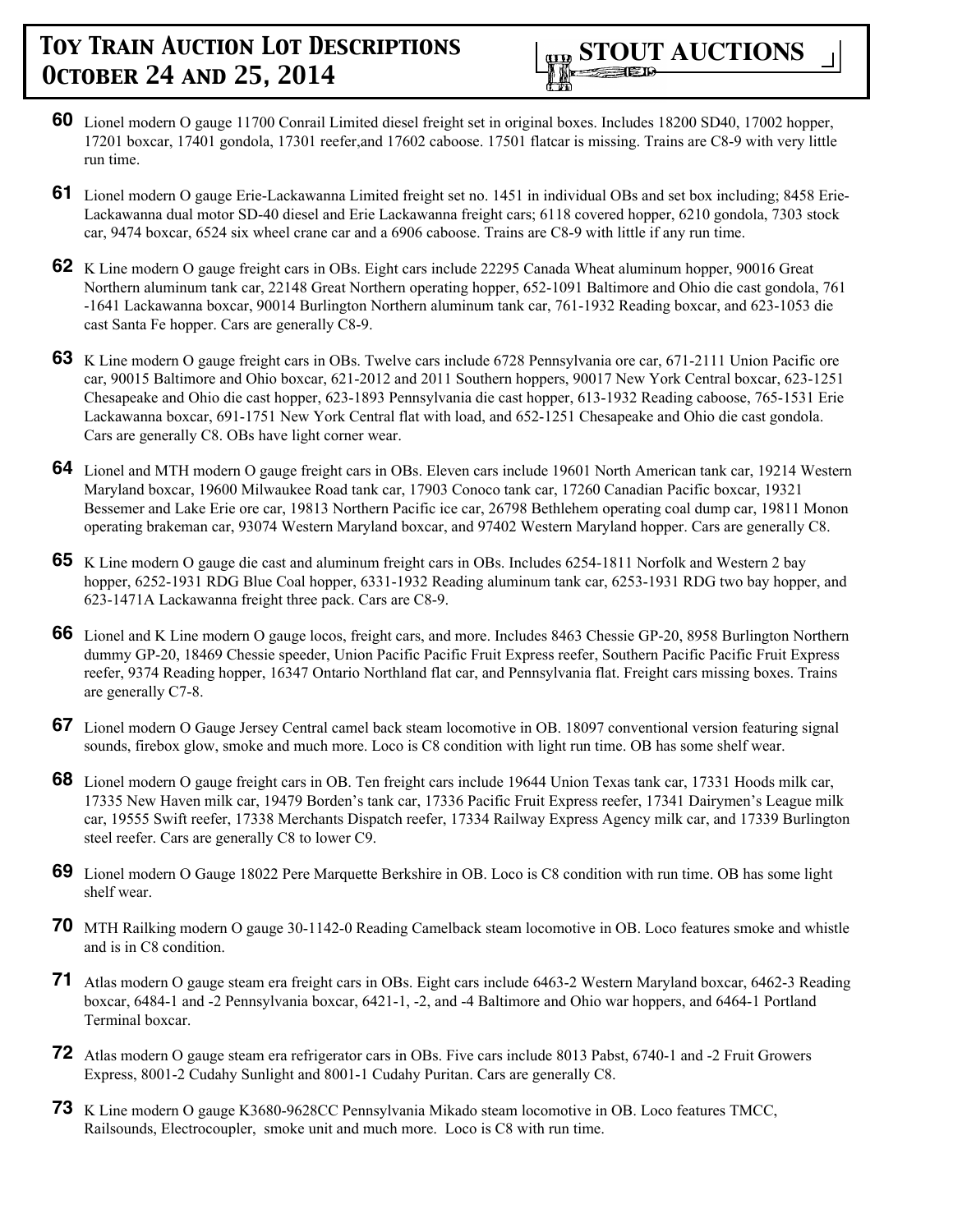**60** Lionel modern O gauge 11700 Conrail Limited diesel freight set in original boxes. Includes 18200 SD40, 17002 hopper, 17201 boxcar, 17401 gondola, 17301 reefer,and 17602 caboose. 17501 flatcar is missing. Trains are C8-9 with very little run time.

**61** Lionel modern O gauge Erie-Lackawanna Limited freight set no. 1451 in individual OBs and set box including; 8458 Erie-Lackawanna dual motor SD-40 diesel and Erie Lackawanna freight cars; 6118 covered hopper, 6210 gondola, 7303 stock car, 9474 boxcar, 6524 six wheel crane car and a 6906 caboose. Trains are C8-9 with little if any run time.

**62** K Line modern O gauge freight cars in OBs. Eight cars include 22295 Canada Wheat aluminum hopper, 90016 Great Northern aluminum tank car, 22148 Great Northern operating hopper, 652-1091 Baltimore and Ohio die cast gondola, 761-1641 Lackawanna boxcar, 90014 Burlington Northern aluminum tank car, 761-1932 Reading boxcar, and 623-1053 die cast Santa Fe hopper. Cars are generally C8-9.

**63** K Line modern O gauge freight cars in OBs. Twelve cars include 6728 Pennsylvania ore car, 671-2111 Union Pacific ore car, 90015 Baltimore and Ohio boxcar, 621-2012 and 2011 Southern hoppers, 90017 New York Central boxcar, 623-1251 Chesapeake and Ohio die cast hopper, 623-1893 Pennsylvania die cast hopper, 613-1932 Reading caboose, 765-1531 Erie Lackawanna boxcar, 691-1751 New York Central flat with load, and 652-1251 Chesapeake and Ohio die cast gondola. Cars are generally C8. OBs have light corner wear.

**64** Lionel and MTH modern O gauge freight cars in OBs. Eleven cars include 19601 North American tank car, 19214 Western Maryland boxcar, 19600 Milwaukee Road tank car, 17903 Conoco tank car, 17260 Canadian Pacific boxcar, 19321 Bessemer and Lake Erie ore car, 19813 Northern Pacific ice car, 26798 Bethlehem operating coal dump car, 19811 Monon operating brakeman car, 93074 Western Maryland boxcar, and 97402 Western Maryland hopper. Cars are generally C8.

**65** K Line modern O gauge die cast and aluminum freight cars in OBs. Includes 6254-1811 Norfolk and Western 2 bay hopper, 6252-1931 RDG Blue Coal hopper, 6331-1932 Reading aluminum tank car, 6253-1931 RDG two bay hopper, and 623-1471A Lackawanna freight three pack. Cars are C8-9.

**66** Lionel and K Line modern O gauge locos, freight cars, and more. Includes 8463 Chessie GP-20, 8958 Burlington Northern dummy GP-20, 18469 Chessie speeder, Union Pacific Pacific Fruit Express reefer, Southern Pacific Pacific Fruit Express reefer, 9374 Reading hopper, 16347 Ontario Northland flat car, and Pennsylvania flat. Freight cars missing boxes. Trains are generally C7-8.

**67** Lionel modern O Gauge Jersey Central camel back steam locomotive in OB. 18097 conventional version featuring signal sounds, firebox glow, smoke and much more. Loco is C8 condition with light run time. OB has some shelf wear.

**68** Lionel modern O gauge freight cars in OB. Ten freight cars include 19644 Union Texas tank car, 17331 Hoods milk car, 17335 New Haven milk car, 19479 Borden's tank car, 17336 Pacific Fruit Express reefer, 17341 Dairymen's League milk car, 19555 Swift reefer, 17338 Merchants Dispatch reefer, 17334 Railway Express Agency milk car, and 17339 Burlington steel reefer. Cars are generally C8 to lower C9.

**69** Lionel modern O Gauge 18022 Pere Marquette Berkshire in OB. Loco is C8 condition with run time. OB has some light shelf wear.

**70** MTH Railking modern O gauge 30-1142-0 Reading Camelback steam locomotive in OB. Loco features smoke and whistle and is in C8 condition.

**71** Atlas modern O gauge steam era freight cars in OBs. Eight cars include 6463-2 Western Maryland boxcar, 6462-3 Reading boxcar, 6484-1 and -2 Pennsylvania boxcar, 6421-1, -2, and -4 Baltimore and Ohio war hoppers, and 6464-1 Portland Terminal boxcar.

**72** Atlas modern O gauge steam era refrigerator cars in OBs. Five cars include 8013 Pabst, 6740-1 and -2 Fruit Growers Express, 8001-2 Cudahy Sunlight and 8001-1 Cudahy Puritan. Cars are generally C8.

**73** K Line modern O gauge K3680-9628CC Pennsylvania Mikado steam locomotive in OB. Loco features TMCC, Railsounds, Electrocoupler, smoke unit and much more. Loco is C8 with run time.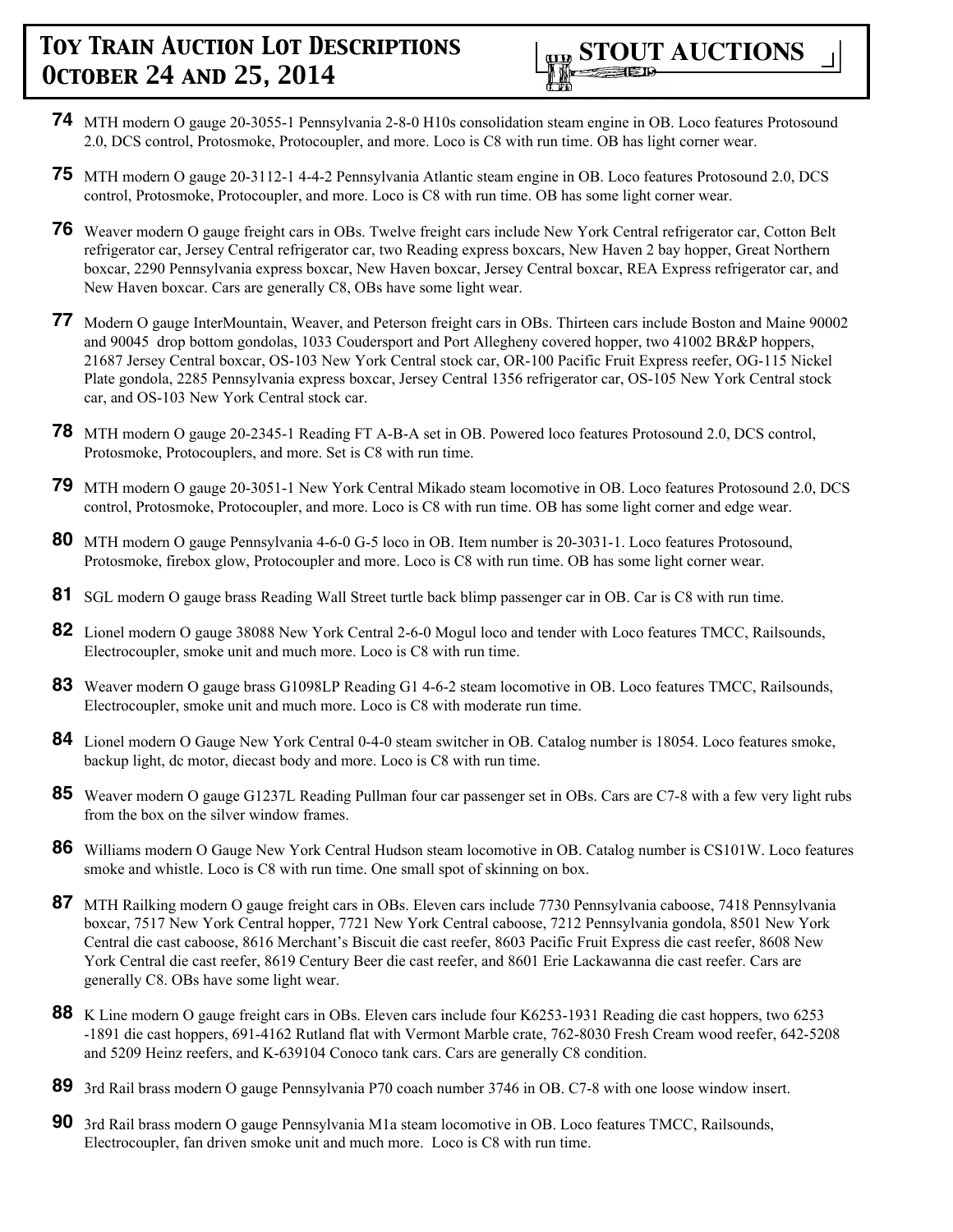**74** MTH modern O gauge 20-3055-1 Pennsylvania 2-8-0 H10s consolidation steam engine in OB. Loco features Protosound 2.0, DCS control, Protosmoke, Protocoupler, and more. Loco is C8 with run time. OB has light corner wear.

**75** MTH modern O gauge 20-3112-1 4-4-2 Pennsylvania Atlantic steam engine in OB. Loco features Protosound 2.0, DCS control, Protosmoke, Protocoupler, and more. Loco is C8 with run time. OB has some light corner wear.

**76** Weaver modern O gauge freight cars in OBs. Twelve freight cars include New York Central refrigerator car, Cotton Belt refrigerator car, Jersey Central refrigerator car, two Reading express boxcars, New Haven 2 bay hopper, Great Northern boxcar, 2290 Pennsylvania express boxcar, New Haven boxcar, Jersey Central boxcar, REA Express refrigerator car, and New Haven boxcar. Cars are generally C8, OBs have some light wear.

**77** Modern O gauge InterMountain, Weaver, and Peterson freight cars in OBs. Thirteen cars include Boston and Maine 90002 and 90045 drop bottom gondolas, 1033 Coudersport and Port Allegheny covered hopper, two 41002 BR&P hoppers, 21687 Jersey Central boxcar, OS-103 New York Central stock car, OR-100 Pacific Fruit Express reefer, OG-115 Nickel Plate gondola, 2285 Pennsylvania express boxcar, Jersey Central 1356 refrigerator car, OS-105 New York Central stock car, and OS-103 New York Central stock car.

**78** MTH modern O gauge 20-2345-1 Reading FT A-B-A set in OB. Powered loco features Protosound 2.0, DCS control, Protosmoke, Protocouplers, and more. Set is C8 with run time.

**79** MTH modern O gauge 20-3051-1 New York Central Mikado steam locomotive in OB. Loco features Protosound 2.0, DCS control, Protosmoke, Protocoupler, and more. Loco is C8 with run time. OB has some light corner and edge wear.

**80** MTH modern O gauge Pennsylvania 4-6-0 G-5 loco in OB. Item number is 20-3031-1. Loco features Protosound, Protosmoke, firebox glow, Protocoupler and more. Loco is C8 with run time. OB has some light corner wear.

**81** SGL modern O gauge brass Reading Wall Street turtle back blimp passenger car in OB. Car is C8 with run time.

**82** Lionel modern O gauge 38088 New York Central 2-6-0 Mogul loco and tender with Loco features TMCC, Railsounds, Electrocoupler, smoke unit and much more. Loco is C8 with run time.

**83** Weaver modern O gauge brass G1098LP Reading G1 4-6-2 steam locomotive in OB. Loco features TMCC, Railsounds, Electrocoupler, smoke unit and much more. Loco is C8 with moderate run time.

**84** Lionel modern O Gauge New York Central 0-4-0 steam switcher in OB. Catalog number is 18054. Loco features smoke, backup light, dc motor, diecast body and more. Loco is C8 with run time.

**85** Weaver modern O gauge G1237L Reading Pullman four car passenger set in OBs. Cars are C7-8 with a few very light rubs from the box on the silver window frames.

**86** Williams modern O Gauge New York Central Hudson steam locomotive in OB. Catalog number is CS101W. Loco features smoke and whistle. Loco is C8 with run time. One small spot of skinning on box.

**87** MTH Railking modern O gauge freight cars in OBs. Eleven cars include 7730 Pennsylvania caboose, 7418 Pennsylvania boxcar, 7517 New York Central hopper, 7721 New York Central caboose, 7212 Pennsylvania gondola, 8501 New York Central die cast caboose, 8616 Merchant's Biscuit die cast reefer, 8603 Pacific Fruit Express die cast reefer, 8608 New York Central die cast reefer, 8619 Century Beer die cast reefer, and 8601 Erie Lackawanna die cast reefer. Cars are generally C8. OBs have some light wear.

**88** K Line modern O gauge freight cars in OBs. Eleven cars include four K6253-1931 Reading die cast hoppers, two 6253 -1891 die cast hoppers, 691-4162 Rutland flat with Vermont Marble crate, 762-8030 Fresh Cream wood reefer, 642-5208 and 5209 Heinz reefers, and K-639104 Conoco tank cars. Cars are generally C8 condition.

**89** 3rd Rail brass modern O gauge Pennsylvania P70 coach number 3746 in OB. C7-8 with one loose window insert.

**90** 3rd Rail brass modern O gauge Pennsylvania M1a steam locomotive in OB. Loco features TMCC, Railsounds, Electrocoupler, fan driven smoke unit and much more. Loco is C8 with run time.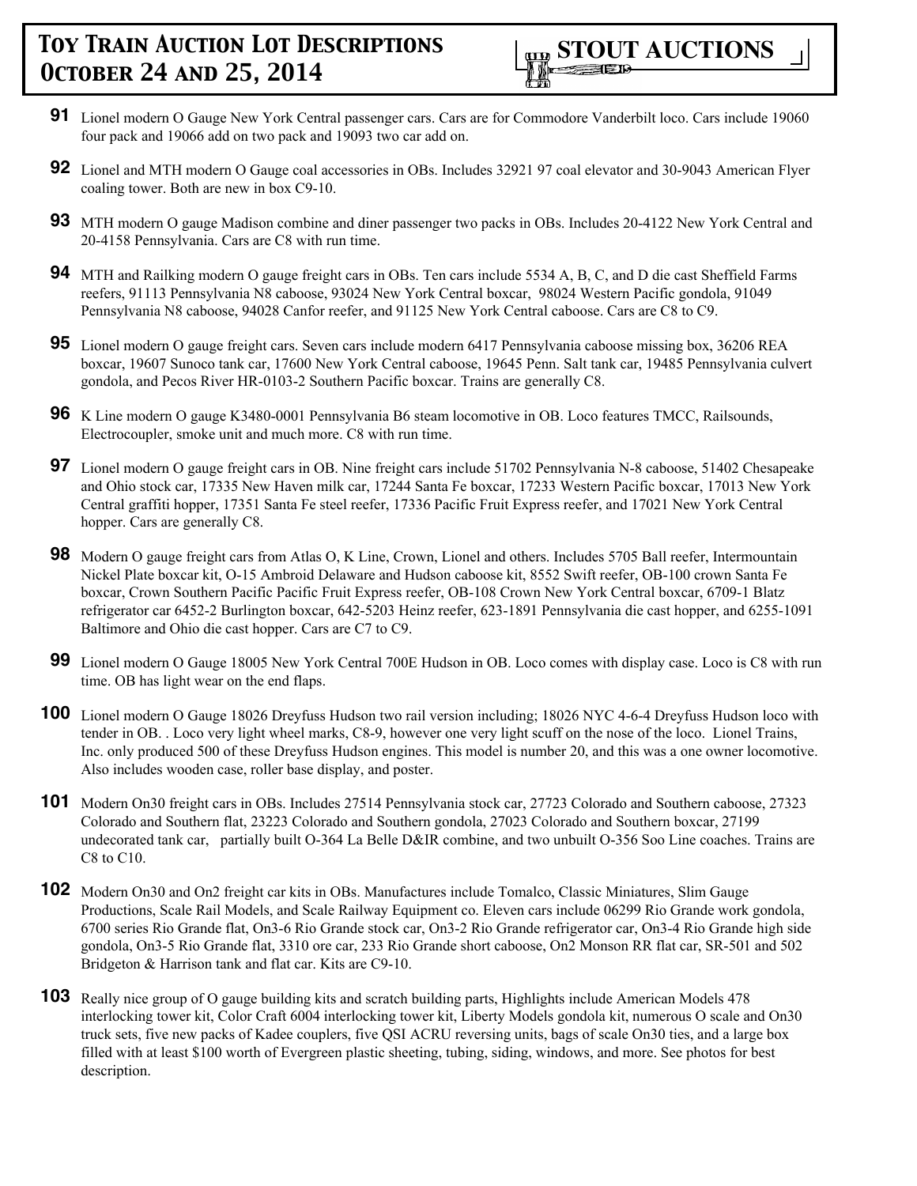**91** Lionel modern O Gauge New York Central passenger cars. Cars are for Commodore Vanderbilt loco. Cars include 19060 four pack and 19066 add on two pack and 19093 two car add on.

**92** Lionel and MTH modern O Gauge coal accessories in OBs. Includes 32921 97 coal elevator and 30-9043 American Flyer coaling tower. Both are new in box C9-10.

**93** MTH modern O gauge Madison combine and diner passenger two packs in OBs. Includes 20-4122 New York Central and 20-4158 Pennsylvania. Cars are C8 with run time.

**94** MTH and Railking modern O gauge freight cars in OBs. Ten cars include 5534 A, B, C, and D die cast Sheffield Farms reefers, 91113 Pennsylvania N8 caboose, 93024 New York Central boxcar, 98024 Western Pacific gondola, 91049 Pennsylvania N8 caboose, 94028 Canfor reefer, and 91125 New York Central caboose. Cars are C8 to C9.

**95** Lionel modern O gauge freight cars. Seven cars include modern 6417 Pennsylvania caboose missing box, 36206 REA boxcar, 19607 Sunoco tank car, 17600 New York Central caboose, 19645 Penn. Salt tank car, 19485 Pennsylvania culvert gondola, and Pecos River HR-0103-2 Southern Pacific boxcar. Trains are generally C8.

**96** K Line modern O gauge K3480-0001 Pennsylvania B6 steam locomotive in OB. Loco features TMCC, Railsounds, Electrocoupler, smoke unit and much more. C8 with run time.

**97** Lionel modern O gauge freight cars in OB. Nine freight cars include 51702 Pennsylvania N-8 caboose, 51402 Chesapeake and Ohio stock car, 17335 New Haven milk car, 17244 Santa Fe boxcar, 17233 Western Pacific boxcar, 17013 New York Central graffiti hopper, 17351 Santa Fe steel reefer, 17336 Pacific Fruit Express reefer, and 17021 New York Central hopper. Cars are generally C8.

**98** Modern O gauge freight cars from Atlas O, K Line, Crown, Lionel and others. Includes 5705 Ball reefer, Intermountain Nickel Plate boxcar kit, O-15 Ambroid Delaware and Hudson caboose kit, 8552 Swift reefer, OB-100 crown Santa Fe boxcar, Crown Southern Pacific Pacific Fruit Express reefer, OB-108 Crown New York Central boxcar, 6709-1 Blatz refrigerator car 6452-2 Burlington boxcar, 642-5203 Heinz reefer, 623-1891 Pennsylvania die cast hopper, and 6255-1091 Baltimore and Ohio die cast hopper. Cars are C7 to C9.

**99** Lionel modern O Gauge 18005 New York Central 700E Hudson in OB. Loco comes with display case. Loco is C8 with run time. OB has light wear on the end flaps.

**100** Lionel modern O Gauge 18026 Dreyfuss Hudson two rail version including; 18026 NYC 4-6-4 Dreyfuss Hudson loco with tender in OB. . Loco very light wheel marks, C8-9, however one very light scuff on the nose of the loco. Lionel Trains, Inc. only produced 500 of these Dreyfuss Hudson engines. This model is number 20, and this was a one owner locomotive. Also includes wooden case, roller base display, and poster.

**101** Modern On30 freight cars in OBs. Includes 27514 Pennsylvania stock car, 27723 Colorado and Southern caboose, 27323 Colorado and Southern flat, 23223 Colorado and Southern gondola, 27023 Colorado and Southern boxcar, 27199 undecorated tank car, partially built O-364 La Belle D&IR combine, and two unbuilt O-356 Soo Line coaches. Trains are C8 to C10.

**102** Modern On30 and On2 freight car kits in OBs. Manufactures include Tomalco, Classic Miniatures, Slim Gauge Productions, Scale Rail Models, and Scale Railway Equipment co. Eleven cars include 06299 Rio Grande work gondola, 6700 series Rio Grande flat, On3-6 Rio Grande stock car, On3-2 Rio Grande refrigerator car, On3-4 Rio Grande high side gondola, On3-5 Rio Grande flat, 3310 ore car, 233 Rio Grande short caboose, On2 Monson RR flat car, SR-501 and 502 Bridgeton & Harrison tank and flat car. Kits are C9-10.

**103** Really nice group of O gauge building kits and scratch building parts, Highlights include American Models 478 interlocking tower kit, Color Craft 6004 interlocking tower kit, Liberty Models gondola kit, numerous O scale and On30 truck sets, five new packs of Kadee couplers, five QSI ACRU reversing units, bags of scale On30 ties, and a large box filled with at least $100 worth of Evergreen plastic sheeting, tubing, siding, windows, and more. See photos for best description.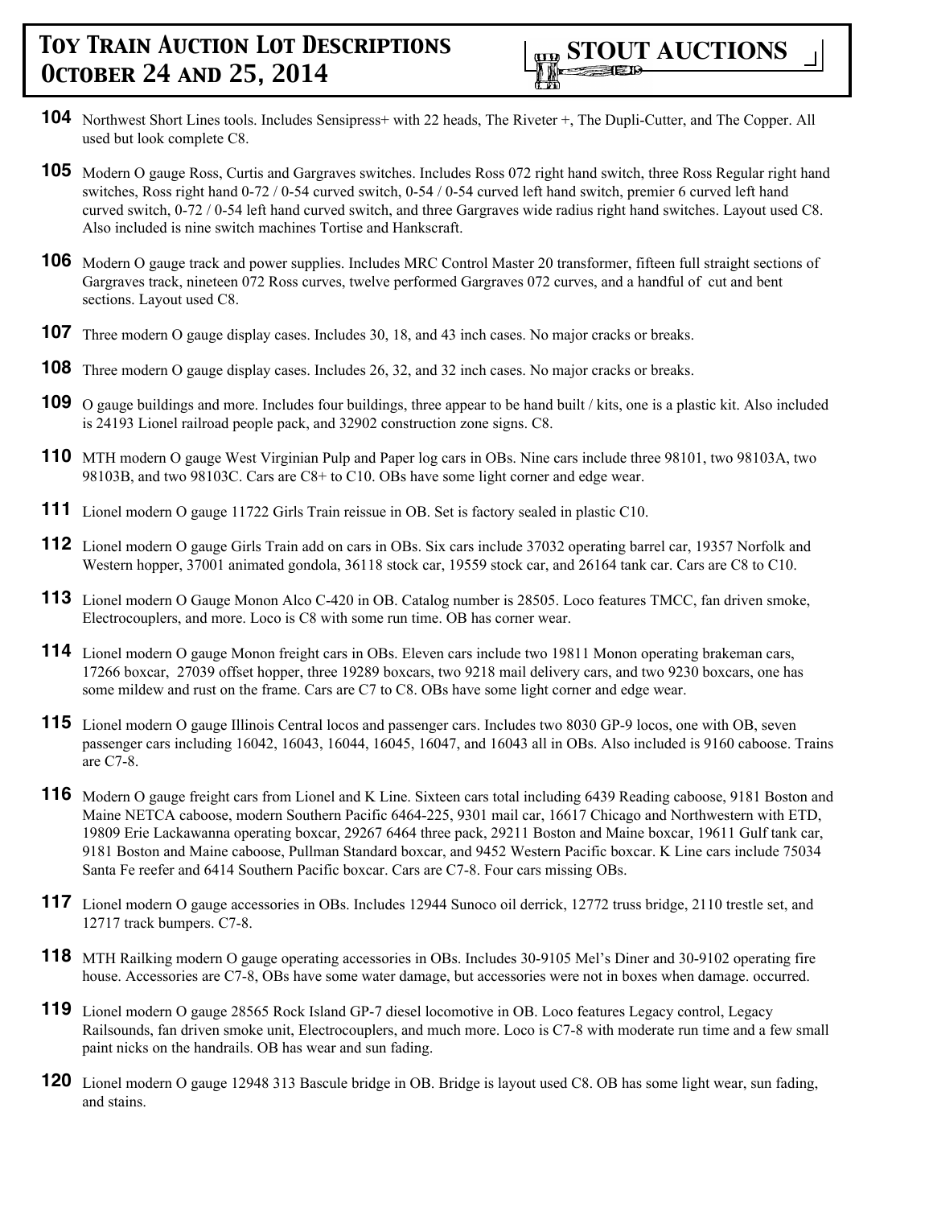**104** Northwest Short Lines tools. Includes Sensipress+ with 22 heads, The Riveter +, The Dupli-Cutter, and The Copper. All used but look complete C8.

**105** Modern O gauge Ross, Curtis and Gargraves switches. Includes Ross 072 right hand switch, three Ross Regular right hand switches, Ross right hand 0-72 / 0-54 curved switch, 0-54 / 0-54 curved left hand switch, premier 6 curved left hand curved switch, 0-72 / 0-54 left hand curved switch, and three Gargraves wide radius right hand switches. Layout used C8. Also included is nine switch machines Tortise and Hankscraft.

**106** Modern O gauge track and power supplies. Includes MRC Control Master 20 transformer, fifteen full straight sections of Gargraves track, nineteen 072 Ross curves, twelve performed Gargraves 072 curves, and a handful of cut and bent sections. Layout used C8.

**107** Three modern O gauge display cases. Includes 30, 18, and 43 inch cases. No major cracks or breaks.

**108** Three modern O gauge display cases. Includes 26, 32, and 32 inch cases. No major cracks or breaks.

**109** O gauge buildings and more. Includes four buildings, three appear to be hand built / kits, one is a plastic kit. Also included is 24193 Lionel railroad people pack, and 32902 construction zone signs. C8.

**110** MTH modern O gauge West Virginian Pulp and Paper log cars in OBs. Nine cars include three 98101, two 98103A, two 98103B, and two 98103C. Cars are C8+ to C10. OBs have some light corner and edge wear.

**111** Lionel modern O gauge 11722 Girls Train reissue in OB. Set is factory sealed in plastic C10.

**112** Lionel modern O gauge Girls Train add on cars in OBs. Six cars include 37032 operating barrel car, 19357 Norfolk and Western hopper, 37001 animated gondola, 36118 stock car, 19559 stock car, and 26164 tank car. Cars are C8 to C10.

**113** Lionel modern O Gauge Monon Alco C-420 in OB. Catalog number is 28505. Loco features TMCC, fan driven smoke, Electrocouplers, and more. Loco is C8 with some run time. OB has corner wear.

**114** Lionel modern O gauge Monon freight cars in OBs. Eleven cars include two 19811 Monon operating brakeman cars, 17266 boxcar, 27039 offset hopper, three 19289 boxcars, two 9218 mail delivery cars, and two 9230 boxcars, one has some mildew and rust on the frame. Cars are C7 to C8. OBs have some light corner and edge wear.

**115** Lionel modern O gauge Illinois Central locos and passenger cars. Includes two 8030 GP-9 locos, one with OB, seven passenger cars including 16042, 16043, 16044, 16045, 16047, and 16043 all in OBs. Also included is 9160 caboose. Trains are C7-8.

**116** Modern O gauge freight cars from Lionel and K Line. Sixteen cars total including 6439 Reading caboose, 9181 Boston and Maine NETCA caboose, modern Southern Pacific 6464-225, 9301 mail car, 16617 Chicago and Northwestern with ETD, 19809 Erie Lackawanna operating boxcar, 29267 6464 three pack, 29211 Boston and Maine boxcar, 19611 Gulf tank car, 9181 Boston and Maine caboose, Pullman Standard boxcar, and 9452 Western Pacific boxcar. K Line cars include 75034 Santa Fe reefer and 6414 Southern Pacific boxcar. Cars are C7-8. Four cars missing OBs.

**117** Lionel modern O gauge accessories in OBs. Includes 12944 Sunoco oil derrick, 12772 truss bridge, 2110 trestle set, and 12717 track bumpers. C7-8.

**118** MTH Railking modern O gauge operating accessories in OBs. Includes 30-9105 Mel's Diner and 30-9102 operating fire house. Accessories are C7-8, OBs have some water damage, but accessories were not in boxes when damage. occurred.

**119** Lionel modern O gauge 28565 Rock Island GP-7 diesel locomotive in OB. Loco features Legacy control, Legacy Railsounds, fan driven smoke unit, Electrocouplers, and much more. Loco is C7-8 with moderate run time and a few small paint nicks on the handrails. OB has wear and sun fading.

**120** Lionel modern O gauge 12948 313 Bascule bridge in OB. Bridge is layout used C8. OB has some light wear, sun fading, and stains.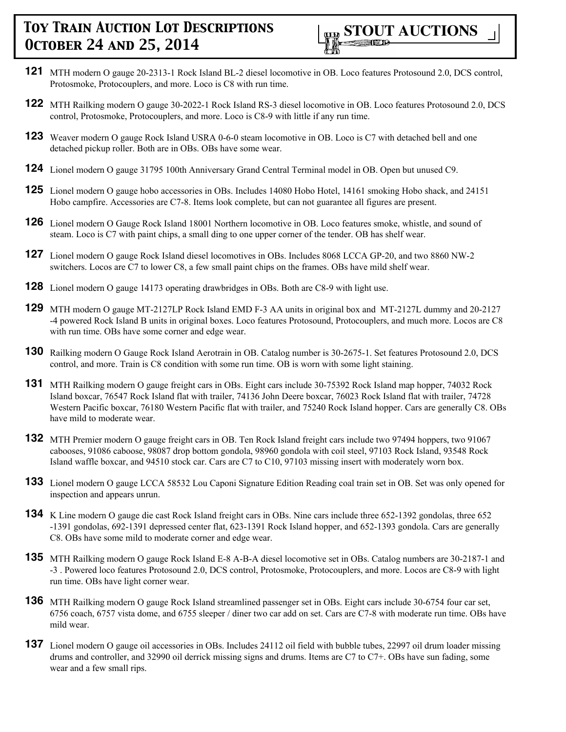**121** MTH modern O gauge 20-2313-1 Rock Island BL-2 diesel locomotive in OB. Loco features Protosound 2.0, DCS control, Protosmoke, Protocouplers, and more. Loco is C8 with run time.

**122** MTH Railking modern O gauge 30-2022-1 Rock Island RS-3 diesel locomotive in OB. Loco features Protosound 2.0, DCS control, Protosmoke, Protocouplers, and more. Loco is C8-9 with little if any run time.

**123** Weaver modern O gauge Rock Island USRA 0-6-0 steam locomotive in OB. Loco is C7 with detached bell and one detached pickup roller. Both are in OBs. OBs have some wear.

**124** Lionel modern O gauge 31795 100th Anniversary Grand Central Terminal model in OB. Open but unused C9.

**125** Lionel modern O gauge hobo accessories in OBs. Includes 14080 Hobo Hotel, 14161 smoking Hobo shack, and 24151 Hobo campfire. Accessories are C7-8. Items look complete, but can not guarantee all figures are present.

**126** Lionel modern O Gauge Rock Island 18001 Northern locomotive in OB. Loco features smoke, whistle, and sound of steam. Loco is C7 with paint chips, a small ding to one upper corner of the tender. OB has shelf wear.

**127** Lionel modern O gauge Rock Island diesel locomotives in OBs. Includes 8068 LCCA GP-20, and two 8860 NW-2 switchers. Locos are C7 to lower C8, a few small paint chips on the frames. OBs have mild shelf wear.

**128** Lionel modern O gauge 14173 operating drawbridges in OBs. Both are C8-9 with light use.

**129** MTH modern O gauge MT-2127LP Rock Island EMD F-3 AA units in original box and MT-2127L dummy and 20-2127 -4 powered Rock Island B units in original boxes. Loco features Protosound, Protocouplers, and much more. Locos are C8 with run time. OBs have some corner and edge wear.

**130** Railking modern O Gauge Rock Island Aerotrain in OB. Catalog number is 30-2675-1. Set features Protosound 2.0, DCS control, and more. Train is C8 condition with some run time. OB is worn with some light staining.

**131** MTH Railking modern O gauge freight cars in OBs. Eight cars include 30-75392 Rock Island map hopper, 74032 Rock Island boxcar, 76547 Rock Island flat with trailer, 74136 John Deere boxcar, 76023 Rock Island flat with trailer, 74728 Western Pacific boxcar, 76180 Western Pacific flat with trailer, and 75240 Rock Island hopper. Cars are generally C8. OBs have mild to moderate wear.

**132** MTH Premier modern O gauge freight cars in OB. Ten Rock Island freight cars include two 97494 hoppers, two 91067 cabooses, 91086 caboose, 98087 drop bottom gondola, 98960 gondola with coil steel, 97103 Rock Island, 93548 Rock Island waffle boxcar, and 94510 stock car. Cars are C7 to C10, 97103 missing insert with moderately worn box.

**133** Lionel modern O gauge LCCA 58532 Lou Caponi Signature Edition Reading coal train set in OB. Set was only opened for inspection and appears unrun.

**134** K Line modern O gauge die cast Rock Island freight cars in OBs. Nine cars include three 652-1392 gondolas, three 652 -1391 gondolas, 692-1391 depressed center flat, 623-1391 Rock Island hopper, and 652-1393 gondola. Cars are generally C8. OBs have some mild to moderate corner and edge wear.

**135** MTH Railking modern O gauge Rock Island E-8 A-B-A diesel locomotive set in OBs. Catalog numbers are 30-2187-1 and -3 . Powered loco features Protosound 2.0, DCS control, Protosmoke, Protocouplers, and more. Locos are C8-9 with light run time. OBs have light corner wear.

**136** MTH Railking modern O gauge Rock Island streamlined passenger set in OBs. Eight cars include 30-6754 four car set, 6756 coach, 6757 vista dome, and 6755 sleeper / diner two car add on set. Cars are C7-8 with moderate run time. OBs have mild wear.

**137** Lionel modern O gauge oil accessories in OBs. Includes 24112 oil field with bubble tubes, 22997 oil drum loader missing drums and controller, and 32990 oil derrick missing signs and drums. Items are C7 to C7+. OBs have sun fading, some wear and a few small rips.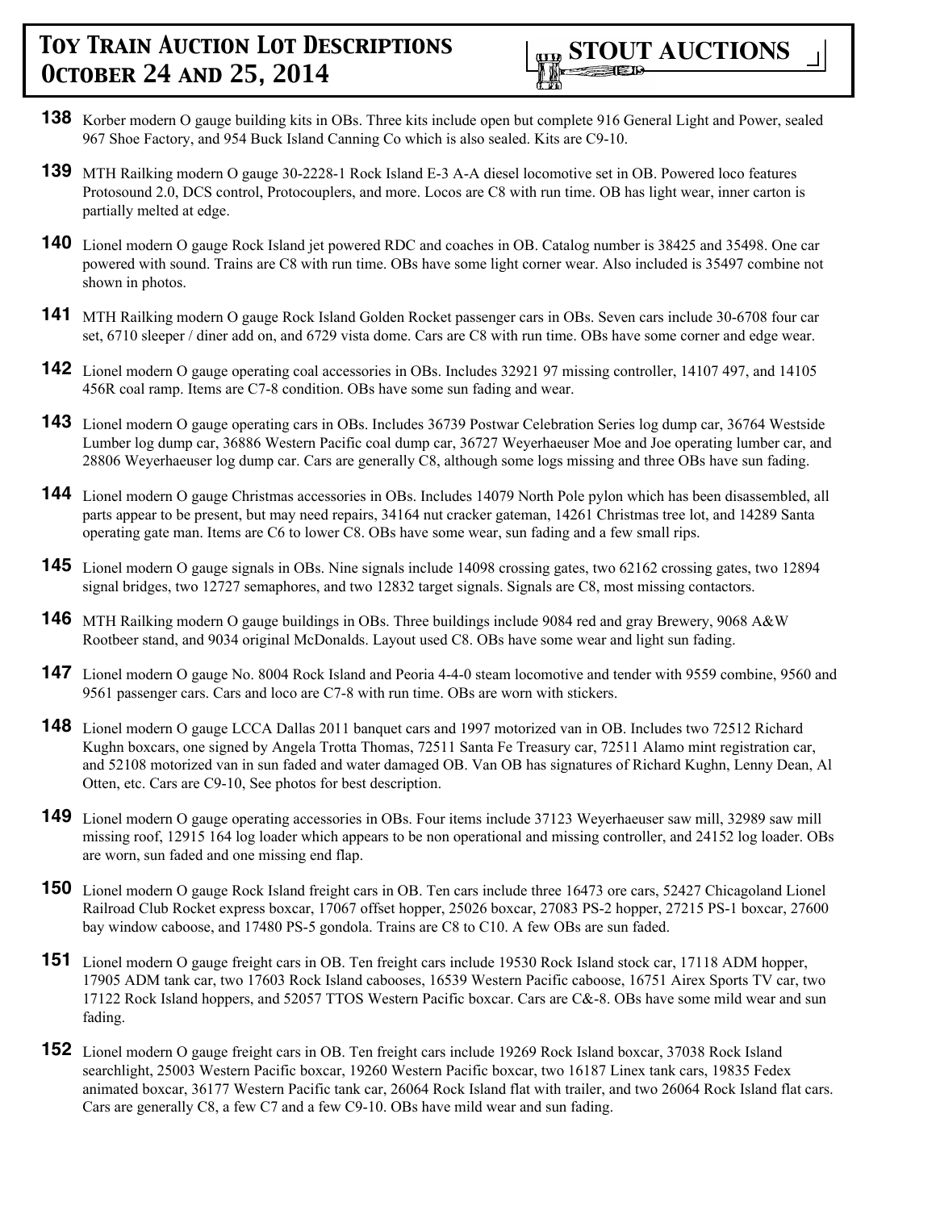**138** Korber modern O gauge building kits in OBs. Three kits include open but complete 916 General Light and Power, sealed 967 Shoe Factory, and 954 Buck Island Canning Co which is also sealed. Kits are C9-10.

**139** MTH Railking modern O gauge 30-2228-1 Rock Island E-3 A-A diesel locomotive set in OB. Powered loco features Protosound 2.0, DCS control, Protocouplers, and more. Locos are C8 with run time. OB has light wear, inner carton is partially melted at edge.

**140** Lionel modern O gauge Rock Island jet powered RDC and coaches in OB. Catalog number is 38425 and 35498. One car powered with sound. Trains are C8 with run time. OBs have some light corner wear. Also included is 35497 combine not shown in photos.

**141** MTH Railking modern O gauge Rock Island Golden Rocket passenger cars in OBs. Seven cars include 30-6708 four car set, 6710 sleeper / diner add on, and 6729 vista dome. Cars are C8 with run time. OBs have some corner and edge wear.

**142** Lionel modern O gauge operating coal accessories in OBs. Includes 32921 97 missing controller, 14107 497, and 14105 456R coal ramp. Items are C7-8 condition. OBs have some sun fading and wear.

**143** Lionel modern O gauge operating cars in OBs. Includes 36739 Postwar Celebration Series log dump car, 36764 Westside Lumber log dump car, 36886 Western Pacific coal dump car, 36727 Weyerhaeuser Moe and Joe operating lumber car, and 28806 Weyerhaeuser log dump car. Cars are generally C8, although some logs missing and three OBs have sun fading.

**144** Lionel modern O gauge Christmas accessories in OBs. Includes 14079 North Pole pylon which has been disassembled, all parts appear to be present, but may need repairs, 34164 nut cracker gateman, 14261 Christmas tree lot, and 14289 Santa operating gate man. Items are C6 to lower C8. OBs have some wear, sun fading and a few small rips.

**145** Lionel modern O gauge signals in OBs. Nine signals include 14098 crossing gates, two 62162 crossing gates, two 12894 signal bridges, two 12727 semaphores, and two 12832 target signals. Signals are C8, most missing contactors.

**146** MTH Railking modern O gauge buildings in OBs. Three buildings include 9084 red and gray Brewery, 9068 A&W Rootbeer stand, and 9034 original McDonalds. Layout used C8. OBs have some wear and light sun fading.

**147** Lionel modern O gauge No. 8004 Rock Island and Peoria 4-4-0 steam locomotive and tender with 9559 combine, 9560 and 9561 passenger cars. Cars and loco are C7-8 with run time. OBs are worn with stickers.

**148** Lionel modern O gauge LCCA Dallas 2011 banquet cars and 1997 motorized van in OB. Includes two 72512 Richard Kughn boxcars, one signed by Angela Trotta Thomas, 72511 Santa Fe Treasury car, 72511 Alamo mint registration car, and 52108 motorized van in sun faded and water damaged OB. Van OB has signatures of Richard Kughn, Lenny Dean, Al Otten, etc. Cars are C9-10, See photos for best description.

**149** Lionel modern O gauge operating accessories in OBs. Four items include 37123 Weyerhaeuser saw mill, 32989 saw mill missing roof, 12915 164 log loader which appears to be non operational and missing controller, and 24152 log loader. OBs are worn, sun faded and one missing end flap.

**150** Lionel modern O gauge Rock Island freight cars in OB. Ten cars include three 16473 ore cars, 52427 Chicagoland Lionel Railroad Club Rocket express boxcar, 17067 offset hopper, 25026 boxcar, 27083 PS-2 hopper, 27215 PS-1 boxcar, 27600 bay window caboose, and 17480 PS-5 gondola. Trains are C8 to C10. A few OBs are sun faded.

**151** Lionel modern O gauge freight cars in OB. Ten freight cars include 19530 Rock Island stock car, 17118 ADM hopper, 17905 ADM tank car, two 17603 Rock Island cabooses, 16539 Western Pacific caboose, 16751 Airex Sports TV car, two 17122 Rock Island hoppers, and 52057 TTOS Western Pacific boxcar. Cars are C&-8. OBs have some mild wear and sun fading.

**152** Lionel modern O gauge freight cars in OB. Ten freight cars include 19269 Rock Island boxcar, 37038 Rock Island searchlight, 25003 Western Pacific boxcar, 19260 Western Pacific boxcar, two 16187 Linex tank cars, 19835 Fedex animated boxcar, 36177 Western Pacific tank car, 26064 Rock Island flat with trailer, and two 26064 Rock Island flat cars. Cars are generally C8, a few C7 and a few C9-10. OBs have mild wear and sun fading.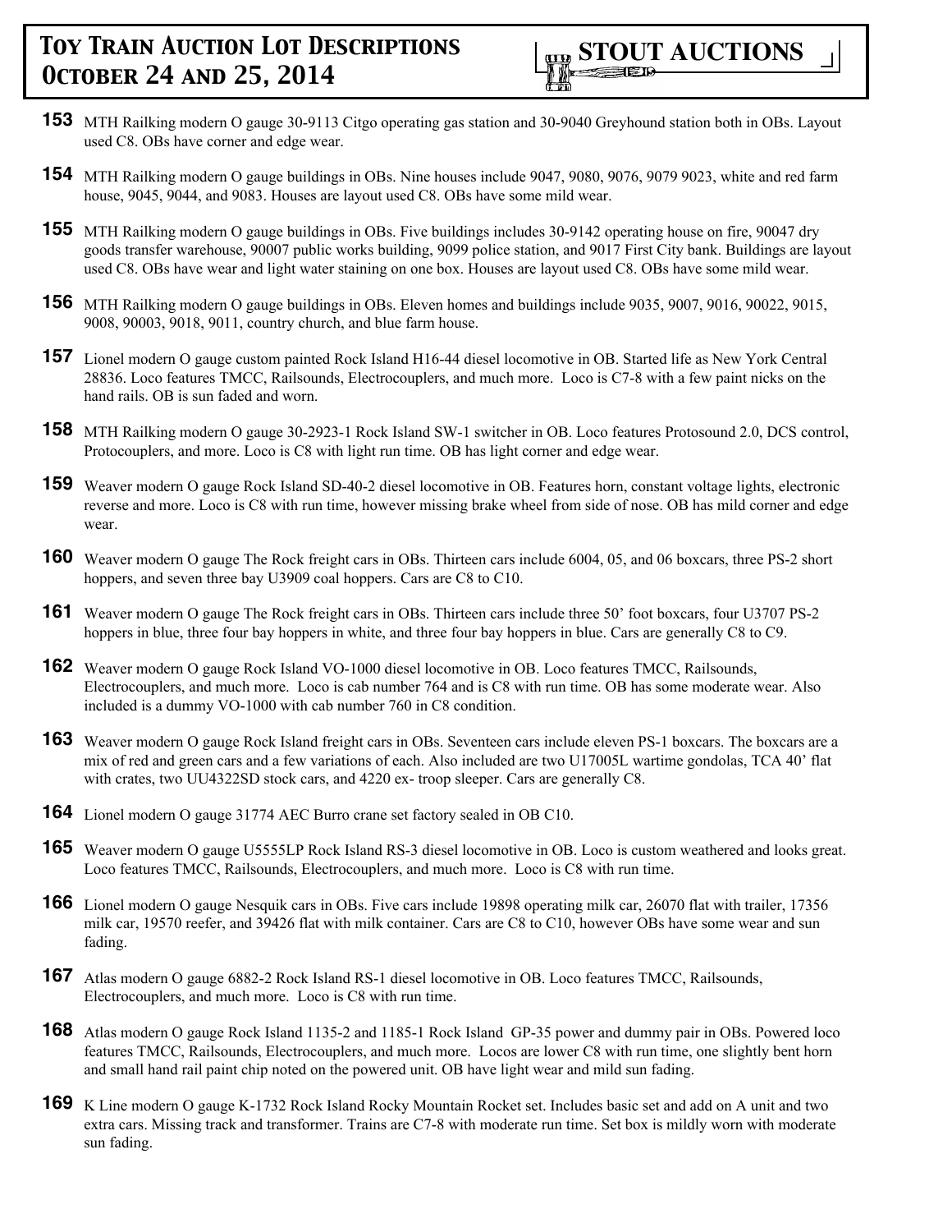**153** MTH Railking modern O gauge 30-9113 Citgo operating gas station and 30-9040 Greyhound station both in OBs. Layout used C8. OBs have corner and edge wear.

**154** MTH Railking modern O gauge buildings in OBs. Nine houses include 9047, 9080, 9076, 9079 9023, white and red farm house, 9045, 9044, and 9083. Houses are layout used C8. OBs have some mild wear.

**155** MTH Railking modern O gauge buildings in OBs. Five buildings includes 30-9142 operating house on fire, 90047 dry goods transfer warehouse, 90007 public works building, 9099 police station, and 9017 First City bank. Buildings are layout used C8. OBs have wear and light water staining on one box. Houses are layout used C8. OBs have some mild wear.

**156** MTH Railking modern O gauge buildings in OBs. Eleven homes and buildings include 9035, 9007, 9016, 90022, 9015, 9008, 90003, 9018, 9011, country church, and blue farm house.

**157** Lionel modern O gauge custom painted Rock Island H16-44 diesel locomotive in OB. Started life as New York Central 28836. Loco features TMCC, Railsounds, Electrocouplers, and much more. Loco is C7-8 with a few paint nicks on the hand rails. OB is sun faded and worn.

**158** MTH Railking modern O gauge 30-2923-1 Rock Island SW-1 switcher in OB. Loco features Protosound 2.0, DCS control, Protocouplers, and more. Loco is C8 with light run time. OB has light corner and edge wear.

**159** Weaver modern O gauge Rock Island SD-40-2 diesel locomotive in OB. Features horn, constant voltage lights, electronic reverse and more. Loco is C8 with run time, however missing brake wheel from side of nose. OB has mild corner and edge wear.

**160** Weaver modern O gauge The Rock freight cars in OBs. Thirteen cars include 6004, 05, and 06 boxcars, three PS-2 short hoppers, and seven three bay U3909 coal hoppers. Cars are C8 to C10.

**161** Weaver modern O gauge The Rock freight cars in OBs. Thirteen cars include three 50' foot boxcars, four U3707 PS-2 hoppers in blue, three four bay hoppers in white, and three four bay hoppers in blue. Cars are generally C8 to C9.

**162** Weaver modern O gauge Rock Island VO-1000 diesel locomotive in OB. Loco features TMCC, Railsounds, Electrocouplers, and much more. Loco is cab number 764 and is C8 with run time. OB has some moderate wear. Also included is a dummy VO-1000 with cab number 760 in C8 condition.

**163** Weaver modern O gauge Rock Island freight cars in OBs. Seventeen cars include eleven PS-1 boxcars. The boxcars are a mix of red and green cars and a few variations of each. Also included are two U17005L wartime gondolas, TCA 40' flat with crates, two UU4322SD stock cars, and 4220 ex- troop sleeper. Cars are generally C8.

**164** Lionel modern O gauge 31774 AEC Burro crane set factory sealed in OB C10.

**165** Weaver modern O gauge U5555LP Rock Island RS-3 diesel locomotive in OB. Loco is custom weathered and looks great. Loco features TMCC, Railsounds, Electrocouplers, and much more. Loco is C8 with run time.

**166** Lionel modern O gauge Nesquik cars in OBs. Five cars include 19898 operating milk car, 26070 flat with trailer, 17356 milk car, 19570 reefer, and 39426 flat with milk container. Cars are C8 to C10, however OBs have some wear and sun fading.

**167** Atlas modern O gauge 6882-2 Rock Island RS-1 diesel locomotive in OB. Loco features TMCC, Railsounds, Electrocouplers, and much more. Loco is C8 with run time.

**168** Atlas modern O gauge Rock Island 1135-2 and 1185-1 Rock Island GP-35 power and dummy pair in OBs. Powered loco features TMCC, Railsounds, Electrocouplers, and much more. Locos are lower C8 with run time, one slightly bent horn and small hand rail paint chip noted on the powered unit. OB have light wear and mild sun fading.

**169** K Line modern O gauge K-1732 Rock Island Rocky Mountain Rocket set. Includes basic set and add on A unit and two extra cars. Missing track and transformer. Trains are C7-8 with moderate run time. Set box is mildly worn with moderate sun fading.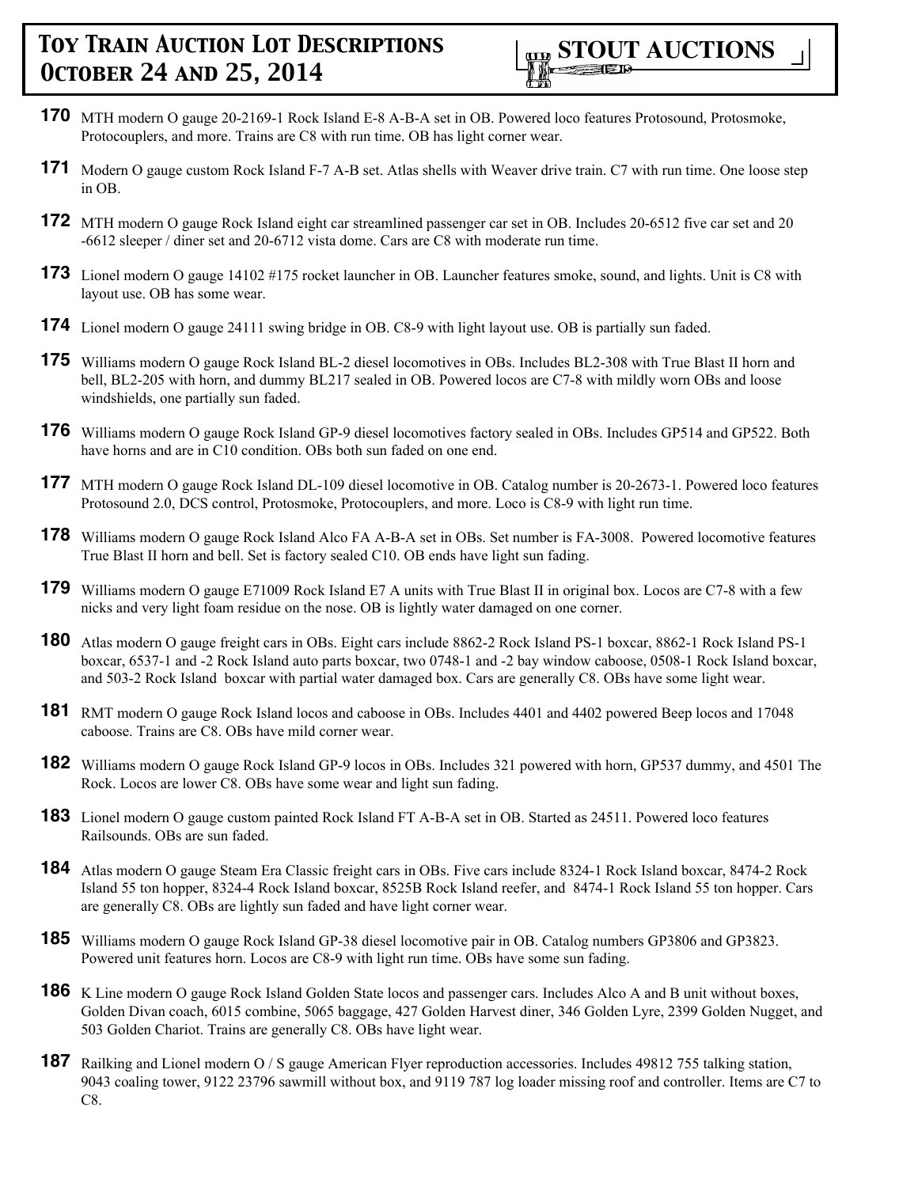**170** MTH modern O gauge 20-2169-1 Rock Island E-8 A-B-A set in OB. Powered loco features Protosound, Protosmoke, Protocouplers, and more. Trains are C8 with run time. OB has light corner wear.

**171** Modern O gauge custom Rock Island F-7 A-B set. Atlas shells with Weaver drive train. C7 with run time. One loose step in OB.

**172** MTH modern O gauge Rock Island eight car streamlined passenger car set in OB. Includes 20-6512 five car set and 20 -6612 sleeper / diner set and 20-6712 vista dome. Cars are C8 with moderate run time.

**173** Lionel modern O gauge 14102 #175 rocket launcher in OB. Launcher features smoke, sound, and lights. Unit is C8 with layout use. OB has some wear.

**174** Lionel modern O gauge 24111 swing bridge in OB. C8-9 with light layout use. OB is partially sun faded.

**175** Williams modern O gauge Rock Island BL-2 diesel locomotives in OBs. Includes BL2-308 with True Blast II horn and bell, BL2-205 with horn, and dummy BL217 sealed in OB. Powered locos are C7-8 with mildly worn OBs and loose windshields, one partially sun faded.

**176** Williams modern O gauge Rock Island GP-9 diesel locomotives factory sealed in OBs. Includes GP514 and GP522. Both have horns and are in C10 condition. OBs both sun faded on one end.

**177** MTH modern O gauge Rock Island DL-109 diesel locomotive in OB. Catalog number is 20-2673-1. Powered loco features Protosound 2.0, DCS control, Protosmoke, Protocouplers, and more. Loco is C8-9 with light run time.

**178** Williams modern O gauge Rock Island Alco FA A-B-A set in OBs. Set number is FA-3008. Powered locomotive features True Blast II horn and bell. Set is factory sealed C10. OB ends have light sun fading.

**179** Williams modern O gauge E71009 Rock Island E7 A units with True Blast II in original box. Locos are C7-8 with a few nicks and very light foam residue on the nose. OB is lightly water damaged on one corner.

**180** Atlas modern O gauge freight cars in OBs. Eight cars include 8862-2 Rock Island PS-1 boxcar, 8862-1 Rock Island PS-1 boxcar, 6537-1 and -2 Rock Island auto parts boxcar, two 0748-1 and -2 bay window caboose, 0508-1 Rock Island boxcar, and 503-2 Rock Island boxcar with partial water damaged box. Cars are generally C8. OBs have some light wear.

**181** RMT modern O gauge Rock Island locos and caboose in OBs. Includes 4401 and 4402 powered Beep locos and 17048 caboose. Trains are C8. OBs have mild corner wear.

**182** Williams modern O gauge Rock Island GP-9 locos in OBs. Includes 321 powered with horn, GP537 dummy, and 4501 The Rock. Locos are lower C8. OBs have some wear and light sun fading.

**183** Lionel modern O gauge custom painted Rock Island FT A-B-A set in OB. Started as 24511. Powered loco features Railsounds. OBs are sun faded.

**184** Atlas modern O gauge Steam Era Classic freight cars in OBs. Five cars include 8324-1 Rock Island boxcar, 8474-2 Rock Island 55 ton hopper, 8324-4 Rock Island boxcar, 8525B Rock Island reefer, and 8474-1 Rock Island 55 ton hopper. Cars are generally C8. OBs are lightly sun faded and have light corner wear.

**185** Williams modern O gauge Rock Island GP-38 diesel locomotive pair in OB. Catalog numbers GP3806 and GP3823. Powered unit features horn. Locos are C8-9 with light run time. OBs have some sun fading.

**186** K Line modern O gauge Rock Island Golden State locos and passenger cars. Includes Alco A and B unit without boxes, Golden Divan coach, 6015 combine, 5065 baggage, 427 Golden Harvest diner, 346 Golden Lyre, 2399 Golden Nugget, and 503 Golden Chariot. Trains are generally C8. OBs have light wear.

**187** Railking and Lionel modern O / S gauge American Flyer reproduction accessories. Includes 49812 755 talking station, 9043 coaling tower, 9122 23796 sawmill without box, and 9119 787 log loader missing roof and controller. Items are C7 to C8.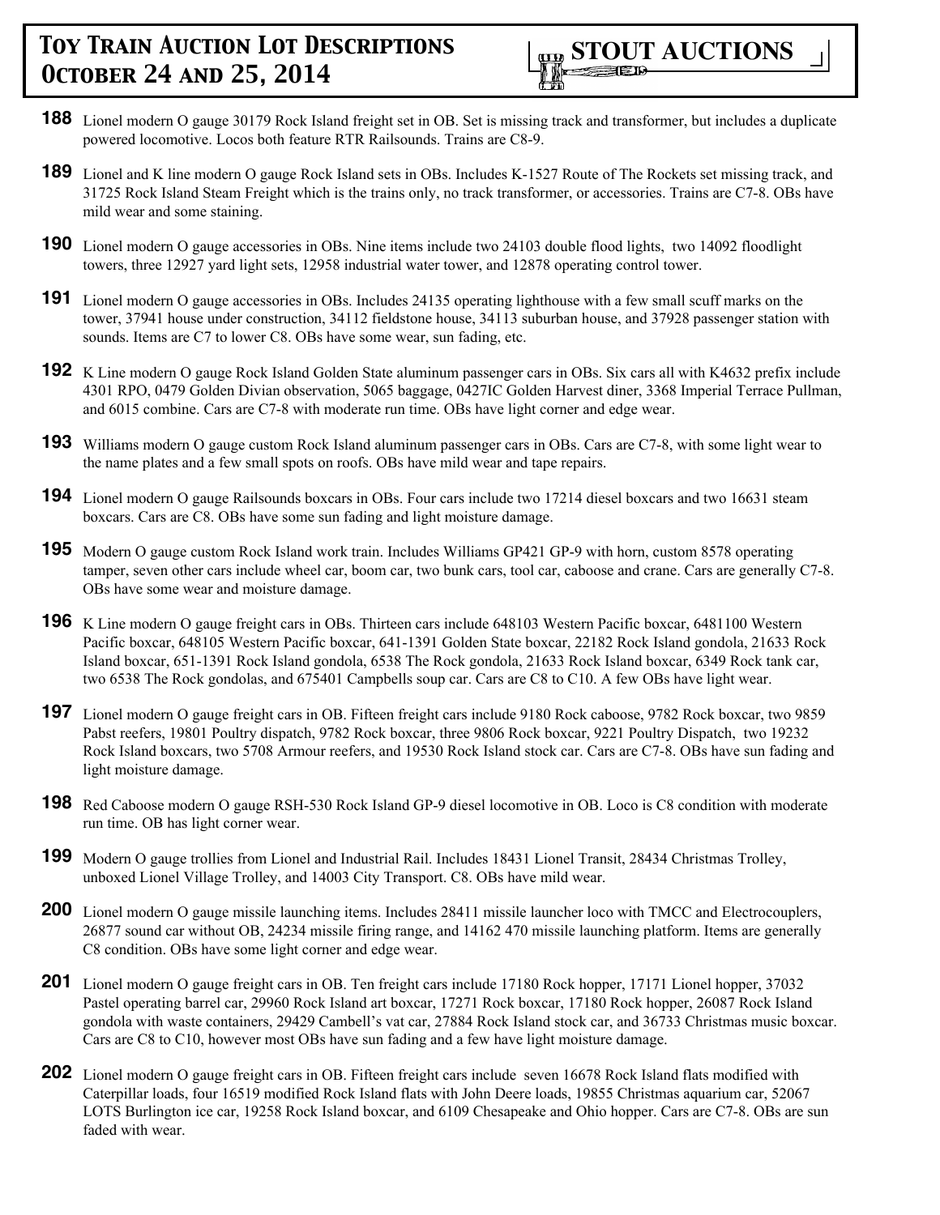**188** Lionel modern O gauge 30179 Rock Island freight set in OB. Set is missing track and transformer, but includes a duplicate powered locomotive. Locos both feature RTR Railsounds. Trains are C8-9.

**189** Lionel and K line modern O gauge Rock Island sets in OBs. Includes K-1527 Route of The Rockets set missing track, and 31725 Rock Island Steam Freight which is the trains only, no track transformer, or accessories. Trains are C7-8. OBs have mild wear and some staining.

**190** Lionel modern O gauge accessories in OBs. Nine items include two 24103 double flood lights, two 14092 floodlight towers, three 12927 yard light sets, 12958 industrial water tower, and 12878 operating control tower.

**191** Lionel modern O gauge accessories in OBs. Includes 24135 operating lighthouse with a few small scuff marks on the tower, 37941 house under construction, 34112 fieldstone house, 34113 suburban house, and 37928 passenger station with sounds. Items are C7 to lower C8. OBs have some wear, sun fading, etc.

**192** K Line modern O gauge Rock Island Golden State aluminum passenger cars in OBs. Six cars all with K4632 prefix include 4301 RPO, 0479 Golden Divian observation, 5065 baggage, 0427IC Golden Harvest diner, 3368 Imperial Terrace Pullman, and 6015 combine. Cars are C7-8 with moderate run time. OBs have light corner and edge wear.

**193** Williams modern O gauge custom Rock Island aluminum passenger cars in OBs. Cars are C7-8, with some light wear to the name plates and a few small spots on roofs. OBs have mild wear and tape repairs.

**194** Lionel modern O gauge Railsounds boxcars in OBs. Four cars include two 17214 diesel boxcars and two 16631 steam boxcars. Cars are C8. OBs have some sun fading and light moisture damage.

**195** Modern O gauge custom Rock Island work train. Includes Williams GP421 GP-9 with horn, custom 8578 operating tamper, seven other cars include wheel car, boom car, two bunk cars, tool car, caboose and crane. Cars are generally C7-8. OBs have some wear and moisture damage.

**196** K Line modern O gauge freight cars in OBs. Thirteen cars include 648103 Western Pacific boxcar, 6481100 Western Pacific boxcar, 648105 Western Pacific boxcar, 641-1391 Golden State boxcar, 22182 Rock Island gondola, 21633 Rock Island boxcar, 651-1391 Rock Island gondola, 6538 The Rock gondola, 21633 Rock Island boxcar, 6349 Rock tank car, two 6538 The Rock gondolas, and 675401 Campbells soup car. Cars are C8 to C10. A few OBs have light wear.

**197** Lionel modern O gauge freight cars in OB. Fifteen freight cars include 9180 Rock caboose, 9782 Rock boxcar, two 9859 Pabst reefers, 19801 Poultry dispatch, 9782 Rock boxcar, three 9806 Rock boxcar, 9221 Poultry Dispatch, two 19232 Rock Island boxcars, two 5708 Armour reefers, and 19530 Rock Island stock car. Cars are C7-8. OBs have sun fading and light moisture damage.

**198** Red Caboose modern O gauge RSH-530 Rock Island GP-9 diesel locomotive in OB. Loco is C8 condition with moderate run time. OB has light corner wear.

**199** Modern O gauge trollies from Lionel and Industrial Rail. Includes 18431 Lionel Transit, 28434 Christmas Trolley, unboxed Lionel Village Trolley, and 14003 City Transport. C8. OBs have mild wear.

**200** Lionel modern O gauge missile launching items. Includes 28411 missile launcher loco with TMCC and Electrocouplers, 26877 sound car without OB, 24234 missile firing range, and 14162 470 missile launching platform. Items are generally C8 condition. OBs have some light corner and edge wear.

**201** Lionel modern O gauge freight cars in OB. Ten freight cars include 17180 Rock hopper, 17171 Lionel hopper, 37032 Pastel operating barrel car, 29960 Rock Island art boxcar, 17271 Rock boxcar, 17180 Rock hopper, 26087 Rock Island gondola with waste containers, 29429 Cambell's vat car, 27884 Rock Island stock car, and 36733 Christmas music boxcar. Cars are C8 to C10, however most OBs have sun fading and a few have light moisture damage.

**202** Lionel modern O gauge freight cars in OB. Fifteen freight cars include seven 16678 Rock Island flats modified with Caterpillar loads, four 16519 modified Rock Island flats with John Deere loads, 19855 Christmas aquarium car, 52067 LOTS Burlington ice car, 19258 Rock Island boxcar, and 6109 Chesapeake and Ohio hopper. Cars are C7-8. OBs are sun faded with wear.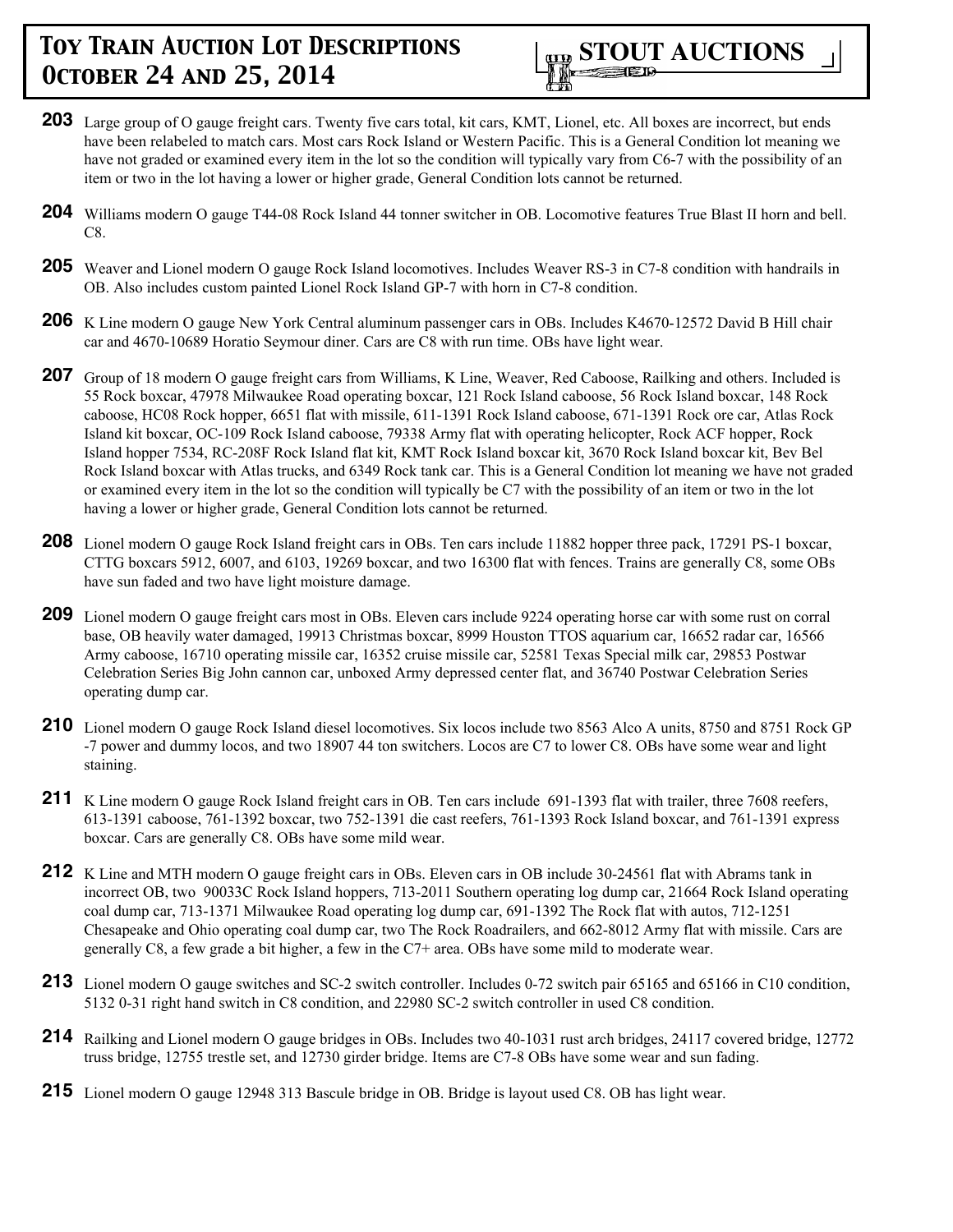**203** Large group of O gauge freight cars. Twenty five cars total, kit cars, KMT, Lionel, etc. All boxes are incorrect, but ends have been relabeled to match cars. Most cars Rock Island or Western Pacific. This is a General Condition lot meaning we have not graded or examined every item in the lot so the condition will typically vary from C6-7 with the possibility of an item or two in the lot having a lower or higher grade, General Condition lots cannot be returned.

**204** Williams modern O gauge T44-08 Rock Island 44 tonner switcher in OB. Locomotive features True Blast II horn and bell. C8.

**205** Weaver and Lionel modern O gauge Rock Island locomotives. Includes Weaver RS-3 in C7-8 condition with handrails in OB. Also includes custom painted Lionel Rock Island GP-7 with horn in C7-8 condition.

**206** K Line modern O gauge New York Central aluminum passenger cars in OBs. Includes K4670-12572 David B Hill chair car and 4670-10689 Horatio Seymour diner. Cars are C8 with run time. OBs have light wear.

**207** Group of 18 modern O gauge freight cars from Williams, K Line, Weaver, Red Caboose, Railking and others. Included is 55 Rock boxcar, 47978 Milwaukee Road operating boxcar, 121 Rock Island caboose, 56 Rock Island boxcar, 148 Rock caboose, HC08 Rock hopper, 6651 flat with missile, 611-1391 Rock Island caboose, 671-1391 Rock ore car, Atlas Rock Island kit boxcar, OC-109 Rock Island caboose, 79338 Army flat with operating helicopter, Rock ACF hopper, Rock Island hopper 7534, RC-208F Rock Island flat kit, KMT Rock Island boxcar kit, 3670 Rock Island boxcar kit, Bev Bel Rock Island boxcar with Atlas trucks, and 6349 Rock tank car. This is a General Condition lot meaning we have not graded or examined every item in the lot so the condition will typically be C7 with the possibility of an item or two in the lot having a lower or higher grade, General Condition lots cannot be returned.

**208** Lionel modern O gauge Rock Island freight cars in OBs. Ten cars include 11882 hopper three pack, 17291 PS-1 boxcar, CTTG boxcars 5912, 6007, and 6103, 19269 boxcar, and two 16300 flat with fences. Trains are generally C8, some OBs have sun faded and two have light moisture damage.

**209** Lionel modern O gauge freight cars most in OBs. Eleven cars include 9224 operating horse car with some rust on corral base, OB heavily water damaged, 19913 Christmas boxcar, 8999 Houston TTOS aquarium car, 16652 radar car, 16566 Army caboose, 16710 operating missile car, 16352 cruise missile car, 52581 Texas Special milk car, 29853 Postwar Celebration Series Big John cannon car, unboxed Army depressed center flat, and 36740 Postwar Celebration Series operating dump car.

**210** Lionel modern O gauge Rock Island diesel locomotives. Six locos include two 8563 Alco A units, 8750 and 8751 Rock GP -7 power and dummy locos, and two 18907 44 ton switchers. Locos are C7 to lower C8. OBs have some wear and light staining.

**211** K Line modern O gauge Rock Island freight cars in OB. Ten cars include 691-1393 flat with trailer, three 7608 reefers, 613-1391 caboose, 761-1392 boxcar, two 752-1391 die cast reefers, 761-1393 Rock Island boxcar, and 761-1391 express boxcar. Cars are generally C8. OBs have some mild wear.

**212** K Line and MTH modern O gauge freight cars in OBs. Eleven cars in OB include 30-24561 flat with Abrams tank in incorrect OB, two 90033C Rock Island hoppers, 713-2011 Southern operating log dump car, 21664 Rock Island operating coal dump car, 713-1371 Milwaukee Road operating log dump car, 691-1392 The Rock flat with autos, 712-1251 Chesapeake and Ohio operating coal dump car, two The Rock Roadrailers, and 662-8012 Army flat with missile. Cars are generally C8, a few grade a bit higher, a few in the C7+ area. OBs have some mild to moderate wear.

**213** Lionel modern O gauge switches and SC-2 switch controller. Includes 0-72 switch pair 65165 and 65166 in C10 condition, 5132 0-31 right hand switch in C8 condition, and 22980 SC-2 switch controller in used C8 condition.

**214** Railking and Lionel modern O gauge bridges in OBs. Includes two 40-1031 rust arch bridges, 24117 covered bridge, 12772 truss bridge, 12755 trestle set, and 12730 girder bridge. Items are C7-8 OBs have some wear and sun fading.

**215** Lionel modern O gauge 12948 313 Bascule bridge in OB. Bridge is layout used C8. OB has light wear.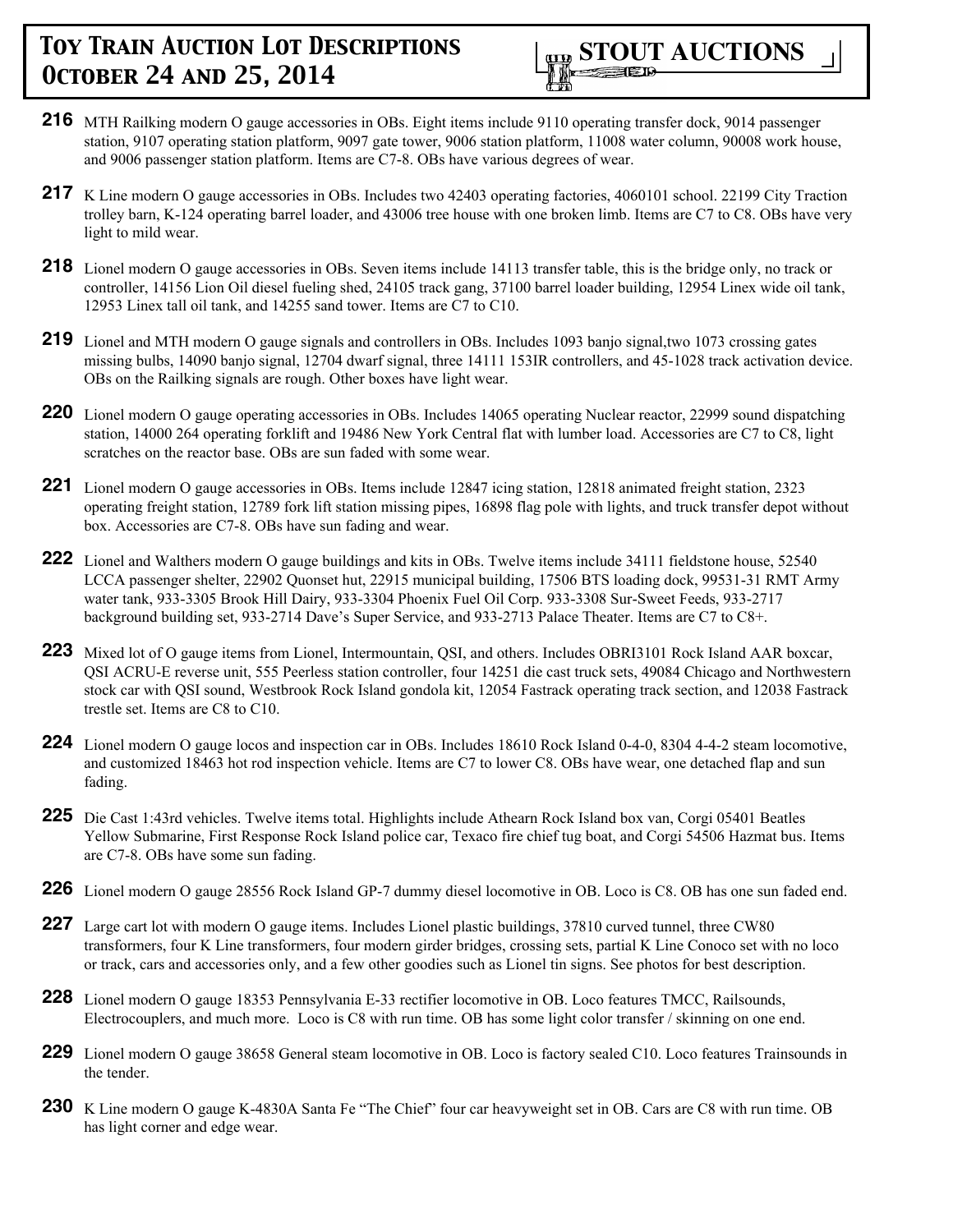**216** MTH Railking modern O gauge accessories in OBs. Eight items include 9110 operating transfer dock, 9014 passenger station, 9107 operating station platform, 9097 gate tower, 9006 station platform, 11008 water column, 90008 work house, and 9006 passenger station platform. Items are C7-8. OBs have various degrees of wear.

**217** K Line modern O gauge accessories in OBs. Includes two 42403 operating factories, 4060101 school. 22199 City Traction trolley barn, K-124 operating barrel loader, and 43006 tree house with one broken limb. Items are C7 to C8. OBs have very light to mild wear.

**218** Lionel modern O gauge accessories in OBs. Seven items include 14113 transfer table, this is the bridge only, no track or controller, 14156 Lion Oil diesel fueling shed, 24105 track gang, 37100 barrel loader building, 12954 Linex wide oil tank, 12953 Linex tall oil tank, and 14255 sand tower. Items are C7 to C10.

**219** Lionel and MTH modern O gauge signals and controllers in OBs. Includes 1093 banjo signal,two 1073 crossing gates missing bulbs, 14090 banjo signal, 12704 dwarf signal, three 14111 153IR controllers, and 45-1028 track activation device. OBs on the Railking signals are rough. Other boxes have light wear.

**220** Lionel modern O gauge operating accessories in OBs. Includes 14065 operating Nuclear reactor, 22999 sound dispatching station, 14000 264 operating forklift and 19486 New York Central flat with lumber load. Accessories are C7 to C8, light scratches on the reactor base. OBs are sun faded with some wear.

**221** Lionel modern O gauge accessories in OBs. Items include 12847 icing station, 12818 animated freight station, 2323 operating freight station, 12789 fork lift station missing pipes, 16898 flag pole with lights, and truck transfer depot without box. Accessories are C7-8. OBs have sun fading and wear.

**222** Lionel and Walthers modern O gauge buildings and kits in OBs. Twelve items include 34111 fieldstone house, 52540 LCCA passenger shelter, 22902 Quonset hut, 22915 municipal building, 17506 BTS loading dock, 99531-31 RMT Army water tank, 933-3305 Brook Hill Dairy, 933-3304 Phoenix Fuel Oil Corp. 933-3308 Sur-Sweet Feeds, 933-2717 background building set, 933-2714 Dave's Super Service, and 933-2713 Palace Theater. Items are C7 to C8+.

**223** Mixed lot of O gauge items from Lionel, Intermountain, QSI, and others. Includes OBRI3101 Rock Island AAR boxcar, QSI ACRU-E reverse unit, 555 Peerless station controller, four 14251 die cast truck sets, 49084 Chicago and Northwestern stock car with QSI sound, Westbrook Rock Island gondola kit, 12054 Fastrack operating track section, and 12038 Fastrack trestle set. Items are C8 to C10.

**224** Lionel modern O gauge locos and inspection car in OBs. Includes 18610 Rock Island 0-4-0, 8304 4-4-2 steam locomotive, and customized 18463 hot rod inspection vehicle. Items are C7 to lower C8. OBs have wear, one detached flap and sun fading.

**225** Die Cast 1:43rd vehicles. Twelve items total. Highlights include Athearn Rock Island box van, Corgi 05401 Beatles Yellow Submarine, First Response Rock Island police car, Texaco fire chief tug boat, and Corgi 54506 Hazmat bus. Items are C7-8. OBs have some sun fading.

**226** Lionel modern O gauge 28556 Rock Island GP-7 dummy diesel locomotive in OB. Loco is C8. OB has one sun faded end.

**227** Large cart lot with modern O gauge items. Includes Lionel plastic buildings, 37810 curved tunnel, three CW80 transformers, four K Line transformers, four modern girder bridges, crossing sets, partial K Line Conoco set with no loco or track, cars and accessories only, and a few other goodies such as Lionel tin signs. See photos for best description.

**228** Lionel modern O gauge 18353 Pennsylvania E-33 rectifier locomotive in OB. Loco features TMCC, Railsounds, Electrocouplers, and much more. Loco is C8 with run time. OB has some light color transfer / skinning on one end.

**229** Lionel modern O gauge 38658 General steam locomotive in OB. Loco is factory sealed C10. Loco features Trainsounds in the tender.

**230** K Line modern O gauge K-4830A Santa Fe "The Chief" four car heavyweight set in OB. Cars are C8 with run time. OB has light corner and edge wear.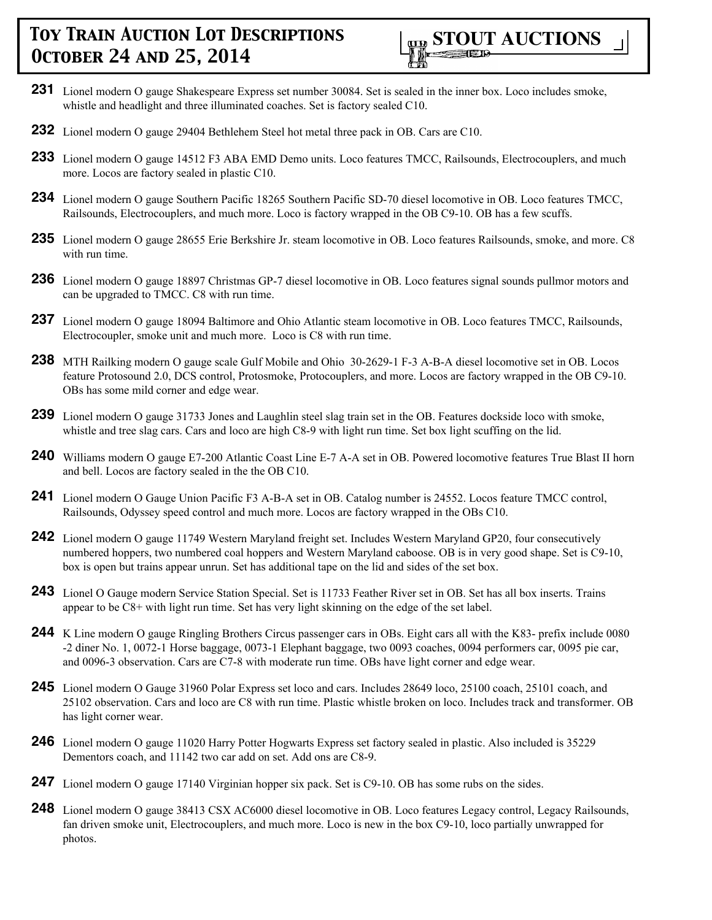**231** Lionel modern O gauge Shakespeare Express set number 30084. Set is sealed in the inner box. Loco includes smoke, whistle and headlight and three illuminated coaches. Set is factory sealed C10.

**232** Lionel modern O gauge 29404 Bethlehem Steel hot metal three pack in OB. Cars are C10.

**233** Lionel modern O gauge 14512 F3 ABA EMD Demo units. Loco features TMCC, Railsounds, Electrocouplers, and much more. Locos are factory sealed in plastic C10.

**234** Lionel modern O gauge Southern Pacific 18265 Southern Pacific SD-70 diesel locomotive in OB. Loco features TMCC, Railsounds, Electrocouplers, and much more. Loco is factory wrapped in the OB C9-10. OB has a few scuffs.

**235** Lionel modern O gauge 28655 Erie Berkshire Jr. steam locomotive in OB. Loco features Railsounds, smoke, and more. C8 with run time.

**236** Lionel modern O gauge 18897 Christmas GP-7 diesel locomotive in OB. Loco features signal sounds pullmor motors and can be upgraded to TMCC. C8 with run time.

**237** Lionel modern O gauge 18094 Baltimore and Ohio Atlantic steam locomotive in OB. Loco features TMCC, Railsounds, Electrocoupler, smoke unit and much more. Loco is C8 with run time.

**238** MTH Railking modern O gauge scale Gulf Mobile and Ohio 30-2629-1 F-3 A-B-A diesel locomotive set in OB. Locos feature Protosound 2.0, DCS control, Protosmoke, Protocouplers, and more. Locos are factory wrapped in the OB C9-10. OBs has some mild corner and edge wear.

**239** Lionel modern O gauge 31733 Jones and Laughlin steel slag train set in the OB. Features dockside loco with smoke, whistle and tree slag cars. Cars and loco are high C8-9 with light run time. Set box light scuffing on the lid.

**240** Williams modern O gauge E7-200 Atlantic Coast Line E-7 A-A set in OB. Powered locomotive features True Blast II horn and bell. Locos are factory sealed in the the OB C10.

**241** Lionel modern O Gauge Union Pacific F3 A-B-A set in OB. Catalog number is 24552. Locos feature TMCC control, Railsounds, Odyssey speed control and much more. Locos are factory wrapped in the OBs C10.

**242** Lionel modern O gauge 11749 Western Maryland freight set. Includes Western Maryland GP20, four consecutively numbered hoppers, two numbered coal hoppers and Western Maryland caboose. OB is in very good shape. Set is C9-10, box is open but trains appear unrun. Set has additional tape on the lid and sides of the set box.

**243** Lionel O Gauge modern Service Station Special. Set is 11733 Feather River set in OB. Set has all box inserts. Trains appear to be C8+ with light run time. Set has very light skinning on the edge of the set label.

**244** K Line modern O gauge Ringling Brothers Circus passenger cars in OBs. Eight cars all with the K83- prefix include 0080 -2 diner No. 1, 0072-1 Horse baggage, 0073-1 Elephant baggage, two 0093 coaches, 0094 performers car, 0095 pie car, and 0096-3 observation. Cars are C7-8 with moderate run time. OBs have light corner and edge wear.

**245** Lionel modern O Gauge 31960 Polar Express set loco and cars. Includes 28649 loco, 25100 coach, 25101 coach, and 25102 observation. Cars and loco are C8 with run time. Plastic whistle broken on loco. Includes track and transformer. OB has light corner wear.

**246** Lionel modern O gauge 11020 Harry Potter Hogwarts Express set factory sealed in plastic. Also included is 35229 Dementors coach, and 11142 two car add on set. Add ons are C8-9.

**247** Lionel modern O gauge 17140 Virginian hopper six pack. Set is C9-10. OB has some rubs on the sides.

**248** Lionel modern O gauge 38413 CSX AC6000 diesel locomotive in OB. Loco features Legacy control, Legacy Railsounds, fan driven smoke unit, Electrocouplers, and much more. Loco is new in the box C9-10, loco partially unwrapped for photos.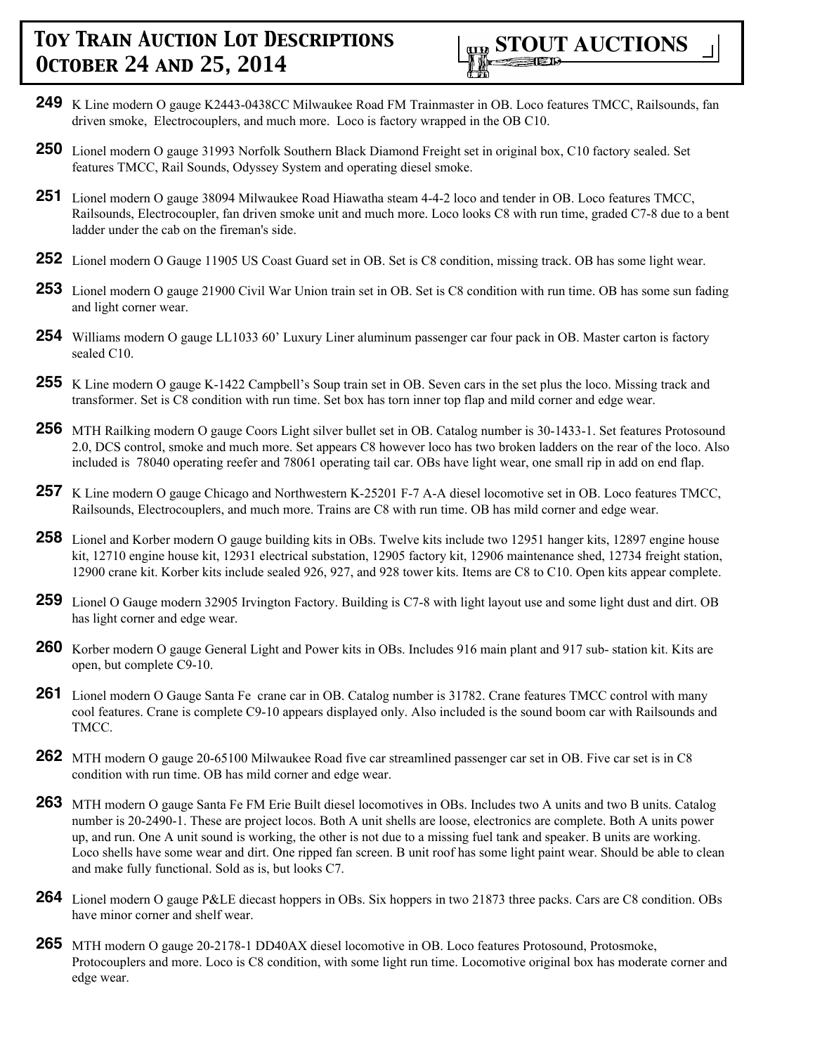**249** K Line modern O gauge K2443-0438CC Milwaukee Road FM Trainmaster in OB. Loco features TMCC, Railsounds, fan driven smoke, Electrocouplers, and much more. Loco is factory wrapped in the OB C10.

**250** Lionel modern O gauge 31993 Norfolk Southern Black Diamond Freight set in original box, C10 factory sealed. Set features TMCC, Rail Sounds, Odyssey System and operating diesel smoke.

**251** Lionel modern O gauge 38094 Milwaukee Road Hiawatha steam 4-4-2 loco and tender in OB. Loco features TMCC, Railsounds, Electrocoupler, fan driven smoke unit and much more. Loco looks C8 with run time, graded C7-8 due to a bent ladder under the cab on the fireman's side.

**252** Lionel modern O Gauge 11905 US Coast Guard set in OB. Set is C8 condition, missing track. OB has some light wear.

**253** Lionel modern O gauge 21900 Civil War Union train set in OB. Set is C8 condition with run time. OB has some sun fading and light corner wear.

**254** Williams modern O gauge LL1033 60' Luxury Liner aluminum passenger car four pack in OB. Master carton is factory sealed C10.

**255** K Line modern O gauge K-1422 Campbell's Soup train set in OB. Seven cars in the set plus the loco. Missing track and transformer. Set is C8 condition with run time. Set box has torn inner top flap and mild corner and edge wear.

**256** MTH Railking modern O gauge Coors Light silver bullet set in OB. Catalog number is 30-1433-1. Set features Protosound 2.0, DCS control, smoke and much more. Set appears C8 however loco has two broken ladders on the rear of the loco. Also included is 78040 operating reefer and 78061 operating tail car. OBs have light wear, one small rip in add on end flap.

**257** K Line modern O gauge Chicago and Northwestern K-25201 F-7 A-A diesel locomotive set in OB. Loco features TMCC, Railsounds, Electrocouplers, and much more. Trains are C8 with run time. OB has mild corner and edge wear.

**258** Lionel and Korber modern O gauge building kits in OBs. Twelve kits include two 12951 hanger kits, 12897 engine house kit, 12710 engine house kit, 12931 electrical substation, 12905 factory kit, 12906 maintenance shed, 12734 freight station, 12900 crane kit. Korber kits include sealed 926, 927, and 928 tower kits. Items are C8 to C10. Open kits appear complete.

**259** Lionel O Gauge modern 32905 Irvington Factory. Building is C7-8 with light layout use and some light dust and dirt. OB has light corner and edge wear.

**260** Korber modern O gauge General Light and Power kits in OBs. Includes 916 main plant and 917 sub- station kit. Kits are open, but complete C9-10.

**261** Lionel modern O Gauge Santa Fe crane car in OB. Catalog number is 31782. Crane features TMCC control with many cool features. Crane is complete C9-10 appears displayed only. Also included is the sound boom car with Railsounds and TMCC.

**262** MTH modern O gauge 20-65100 Milwaukee Road five car streamlined passenger car set in OB. Five car set is in C8 condition with run time. OB has mild corner and edge wear.

**263** MTH modern O gauge Santa Fe FM Erie Built diesel locomotives in OBs. Includes two A units and two B units. Catalog number is 20-2490-1. These are project locos. Both A unit shells are loose, electronics are complete. Both A units power up, and run. One A unit sound is working, the other is not due to a missing fuel tank and speaker. B units are working. Loco shells have some wear and dirt. One ripped fan screen. B unit roof has some light paint wear. Should be able to clean and make fully functional. Sold as is, but looks C7.

**264** Lionel modern O gauge P&LE diecast hoppers in OBs. Six hoppers in two 21873 three packs. Cars are C8 condition. OBs have minor corner and shelf wear.

**265** MTH modern O gauge 20-2178-1 DD40AX diesel locomotive in OB. Loco features Protosound, Protosmoke, Protocouplers and more. Loco is C8 condition, with some light run time. Locomotive original box has moderate corner and edge wear.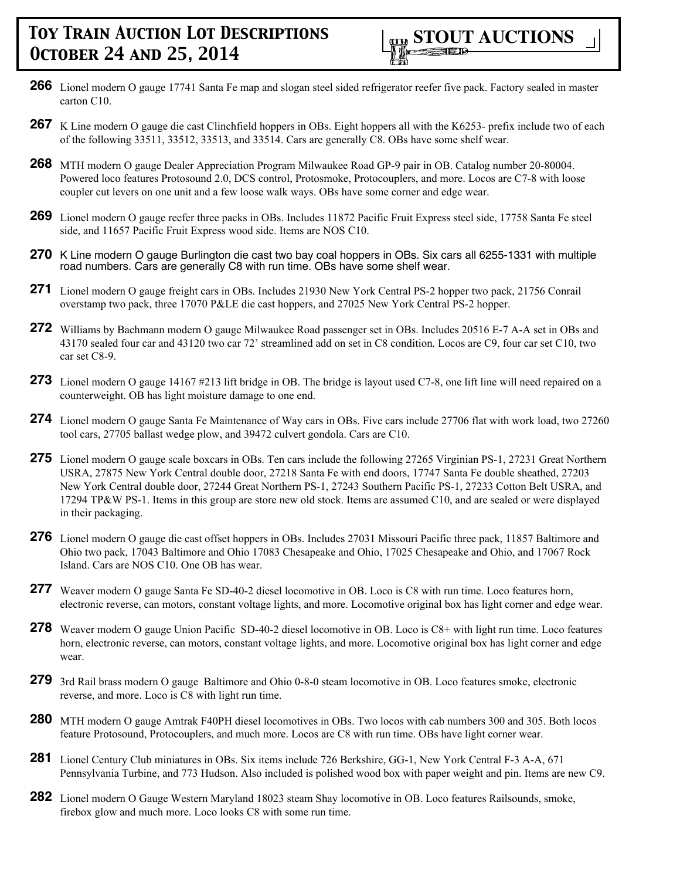# Toy Train Auction Lot Descriptions October 24 and 25, 2014

**266** Lionel modern O gauge 17741 Santa Fe map and slogan steel sided refrigerator reefer five pack. Factory sealed in master carton C10.

**267** K Line modern O gauge die cast Clinchfield hoppers in OBs. Eight hoppers all with the K6253- prefix include two of each of the following 33511, 33512, 33513, and 33514. Cars are generally C8. OBs have some shelf wear.

**268** MTH modern O gauge Dealer Appreciation Program Milwaukee Road GP-9 pair in OB. Catalog number 20-80004. Powered loco features Protosound 2.0, DCS control, Protosmoke, Protocouplers, and more. Locos are C7-8 with loose coupler cut levers on one unit and a few loose walk ways. OBs have some corner and edge wear.

**269** Lionel modern O gauge reefer three packs in OBs. Includes 11872 Pacific Fruit Express steel side, 17758 Santa Fe steel side, and 11657 Pacific Fruit Express wood side. Items are NOS C10.

**270** K Line modern O gauge Burlington die cast two bay coal hoppers in OBs. Six cars all 6255-1331 with multiple road numbers. Cars are generally C8 with run time. OBs have some shelf wear.

**271** Lionel modern O gauge freight cars in OBs. Includes 21930 New York Central PS-2 hopper two pack, 21756 Conrail overstamp two pack, three 17070 P&LE die cast hoppers, and 27025 New York Central PS-2 hopper.

**272** Williams by Bachmann modern O gauge Milwaukee Road passenger set in OBs. Includes 20516 E-7 A-A set in OBs and 43170 sealed four car and 43120 two car 72' streamlined add on set in C8 condition. Locos are C9, four car set C10, two car set C8-9.

**273** Lionel modern O gauge 14167 #213 lift bridge in OB. The bridge is layout used C7-8, one lift line will need repaired on a counterweight. OB has light moisture damage to one end.

**274** Lionel modern O gauge Santa Fe Maintenance of Way cars in OBs. Five cars include 27706 flat with work load, two 27260 tool cars, 27705 ballast wedge plow, and 39472 culvert gondola. Cars are C10.

**275** Lionel modern O gauge scale boxcars in OBs. Ten cars include the following 27265 Virginian PS-1, 27231 Great Northern USRA, 27875 New York Central double door, 27218 Santa Fe with end doors, 17747 Santa Fe double sheathed, 27203 New York Central double door, 27244 Great Northern PS-1, 27243 Southern Pacific PS-1, 27233 Cotton Belt USRA, and 17294 TP&W PS-1. Items in this group are store new old stock. Items are assumed C10, and are sealed or were displayed in their packaging.

**276** Lionel modern O gauge die cast offset hoppers in OBs. Includes 27031 Missouri Pacific three pack, 11857 Baltimore and Ohio two pack, 17043 Baltimore and Ohio 17083 Chesapeake and Ohio, 17025 Chesapeake and Ohio, and 17067 Rock Island. Cars are NOS C10. One OB has wear.

**277** Weaver modern O gauge Santa Fe SD-40-2 diesel locomotive in OB. Loco is C8 with run time. Loco features horn, electronic reverse, can motors, constant voltage lights, and more. Locomotive original box has light corner and edge wear.

**278** Weaver modern O gauge Union Pacific SD-40-2 diesel locomotive in OB. Loco is C8+ with light run time. Loco features horn, electronic reverse, can motors, constant voltage lights, and more. Locomotive original box has light corner and edge wear.

**279** 3rd Rail brass modern O gauge Baltimore and Ohio 0-8-0 steam locomotive in OB. Loco features smoke, electronic reverse, and more. Loco is C8 with light run time.

**280** MTH modern O gauge Amtrak F40PH diesel locomotives in OBs. Two locos with cab numbers 300 and 305. Both locos feature Protosound, Protocouplers, and much more. Locos are C8 with run time. OBs have light corner wear.

**281** Lionel Century Club miniatures in OBs. Six items include 726 Berkshire, GG-1, New York Central F-3 A-A, 671 Pennsylvania Turbine, and 773 Hudson. Also included is polished wood box with paper weight and pin. Items are new C9.

**282** Lionel modern O Gauge Western Maryland 18023 steam Shay locomotive in OB. Loco features Railsounds, smoke, firebox glow and much more. Loco looks C8 with some run time.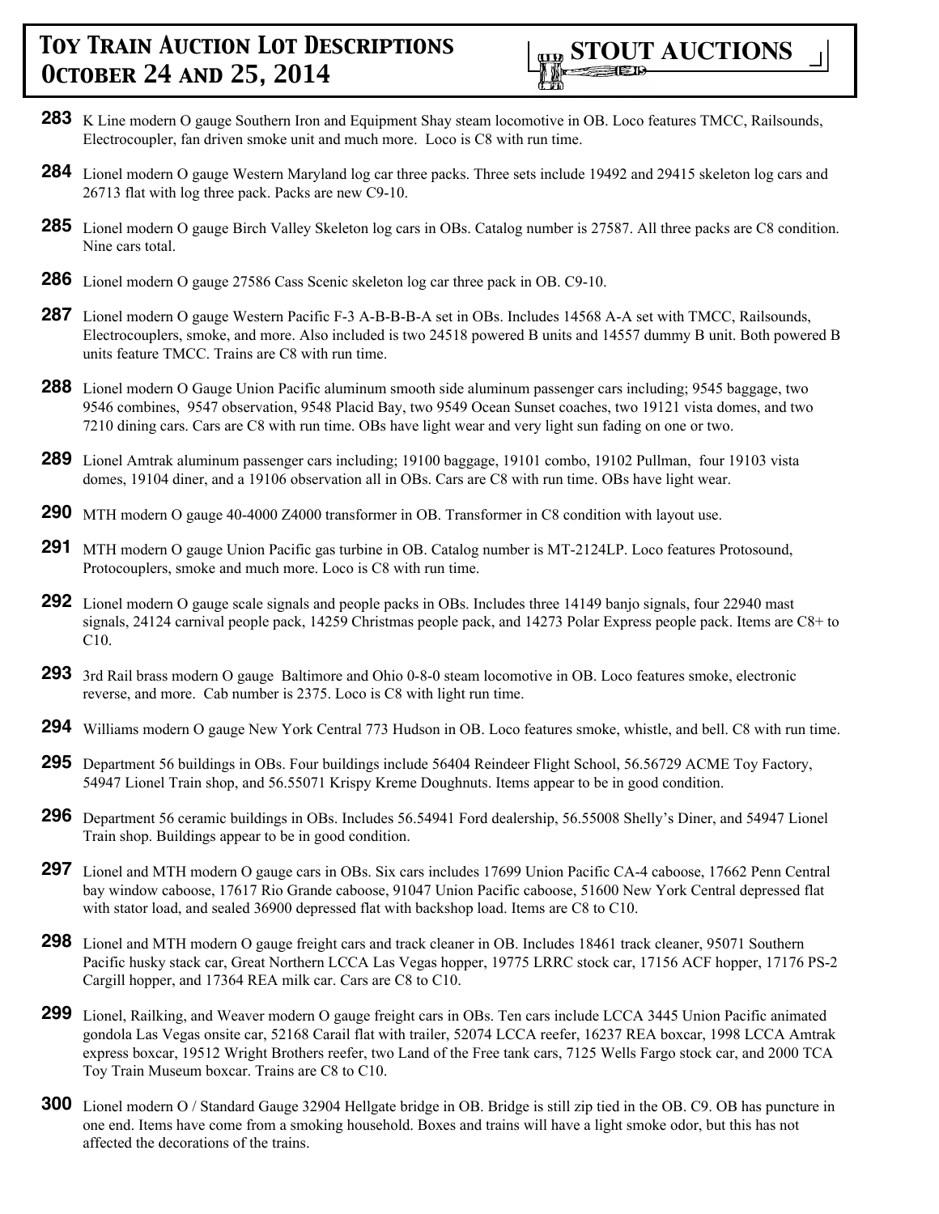**283** K Line modern O gauge Southern Iron and Equipment Shay steam locomotive in OB. Loco features TMCC, Railsounds, Electrocoupler, fan driven smoke unit and much more. Loco is C8 with run time.

**284** Lionel modern O gauge Western Maryland log car three packs. Three sets include 19492 and 29415 skeleton log cars and 26713 flat with log three pack. Packs are new C9-10.

**285** Lionel modern O gauge Birch Valley Skeleton log cars in OBs. Catalog number is 27587. All three packs are C8 condition. Nine cars total.

**286** Lionel modern O gauge 27586 Cass Scenic skeleton log car three pack in OB. C9-10.

**287** Lionel modern O gauge Western Pacific F-3 A-B-B-B-A set in OBs. Includes 14568 A-A set with TMCC, Railsounds, Electrocouplers, smoke, and more. Also included is two 24518 powered B units and 14557 dummy B unit. Both powered B units feature TMCC. Trains are C8 with run time.

**288** Lionel modern O Gauge Union Pacific aluminum smooth side aluminum passenger cars including; 9545 baggage, two 9546 combines, 9547 observation, 9548 Placid Bay, two 9549 Ocean Sunset coaches, two 19121 vista domes, and two 7210 dining cars. Cars are C8 with run time. OBs have light wear and very light sun fading on one or two.

**289** Lionel Amtrak aluminum passenger cars including; 19100 baggage, 19101 combo, 19102 Pullman, four 19103 vista domes, 19104 diner, and a 19106 observation all in OBs. Cars are C8 with run time. OBs have light wear.

**290** MTH modern O gauge 40-4000 Z4000 transformer in OB. Transformer in C8 condition with layout use.

**291** MTH modern O gauge Union Pacific gas turbine in OB. Catalog number is MT-2124LP. Loco features Protosound, Protocouplers, smoke and much more. Loco is C8 with run time.

**292** Lionel modern O gauge scale signals and people packs in OBs. Includes three 14149 banjo signals, four 22940 mast signals, 24124 carnival people pack, 14259 Christmas people pack, and 14273 Polar Express people pack. Items are C8+ to C10.

**293** 3rd Rail brass modern O gauge Baltimore and Ohio 0-8-0 steam locomotive in OB. Loco features smoke, electronic reverse, and more. Cab number is 2375. Loco is C8 with light run time.

**294** Williams modern O gauge New York Central 773 Hudson in OB. Loco features smoke, whistle, and bell. C8 with run time.

**295** Department 56 buildings in OBs. Four buildings include 56404 Reindeer Flight School, 56.56729 ACME Toy Factory, 54947 Lionel Train shop, and 56.55071 Krispy Kreme Doughnuts. Items appear to be in good condition.

**296** Department 56 ceramic buildings in OBs. Includes 56.54941 Ford dealership, 56.55008 Shelly's Diner, and 54947 Lionel Train shop. Buildings appear to be in good condition.

**297** Lionel and MTH modern O gauge cars in OBs. Six cars includes 17699 Union Pacific CA-4 caboose, 17662 Penn Central bay window caboose, 17617 Rio Grande caboose, 91047 Union Pacific caboose, 51600 New York Central depressed flat with stator load, and sealed 36900 depressed flat with backshop load. Items are C8 to C10.

**298** Lionel and MTH modern O gauge freight cars and track cleaner in OB. Includes 18461 track cleaner, 95071 Southern Pacific husky stack car, Great Northern LCCA Las Vegas hopper, 19775 LRRC stock car, 17156 ACF hopper, 17176 PS-2 Cargill hopper, and 17364 REA milk car. Cars are C8 to C10.

**299** Lionel, Railking, and Weaver modern O gauge freight cars in OBs. Ten cars include LCCA 3445 Union Pacific animated gondola Las Vegas onsite car, 52168 Carail flat with trailer, 52074 LCCA reefer, 16237 REA boxcar, 1998 LCCA Amtrak express boxcar, 19512 Wright Brothers reefer, two Land of the Free tank cars, 7125 Wells Fargo stock car, and 2000 TCA Toy Train Museum boxcar. Trains are C8 to C10.

**300** Lionel modern O / Standard Gauge 32904 Hellgate bridge in OB. Bridge is still zip tied in the OB. C9. OB has puncture in one end. Items have come from a smoking household. Boxes and trains will have a light smoke odor, but this has not affected the decorations of the trains.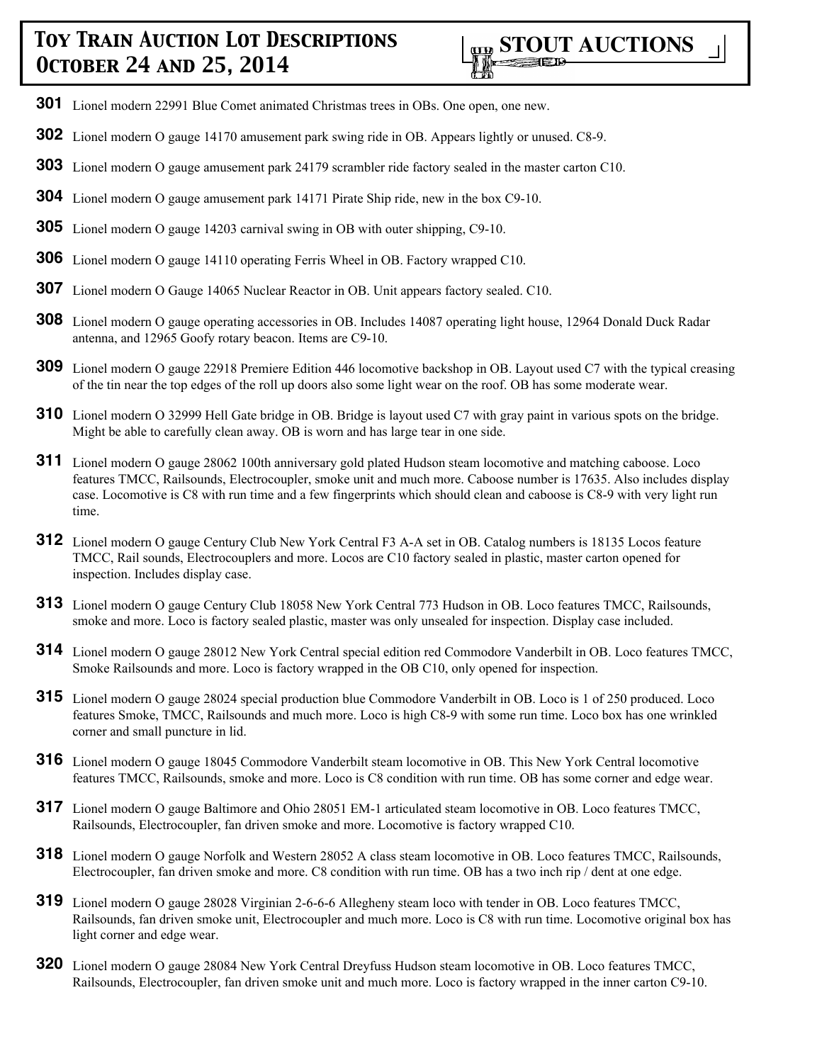# Toy Train Auction Lot Descriptions October 24 and 25, 2014

**STOUT AUCTIONS**

**301** Lionel modern 22991 Blue Comet animated Christmas trees in OBs. One open, one new.

**302** Lionel modern O gauge 14170 amusement park swing ride in OB. Appears lightly or unused. C8-9.

**303** Lionel modern O gauge amusement park 24179 scrambler ride factory sealed in the master carton C10.

**304** Lionel modern O gauge amusement park 14171 Pirate Ship ride, new in the box C9-10.

**305** Lionel modern O gauge 14203 carnival swing in OB with outer shipping, C9-10.

**306** Lionel modern O gauge 14110 operating Ferris Wheel in OB. Factory wrapped C10.

**307** Lionel modern O Gauge 14065 Nuclear Reactor in OB. Unit appears factory sealed. C10.

**308** Lionel modern O gauge operating accessories in OB. Includes 14087 operating light house, 12964 Donald Duck Radar antenna, and 12965 Goofy rotary beacon. Items are C9-10.

**309** Lionel modern O gauge 22918 Premiere Edition 446 locomotive backshop in OB. Layout used C7 with the typical creasing of the tin near the top edges of the roll up doors also some light wear on the roof. OB has some moderate wear.

**310** Lionel modern O 32999 Hell Gate bridge in OB. Bridge is layout used C7 with gray paint in various spots on the bridge. Might be able to carefully clean away. OB is worn and has large tear in one side.

**311** Lionel modern O gauge 28062 100th anniversary gold plated Hudson steam locomotive and matching caboose. Loco features TMCC, Railsounds, Electrocoupler, smoke unit and much more. Caboose number is 17635. Also includes display case. Locomotive is C8 with run time and a few fingerprints which should clean and caboose is C8-9 with very light run time.

**312** Lionel modern O gauge Century Club New York Central F3 A-A set in OB. Catalog numbers is 18135 Locos feature TMCC, Rail sounds, Electrocouplers and more. Locos are C10 factory sealed in plastic, master carton opened for inspection. Includes display case.

**313** Lionel modern O gauge Century Club 18058 New York Central 773 Hudson in OB. Loco features TMCC, Railsounds, smoke and more. Loco is factory sealed plastic, master was only unsealed for inspection. Display case included.

**314** Lionel modern O gauge 28012 New York Central special edition red Commodore Vanderbilt in OB. Loco features TMCC, Smoke Railsounds and more. Loco is factory wrapped in the OB C10, only opened for inspection.

**315** Lionel modern O gauge 28024 special production blue Commodore Vanderbilt in OB. Loco is 1 of 250 produced. Loco features Smoke, TMCC, Railsounds and much more. Loco is high C8-9 with some run time. Loco box has one wrinkled corner and small puncture in lid.

**316** Lionel modern O gauge 18045 Commodore Vanderbilt steam locomotive in OB. This New York Central locomotive features TMCC, Railsounds, smoke and more. Loco is C8 condition with run time. OB has some corner and edge wear.

**317** Lionel modern O gauge Baltimore and Ohio 28051 EM-1 articulated steam locomotive in OB. Loco features TMCC, Railsounds, Electrocoupler, fan driven smoke and more. Locomotive is factory wrapped C10.

**318** Lionel modern O gauge Norfolk and Western 28052 A class steam locomotive in OB. Loco features TMCC, Railsounds, Electrocoupler, fan driven smoke and more. C8 condition with run time. OB has a two inch rip / dent at one edge.

**319** Lionel modern O gauge 28028 Virginian 2-6-6-6 Allegheny steam loco with tender in OB. Loco features TMCC, Railsounds, fan driven smoke unit, Electrocoupler and much more. Loco is C8 with run time. Locomotive original box has light corner and edge wear.

**320** Lionel modern O gauge 28084 New York Central Dreyfuss Hudson steam locomotive in OB. Loco features TMCC, Railsounds, Electrocoupler, fan driven smoke unit and much more. Loco is factory wrapped in the inner carton C9-10.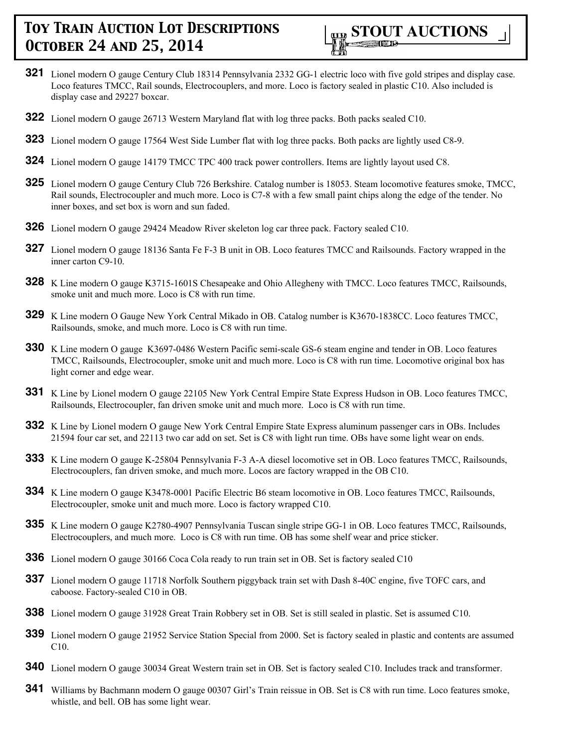**321** Lionel modern O gauge Century Club 18314 Pennsylvania 2332 GG-1 electric loco with five gold stripes and display case. Loco features TMCC, Rail sounds, Electrocouplers, and more. Loco is factory sealed in plastic C10. Also included is display case and 29227 boxcar.

**322** Lionel modern O gauge 26713 Western Maryland flat with log three packs. Both packs sealed C10.

**323** Lionel modern O gauge 17564 West Side Lumber flat with log three packs. Both packs are lightly used C8-9.

**324** Lionel modern O gauge 14179 TMCC TPC 400 track power controllers. Items are lightly layout used C8.

**325** Lionel modern O gauge Century Club 726 Berkshire. Catalog number is 18053. Steam locomotive features smoke, TMCC, Rail sounds, Electrocoupler and much more. Loco is C7-8 with a few small paint chips along the edge of the tender. No inner boxes, and set box is worn and sun faded.

**326** Lionel modern O gauge 29424 Meadow River skeleton log car three pack. Factory sealed C10.

**327** Lionel modern O gauge 18136 Santa Fe F-3 B unit in OB. Loco features TMCC and Railsounds. Factory wrapped in the inner carton C9-10.

**328** K Line modern O gauge K3715-1601S Chesapeake and Ohio Allegheny with TMCC. Loco features TMCC, Railsounds, smoke unit and much more. Loco is C8 with run time.

**329** K Line modern O Gauge New York Central Mikado in OB. Catalog number is K3670-1838CC. Loco features TMCC, Railsounds, smoke, and much more. Loco is C8 with run time.

**330** K Line modern O gauge K3697-0486 Western Pacific semi-scale GS-6 steam engine and tender in OB. Loco features TMCC, Railsounds, Electrocoupler, smoke unit and much more. Loco is C8 with run time. Locomotive original box has light corner and edge wear.

**331** K Line by Lionel modern O gauge 22105 New York Central Empire State Express Hudson in OB. Loco features TMCC, Railsounds, Electrocoupler, fan driven smoke unit and much more. Loco is C8 with run time.

**332** K Line by Lionel modern O gauge New York Central Empire State Express aluminum passenger cars in OBs. Includes 21594 four car set, and 22113 two car add on set. Set is C8 with light run time. OBs have some light wear on ends.

**333** K Line modern O gauge K-25804 Pennsylvania F-3 A-A diesel locomotive set in OB. Loco features TMCC, Railsounds, Electrocouplers, fan driven smoke, and much more. Locos are factory wrapped in the OB C10.

**334** K Line modern O gauge K3478-0001 Pacific Electric B6 steam locomotive in OB. Loco features TMCC, Railsounds, Electrocoupler, smoke unit and much more. Loco is factory wrapped C10.

**335** K Line modern O gauge K2780-4907 Pennsylvania Tuscan single stripe GG-1 in OB. Loco features TMCC, Railsounds, Electrocouplers, and much more. Loco is C8 with run time. OB has some shelf wear and price sticker.

**336** Lionel modern O gauge 30166 Coca Cola ready to run train set in OB. Set is factory sealed C10

**337** Lionel modern O gauge 11718 Norfolk Southern piggyback train set with Dash 8-40C engine, five TOFC cars, and caboose. Factory-sealed C10 in OB.

**338** Lionel modern O gauge 31928 Great Train Robbery set in OB. Set is still sealed in plastic. Set is assumed C10.

**339** Lionel modern O gauge 21952 Service Station Special from 2000. Set is factory sealed in plastic and contents are assumed C10.

**340** Lionel modern O gauge 30034 Great Western train set in OB. Set is factory sealed C10. Includes track and transformer.

**341** Williams by Bachmann modern O gauge 00307 Girl's Train reissue in OB. Set is C8 with run time. Loco features smoke, whistle, and bell. OB has some light wear.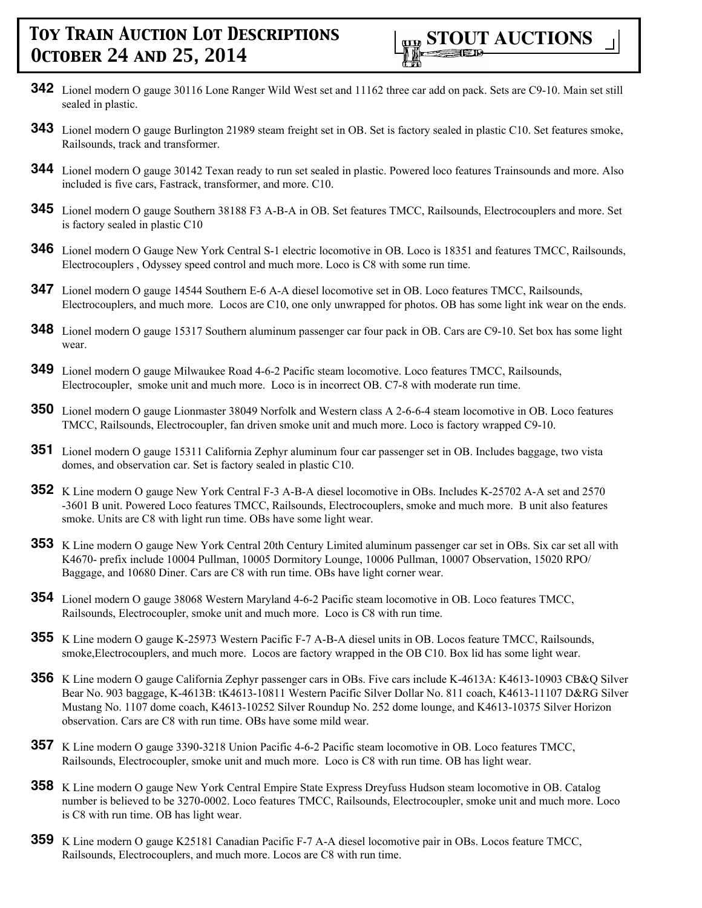**342** Lionel modern O gauge 30116 Lone Ranger Wild West set and 11162 three car add on pack. Sets are C9-10. Main set still sealed in plastic.

**343** Lionel modern O gauge Burlington 21989 steam freight set in OB. Set is factory sealed in plastic C10. Set features smoke, Railsounds, track and transformer.

**344** Lionel modern O gauge 30142 Texan ready to run set sealed in plastic. Powered loco features Trainsounds and more. Also included is five cars, Fastrack, transformer, and more. C10.

**345** Lionel modern O gauge Southern 38188 F3 A-B-A in OB. Set features TMCC, Railsounds, Electrocouplers and more. Set is factory sealed in plastic C10

**346** Lionel modern O Gauge New York Central S-1 electric locomotive in OB. Loco is 18351 and features TMCC, Railsounds, Electrocouplers , Odyssey speed control and much more. Loco is C8 with some run time.

**347** Lionel modern O gauge 14544 Southern E-6 A-A diesel locomotive set in OB. Loco features TMCC, Railsounds, Electrocouplers, and much more. Locos are C10, one only unwrapped for photos. OB has some light ink wear on the ends.

**348** Lionel modern O gauge 15317 Southern aluminum passenger car four pack in OB. Cars are C9-10. Set box has some light wear.

**349** Lionel modern O gauge Milwaukee Road 4-6-2 Pacific steam locomotive. Loco features TMCC, Railsounds, Electrocoupler, smoke unit and much more. Loco is in incorrect OB. C7-8 with moderate run time.

**350** Lionel modern O gauge Lionmaster 38049 Norfolk and Western class A 2-6-6-4 steam locomotive in OB. Loco features TMCC, Railsounds, Electrocoupler, fan driven smoke unit and much more. Loco is factory wrapped C9-10.

**351** Lionel modern O gauge 15311 California Zephyr aluminum four car passenger set in OB. Includes baggage, two vista domes, and observation car. Set is factory sealed in plastic C10.

**352** K Line modern O gauge New York Central F-3 A-B-A diesel locomotive in OBs. Includes K-25702 A-A set and 2570 -3601 B unit. Powered Loco features TMCC, Railsounds, Electrocouplers, smoke and much more. B unit also features smoke. Units are C8 with light run time. OBs have some light wear.

**353** K Line modern O gauge New York Central 20th Century Limited aluminum passenger car set in OBs. Six car set all with K4670- prefix include 10004 Pullman, 10005 Dormitory Lounge, 10006 Pullman, 10007 Observation, 15020 RPO/ Baggage, and 10680 Diner. Cars are C8 with run time. OBs have light corner wear.

**354** Lionel modern O gauge 38068 Western Maryland 4-6-2 Pacific steam locomotive in OB. Loco features TMCC, Railsounds, Electrocoupler, smoke unit and much more. Loco is C8 with run time.

**355** K Line modern O gauge K-25973 Western Pacific F-7 A-B-A diesel units in OB. Locos feature TMCC, Railsounds, smoke,Electrocouplers, and much more. Locos are factory wrapped in the OB C10. Box lid has some light wear.

**356** K Line modern O gauge California Zephyr passenger cars in OBs. Five cars include K-4613A: K4613-10903 CB&Q Silver Bear No. 903 baggage, K-4613B: tK4613-10811 Western Pacific Silver Dollar No. 811 coach, K4613-11107 D&RG Silver Mustang No. 1107 dome coach, K4613-10252 Silver Roundup No. 252 dome lounge, and K4613-10375 Silver Horizon observation. Cars are C8 with run time. OBs have some mild wear.

**357** K Line modern O gauge 3390-3218 Union Pacific 4-6-2 Pacific steam locomotive in OB. Loco features TMCC, Railsounds, Electrocoupler, smoke unit and much more. Loco is C8 with run time. OB has light wear.

**358** K Line modern O gauge New York Central Empire State Express Dreyfuss Hudson steam locomotive in OB. Catalog number is believed to be 3270-0002. Loco features TMCC, Railsounds, Electrocoupler, smoke unit and much more. Loco is C8 with run time. OB has light wear.

**359** K Line modern O gauge K25181 Canadian Pacific F-7 A-A diesel locomotive pair in OBs. Locos feature TMCC, Railsounds, Electrocouplers, and much more. Locos are C8 with run time.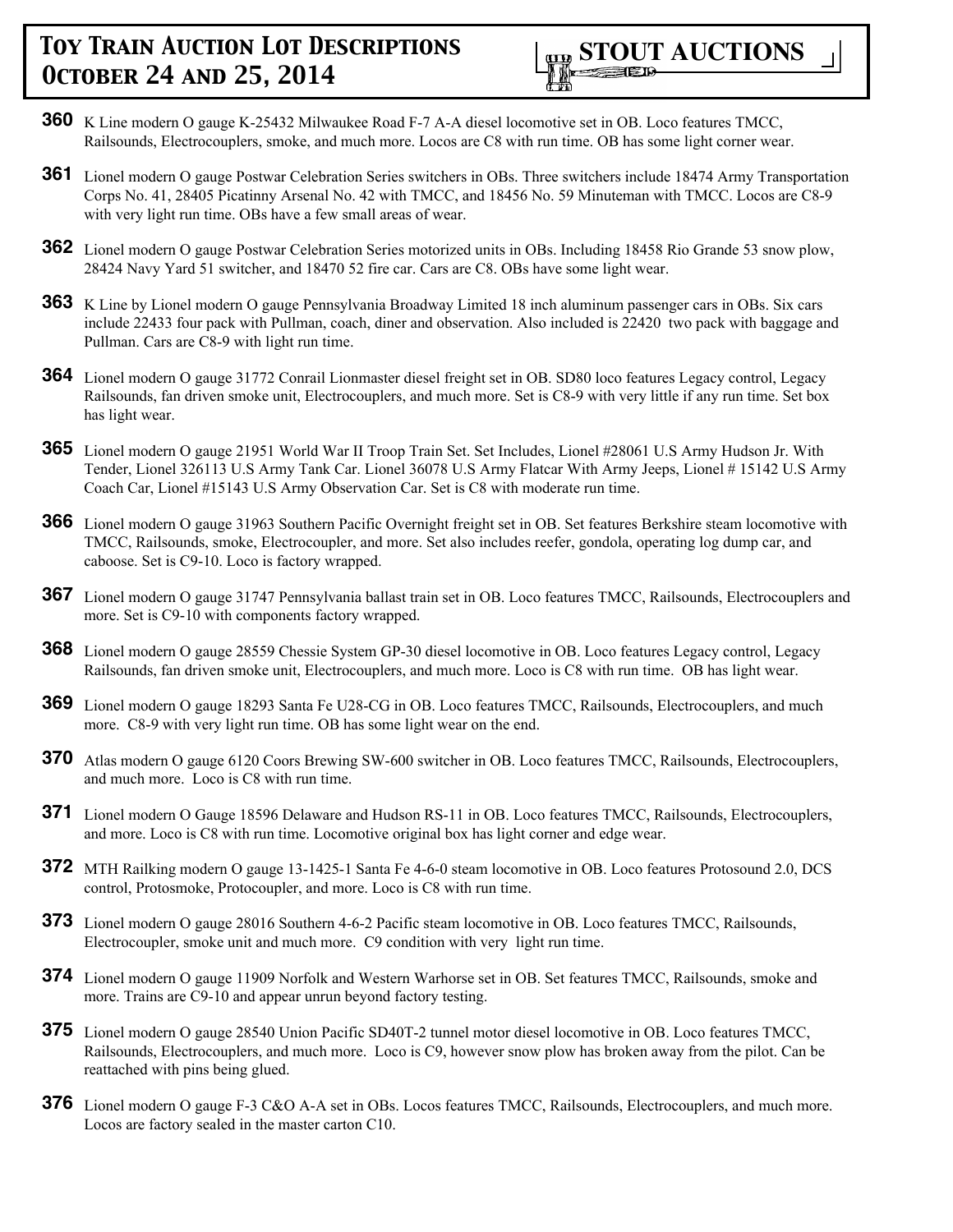**360** K Line modern O gauge K-25432 Milwaukee Road F-7 A-A diesel locomotive set in OB. Loco features TMCC, Railsounds, Electrocouplers, smoke, and much more. Locos are C8 with run time. OB has some light corner wear.

**361** Lionel modern O gauge Postwar Celebration Series switchers in OBs. Three switchers include 18474 Army Transportation Corps No. 41, 28405 Picatinny Arsenal No. 42 with TMCC, and 18456 No. 59 Minuteman with TMCC. Locos are C8-9 with very light run time. OBs have a few small areas of wear.

**362** Lionel modern O gauge Postwar Celebration Series motorized units in OBs. Including 18458 Rio Grande 53 snow plow, 28424 Navy Yard 51 switcher, and 18470 52 fire car. Cars are C8. OBs have some light wear.

**363** K Line by Lionel modern O gauge Pennsylvania Broadway Limited 18 inch aluminum passenger cars in OBs. Six cars include 22433 four pack with Pullman, coach, diner and observation. Also included is 22420 two pack with baggage and Pullman. Cars are C8-9 with light run time.

**364** Lionel modern O gauge 31772 Conrail Lionmaster diesel freight set in OB. SD80 loco features Legacy control, Legacy Railsounds, fan driven smoke unit, Electrocouplers, and much more. Set is C8-9 with very little if any run time. Set box has light wear.

**365** Lionel modern O gauge 21951 World War II Troop Train Set. Set Includes, Lionel #28061 U.S Army Hudson Jr. With Tender, Lionel 326113 U.S Army Tank Car. Lionel 36078 U.S Army Flatcar With Army Jeeps, Lionel # 15142 U.S Army Coach Car, Lionel #15143 U.S Army Observation Car. Set is C8 with moderate run time.

**366** Lionel modern O gauge 31963 Southern Pacific Overnight freight set in OB. Set features Berkshire steam locomotive with TMCC, Railsounds, smoke, Electrocoupler, and more. Set also includes reefer, gondola, operating log dump car, and caboose. Set is C9-10. Loco is factory wrapped.

**367** Lionel modern O gauge 31747 Pennsylvania ballast train set in OB. Loco features TMCC, Railsounds, Electrocouplers and more. Set is C9-10 with components factory wrapped.

**368** Lionel modern O gauge 28559 Chessie System GP-30 diesel locomotive in OB. Loco features Legacy control, Legacy Railsounds, fan driven smoke unit, Electrocouplers, and much more. Loco is C8 with run time. OB has light wear.

**369** Lionel modern O gauge 18293 Santa Fe U28-CG in OB. Loco features TMCC, Railsounds, Electrocouplers, and much more. C8-9 with very light run time. OB has some light wear on the end.

**370** Atlas modern O gauge 6120 Coors Brewing SW-600 switcher in OB. Loco features TMCC, Railsounds, Electrocouplers, and much more. Loco is C8 with run time.

**371** Lionel modern O Gauge 18596 Delaware and Hudson RS-11 in OB. Loco features TMCC, Railsounds, Electrocouplers, and more. Loco is C8 with run time. Locomotive original box has light corner and edge wear.

**372** MTH Railking modern O gauge 13-1425-1 Santa Fe 4-6-0 steam locomotive in OB. Loco features Protosound 2.0, DCS control, Protosmoke, Protocoupler, and more. Loco is C8 with run time.

**373** Lionel modern O gauge 28016 Southern 4-6-2 Pacific steam locomotive in OB. Loco features TMCC, Railsounds, Electrocoupler, smoke unit and much more. C9 condition with very light run time.

**374** Lionel modern O gauge 11909 Norfolk and Western Warhorse set in OB. Set features TMCC, Railsounds, smoke and more. Trains are C9-10 and appear unrun beyond factory testing.

**375** Lionel modern O gauge 28540 Union Pacific SD40T-2 tunnel motor diesel locomotive in OB. Loco features TMCC, Railsounds, Electrocouplers, and much more. Loco is C9, however snow plow has broken away from the pilot. Can be reattached with pins being glued.

**376** Lionel modern O gauge F-3 C&O A-A set in OBs. Locos features TMCC, Railsounds, Electrocouplers, and much more. Locos are factory sealed in the master carton C10.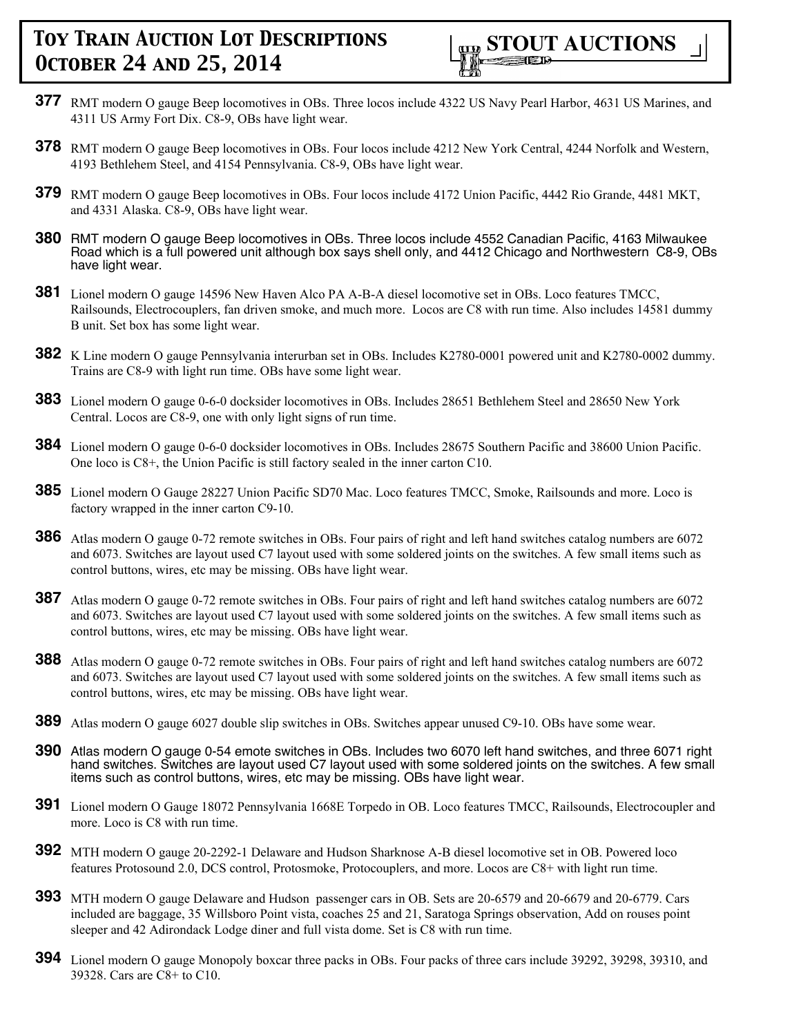**377** RMT modern O gauge Beep locomotives in OBs. Three locos include 4322 US Navy Pearl Harbor, 4631 US Marines, and 4311 US Army Fort Dix. C8-9, OBs have light wear.

**378** RMT modern O gauge Beep locomotives in OBs. Four locos include 4212 New York Central, 4244 Norfolk and Western, 4193 Bethlehem Steel, and 4154 Pennsylvania. C8-9, OBs have light wear.

**379** RMT modern O gauge Beep locomotives in OBs. Four locos include 4172 Union Pacific, 4442 Rio Grande, 4481 MKT, and 4331 Alaska. C8-9, OBs have light wear.

**380** RMT modern O gauge Beep locomotives in OBs. Three locos include 4552 Canadian Pacific, 4163 Milwaukee Road which is a full powered unit although box says shell only, and 4412 Chicago and Northwestern C8-9, OBs have light wear.

**381** Lionel modern O gauge 14596 New Haven Alco PA A-B-A diesel locomotive set in OBs. Loco features TMCC, Railsounds, Electrocouplers, fan driven smoke, and much more. Locos are C8 with run time. Also includes 14581 dummy B unit. Set box has some light wear.

**382** K Line modern O gauge Pennsylvania interurban set in OBs. Includes K2780-0001 powered unit and K2780-0002 dummy. Trains are C8-9 with light run time. OBs have some light wear.

**383** Lionel modern O gauge 0-6-0 docksider locomotives in OBs. Includes 28651 Bethlehem Steel and 28650 New York Central. Locos are C8-9, one with only light signs of run time.

**384** Lionel modern O gauge 0-6-0 docksider locomotives in OBs. Includes 28675 Southern Pacific and 38600 Union Pacific. One loco is C8+, the Union Pacific is still factory sealed in the inner carton C10.

**385** Lionel modern O Gauge 28227 Union Pacific SD70 Mac. Loco features TMCC, Smoke, Railsounds and more. Loco is factory wrapped in the inner carton C9-10.

**386** Atlas modern O gauge 0-72 remote switches in OBs. Four pairs of right and left hand switches catalog numbers are 6072 and 6073. Switches are layout used C7 layout used with some soldered joints on the switches. A few small items such as control buttons, wires, etc may be missing. OBs have light wear.

**387** Atlas modern O gauge 0-72 remote switches in OBs. Four pairs of right and left hand switches catalog numbers are 6072 and 6073. Switches are layout used C7 layout used with some soldered joints on the switches. A few small items such as control buttons, wires, etc may be missing. OBs have light wear.

**388** Atlas modern O gauge 0-72 remote switches in OBs. Four pairs of right and left hand switches catalog numbers are 6072 and 6073. Switches are layout used C7 layout used with some soldered joints on the switches. A few small items such as control buttons, wires, etc may be missing. OBs have light wear.

**389** Atlas modern O gauge 6027 double slip switches in OBs. Switches appear unused C9-10. OBs have some wear.

**390** Atlas modern O gauge 0-54 emote switches in OBs. Includes two 6070 left hand switches, and three 6071 right hand switches. Switches are layout used C7 layout used with some soldered joints on the switches. A few small items such as control buttons, wires, etc may be missing. OBs have light wear.

**391** Lionel modern O Gauge 18072 Pennsylvania 1668E Torpedo in OB. Loco features TMCC, Railsounds, Electrocoupler and more. Loco is C8 with run time.

**392** MTH modern O gauge 20-2292-1 Delaware and Hudson Sharknose A-B diesel locomotive set in OB. Powered loco features Protosound 2.0, DCS control, Protosmoke, Protocouplers, and more. Locos are C8+ with light run time.

**393** MTH modern O gauge Delaware and Hudson passenger cars in OB. Sets are 20-6579 and 20-6679 and 20-6779. Cars included are baggage, 35 Willsboro Point vista, coaches 25 and 21, Saratoga Springs observation, Add on rouses point sleeper and 42 Adirondack Lodge diner and full vista dome. Set is C8 with run time.

**394** Lionel modern O gauge Monopoly boxcar three packs in OBs. Four packs of three cars include 39292, 39298, 39310, and 39328. Cars are C8+ to C10.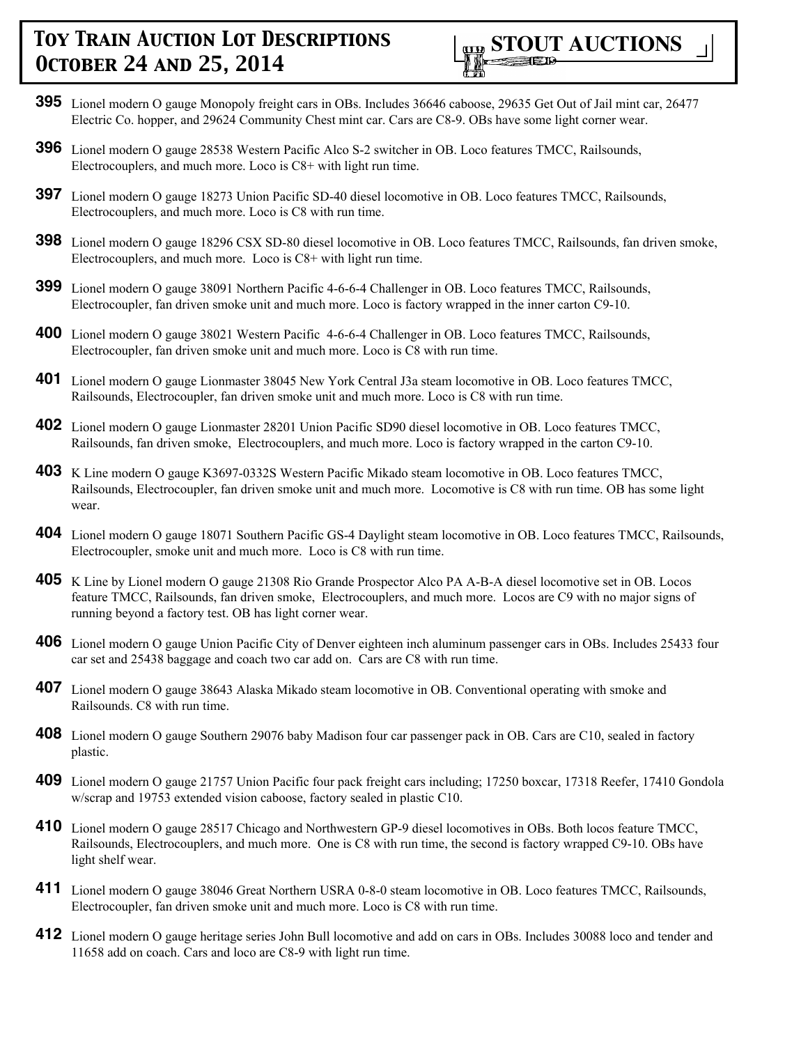**395** Lionel modern O gauge Monopoly freight cars in OBs. Includes 36646 caboose, 29635 Get Out of Jail mint car, 26477 Electric Co. hopper, and 29624 Community Chest mint car. Cars are C8-9. OBs have some light corner wear.

**396** Lionel modern O gauge 28538 Western Pacific Alco S-2 switcher in OB. Loco features TMCC, Railsounds, Electrocouplers, and much more. Loco is C8+ with light run time.

**397** Lionel modern O gauge 18273 Union Pacific SD-40 diesel locomotive in OB. Loco features TMCC, Railsounds, Electrocouplers, and much more. Loco is C8 with run time.

**398** Lionel modern O gauge 18296 CSX SD-80 diesel locomotive in OB. Loco features TMCC, Railsounds, fan driven smoke, Electrocouplers, and much more. Loco is C8+ with light run time.

**399** Lionel modern O gauge 38091 Northern Pacific 4-6-6-4 Challenger in OB. Loco features TMCC, Railsounds, Electrocoupler, fan driven smoke unit and much more. Loco is factory wrapped in the inner carton C9-10.

**400** Lionel modern O gauge 38021 Western Pacific 4-6-6-4 Challenger in OB. Loco features TMCC, Railsounds, Electrocoupler, fan driven smoke unit and much more. Loco is C8 with run time.

**401** Lionel modern O gauge Lionmaster 38045 New York Central J3a steam locomotive in OB. Loco features TMCC, Railsounds, Electrocoupler, fan driven smoke unit and much more. Loco is C8 with run time.

**402** Lionel modern O gauge Lionmaster 28201 Union Pacific SD90 diesel locomotive in OB. Loco features TMCC, Railsounds, fan driven smoke, Electrocouplers, and much more. Loco is factory wrapped in the carton C9-10.

**403** K Line modern O gauge K3697-0332S Western Pacific Mikado steam locomotive in OB. Loco features TMCC, Railsounds, Electrocoupler, fan driven smoke unit and much more. Locomotive is C8 with run time. OB has some light wear.

**404** Lionel modern O gauge 18071 Southern Pacific GS-4 Daylight steam locomotive in OB. Loco features TMCC, Railsounds, Electrocoupler, smoke unit and much more. Loco is C8 with run time.

**405** K Line by Lionel modern O gauge 21308 Rio Grande Prospector Alco PA A-B-A diesel locomotive set in OB. Locos feature TMCC, Railsounds, fan driven smoke, Electrocouplers, and much more. Locos are C9 with no major signs of running beyond a factory test. OB has light corner wear.

**406** Lionel modern O gauge Union Pacific City of Denver eighteen inch aluminum passenger cars in OBs. Includes 25433 four car set and 25438 baggage and coach two car add on. Cars are C8 with run time.

**407** Lionel modern O gauge 38643 Alaska Mikado steam locomotive in OB. Conventional operating with smoke and Railsounds. C8 with run time.

**408** Lionel modern O gauge Southern 29076 baby Madison four car passenger pack in OB. Cars are C10, sealed in factory plastic.

**409** Lionel modern O gauge 21757 Union Pacific four pack freight cars including; 17250 boxcar, 17318 Reefer, 17410 Gondola w/scrap and 19753 extended vision caboose, factory sealed in plastic C10.

**410** Lionel modern O gauge 28517 Chicago and Northwestern GP-9 diesel locomotives in OBs. Both locos feature TMCC, Railsounds, Electrocouplers, and much more. One is C8 with run time, the second is factory wrapped C9-10. OBs have light shelf wear.

**411** Lionel modern O gauge 38046 Great Northern USRA 0-8-0 steam locomotive in OB. Loco features TMCC, Railsounds, Electrocoupler, fan driven smoke unit and much more. Loco is C8 with run time.

**412** Lionel modern O gauge heritage series John Bull locomotive and add on cars in OBs. Includes 30088 loco and tender and 11658 add on coach. Cars and loco are C8-9 with light run time.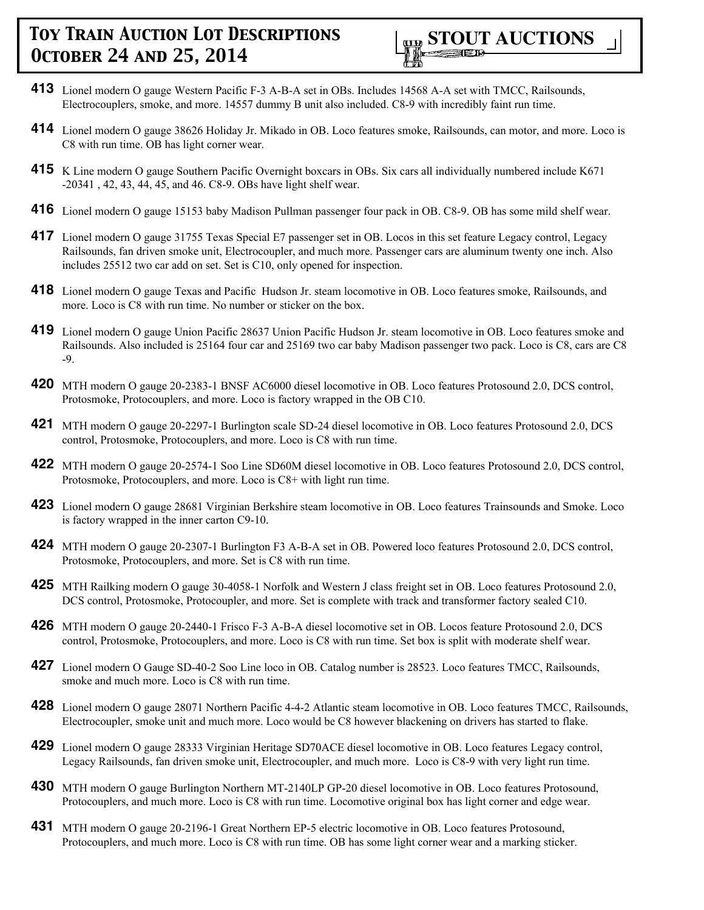**413** Lionel modern O gauge Western Pacific F-3 A-B-A set in OBs. Includes 14568 A-A set with TMCC, Railsounds, Electrocouplers, smoke, and more. 14557 dummy B unit also included. C8-9 with incredibly faint run time.

**414** Lionel modern O gauge 38626 Holiday Jr. Mikado in OB. Loco features smoke, Railsounds, can motor, and more. Loco is C8 with run time. OB has light corner wear.

**415** K Line modern O gauge Southern Pacific Overnight boxcars in OBs. Six cars all individually numbered include K671 -20341 , 42, 43, 44, 45, and 46. C8-9. OBs have light shelf wear.

**416** Lionel modern O gauge 15153 baby Madison Pullman passenger four pack in OB. C8-9. OB has some mild shelf wear.

**417** Lionel modern O gauge 31755 Texas Special E7 passenger set in OB. Locos in this set feature Legacy control, Legacy Railsounds, fan driven smoke unit, Electrocoupler, and much more. Passenger cars are aluminum twenty one inch. Also includes 25512 two car add on set. Set is C10, only opened for inspection.

**418** Lionel modern O gauge Texas and Pacific Hudson Jr. steam locomotive in OB. Loco features smoke, Railsounds, and more. Loco is C8 with run time. No number or sticker on the box.

**419** Lionel modern O gauge Union Pacific 28637 Union Pacific Hudson Jr. steam locomotive in OB. Loco features smoke and Railsounds. Also included is 25164 four car and 25169 two car baby Madison passenger two pack. Loco is C8, cars are C8 -9.

**420** MTH modern O gauge 20-2383-1 BNSF AC6000 diesel locomotive in OB. Loco features Protosound 2.0, DCS control, Protosmoke, Protocouplers, and more. Loco is factory wrapped in the OB C10.

**421** MTH modern O gauge 20-2297-1 Burlington scale SD-24 diesel locomotive in OB. Loco features Protosound 2.0, DCS control, Protosmoke, Protocouplers, and more. Loco is C8 with run time.

**422** MTH modern O gauge 20-2574-1 Soo Line SD60M diesel locomotive in OB. Loco features Protosound 2.0, DCS control, Protosmoke, Protocouplers, and more. Loco is C8+ with light run time.

**423** Lionel modern O gauge 28681 Virginian Berkshire steam locomotive in OB. Loco features Trainsounds and Smoke. Loco is factory wrapped in the inner carton C9-10.

**424** MTH modern O gauge 20-2307-1 Burlington F3 A-B-A set in OB. Powered loco features Protosound 2.0, DCS control, Protosmoke, Protocouplers, and more. Set is C8 with run time.

**425** MTH Railking modern O gauge 30-4058-1 Norfolk and Western J class freight set in OB. Loco features Protosound 2.0, DCS control, Protosmoke, Protocoupler, and more. Set is complete with track and transformer factory sealed C10.

**426** MTH modern O gauge 20-2440-1 Frisco F-3 A-B-A diesel locomotive set in OB. Locos feature Protosound 2.0, DCS control, Protosmoke, Protocouplers, and more. Loco is C8 with run time. Set box is split with moderate shelf wear.

**427** Lionel modern O Gauge SD-40-2 Soo Line loco in OB. Catalog number is 28523. Loco features TMCC, Railsounds, smoke and much more. Loco is C8 with run time.

**428** Lionel modern O gauge 28071 Northern Pacific 4-4-2 Atlantic steam locomotive in OB. Loco features TMCC, Railsounds, Electrocoupler, smoke unit and much more. Loco would be C8 however blackening on drivers has started to flake.

**429** Lionel modern O gauge 28333 Virginian Heritage SD70ACE diesel locomotive in OB. Loco features Legacy control, Legacy Railsounds, fan driven smoke unit, Electrocoupler, and much more. Loco is C8-9 with very light run time.

**430** MTH modern O gauge Burlington Northern MT-2140LP GP-20 diesel locomotive in OB. Loco features Protosound, Protocouplers, and much more. Loco is C8 with run time. Locomotive original box has light corner and edge wear.

**431** MTH modern O gauge 20-2196-1 Great Northern EP-5 electric locomotive in OB. Loco features Protosound, Protocouplers, and much more. Loco is C8 with run time. OB has some light corner wear and a marking sticker.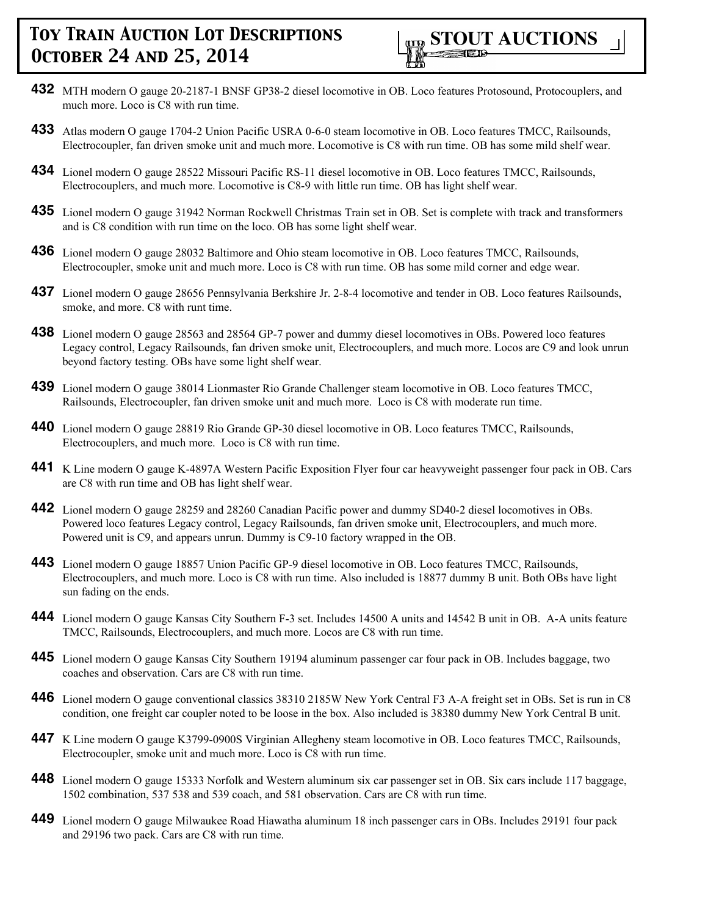**432** MTH modern O gauge 20-2187-1 BNSF GP38-2 diesel locomotive in OB. Loco features Protosound, Protocouplers, and much more. Loco is C8 with run time.

**433** Atlas modern O gauge 1704-2 Union Pacific USRA 0-6-0 steam locomotive in OB. Loco features TMCC, Railsounds, Electrocoupler, fan driven smoke unit and much more. Locomotive is C8 with run time. OB has some mild shelf wear.

**434** Lionel modern O gauge 28522 Missouri Pacific RS-11 diesel locomotive in OB. Loco features TMCC, Railsounds, Electrocouplers, and much more. Locomotive is C8-9 with little run time. OB has light shelf wear.

**435** Lionel modern O gauge 31942 Norman Rockwell Christmas Train set in OB. Set is complete with track and transformers and is C8 condition with run time on the loco. OB has some light shelf wear.

**436** Lionel modern O gauge 28032 Baltimore and Ohio steam locomotive in OB. Loco features TMCC, Railsounds, Electrocoupler, smoke unit and much more. Loco is C8 with run time. OB has some mild corner and edge wear.

**437** Lionel modern O gauge 28656 Pennsylvania Berkshire Jr. 2-8-4 locomotive and tender in OB. Loco features Railsounds, smoke, and more. C8 with runt time.

**438** Lionel modern O gauge 28563 and 28564 GP-7 power and dummy diesel locomotives in OBs. Powered loco features Legacy control, Legacy Railsounds, fan driven smoke unit, Electrocouplers, and much more. Locos are C9 and look unrun beyond factory testing. OBs have some light shelf wear.

**439** Lionel modern O gauge 38014 Lionmaster Rio Grande Challenger steam locomotive in OB. Loco features TMCC, Railsounds, Electrocoupler, fan driven smoke unit and much more. Loco is C8 with moderate run time.

**440** Lionel modern O gauge 28819 Rio Grande GP-30 diesel locomotive in OB. Loco features TMCC, Railsounds, Electrocouplers, and much more. Loco is C8 with run time.

**441** K Line modern O gauge K-4897A Western Pacific Exposition Flyer four car heavyweight passenger four pack in OB. Cars are C8 with run time and OB has light shelf wear.

**442** Lionel modern O gauge 28259 and 28260 Canadian Pacific power and dummy SD40-2 diesel locomotives in OBs. Powered loco features Legacy control, Legacy Railsounds, fan driven smoke unit, Electrocouplers, and much more. Powered unit is C9, and appears unrun. Dummy is C9-10 factory wrapped in the OB.

**443** Lionel modern O gauge 18857 Union Pacific GP-9 diesel locomotive in OB. Loco features TMCC, Railsounds, Electrocouplers, and much more. Loco is C8 with run time. Also included is 18877 dummy B unit. Both OBs have light sun fading on the ends.

**444** Lionel modern O gauge Kansas City Southern F-3 set. Includes 14500 A units and 14542 B unit in OB. A-A units feature TMCC, Railsounds, Electrocouplers, and much more. Locos are C8 with run time.

**445** Lionel modern O gauge Kansas City Southern 19194 aluminum passenger car four pack in OB. Includes baggage, two coaches and observation. Cars are C8 with run time.

**446** Lionel modern O gauge conventional classics 38310 2185W New York Central F3 A-A freight set in OBs. Set is run in C8 condition, one freight car coupler noted to be loose in the box. Also included is 38380 dummy New York Central B unit.

**447** K Line modern O gauge K3799-0900S Virginian Allegheny steam locomotive in OB. Loco features TMCC, Railsounds, Electrocoupler, smoke unit and much more. Loco is C8 with run time.

**448** Lionel modern O gauge 15333 Norfolk and Western aluminum six car passenger set in OB. Six cars include 117 baggage, 1502 combination, 537 538 and 539 coach, and 581 observation. Cars are C8 with run time.

**449** Lionel modern O gauge Milwaukee Road Hiawatha aluminum 18 inch passenger cars in OBs. Includes 29191 four pack and 29196 two pack. Cars are C8 with run time.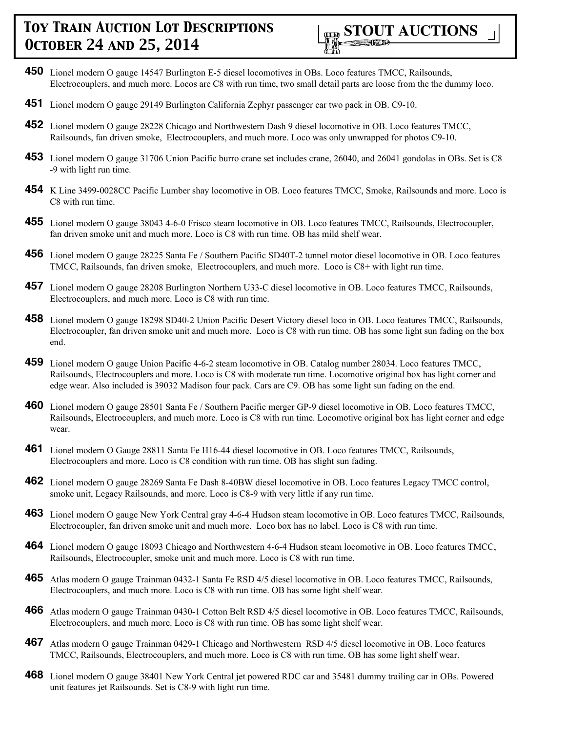# Toy Train Auction Lot Descriptions October 24 and 25, 2014

**STOUT AUCTIONS**

**450** Lionel modern O gauge 14547 Burlington E-5 diesel locomotives in OBs. Loco features TMCC, Railsounds, Electrocouplers, and much more. Locos are C8 with run time, two small detail parts are loose from the the dummy loco.

**451** Lionel modern O gauge 29149 Burlington California Zephyr passenger car two pack in OB. C9-10.

**452** Lionel modern O gauge 28228 Chicago and Northwestern Dash 9 diesel locomotive in OB. Loco features TMCC, Railsounds, fan driven smoke, Electrocouplers, and much more. Loco was only unwrapped for photos C9-10.

**453** Lionel modern O gauge 31706 Union Pacific burro crane set includes crane, 26040, and 26041 gondolas in OBs. Set is C8 -9 with light run time.

**454** K Line 3499-0028CC Pacific Lumber shay locomotive in OB. Loco features TMCC, Smoke, Railsounds and more. Loco is C8 with run time.

**455** Lionel modern O gauge 38043 4-6-0 Frisco steam locomotive in OB. Loco features TMCC, Railsounds, Electrocoupler, fan driven smoke unit and much more. Loco is C8 with run time. OB has mild shelf wear.

**456** Lionel modern O gauge 28225 Santa Fe / Southern Pacific SD40T-2 tunnel motor diesel locomotive in OB. Loco features TMCC, Railsounds, fan driven smoke, Electrocouplers, and much more. Loco is C8+ with light run time.

**457** Lionel modern O gauge 28208 Burlington Northern U33-C diesel locomotive in OB. Loco features TMCC, Railsounds, Electrocouplers, and much more. Loco is C8 with run time.

**458** Lionel modern O gauge 18298 SD40-2 Union Pacific Desert Victory diesel loco in OB. Loco features TMCC, Railsounds, Electrocoupler, fan driven smoke unit and much more. Loco is C8 with run time. OB has some light sun fading on the box end.

**459** Lionel modern O gauge Union Pacific 4-6-2 steam locomotive in OB. Catalog number 28034. Loco features TMCC, Railsounds, Electrocouplers and more. Loco is C8 with moderate run time. Locomotive original box has light corner and edge wear. Also included is 39032 Madison four pack. Cars are C9. OB has some light sun fading on the end.

**460** Lionel modern O gauge 28501 Santa Fe / Southern Pacific merger GP-9 diesel locomotive in OB. Loco features TMCC, Railsounds, Electrocouplers, and much more. Loco is C8 with run time. Locomotive original box has light corner and edge wear.

**461** Lionel modern O Gauge 28811 Santa Fe H16-44 diesel locomotive in OB. Loco features TMCC, Railsounds, Electrocouplers and more. Loco is C8 condition with run time. OB has slight sun fading.

**462** Lionel modern O gauge 28269 Santa Fe Dash 8-40BW diesel locomotive in OB. Loco features Legacy TMCC control, smoke unit, Legacy Railsounds, and more. Loco is C8-9 with very little if any run time.

**463** Lionel modern O gauge New York Central gray 4-6-4 Hudson steam locomotive in OB. Loco features TMCC, Railsounds, Electrocoupler, fan driven smoke unit and much more. Loco box has no label. Loco is C8 with run time.

**464** Lionel modern O gauge 18093 Chicago and Northwestern 4-6-4 Hudson steam locomotive in OB. Loco features TMCC, Railsounds, Electrocoupler, smoke unit and much more. Loco is C8 with run time.

**465** Atlas modern O gauge Trainman 0432-1 Santa Fe RSD 4/5 diesel locomotive in OB. Loco features TMCC, Railsounds, Electrocouplers, and much more. Loco is C8 with run time. OB has some light shelf wear.

**466** Atlas modern O gauge Trainman 0430-1 Cotton Belt RSD 4/5 diesel locomotive in OB. Loco features TMCC, Railsounds, Electrocouplers, and much more. Loco is C8 with run time. OB has some light shelf wear.

**467** Atlas modern O gauge Trainman 0429-1 Chicago and Northwestern RSD 4/5 diesel locomotive in OB. Loco features TMCC, Railsounds, Electrocouplers, and much more. Loco is C8 with run time. OB has some light shelf wear.

**468** Lionel modern O gauge 38401 New York Central jet powered RDC car and 35481 dummy trailing car in OBs. Powered unit features jet Railsounds. Set is C8-9 with light run time.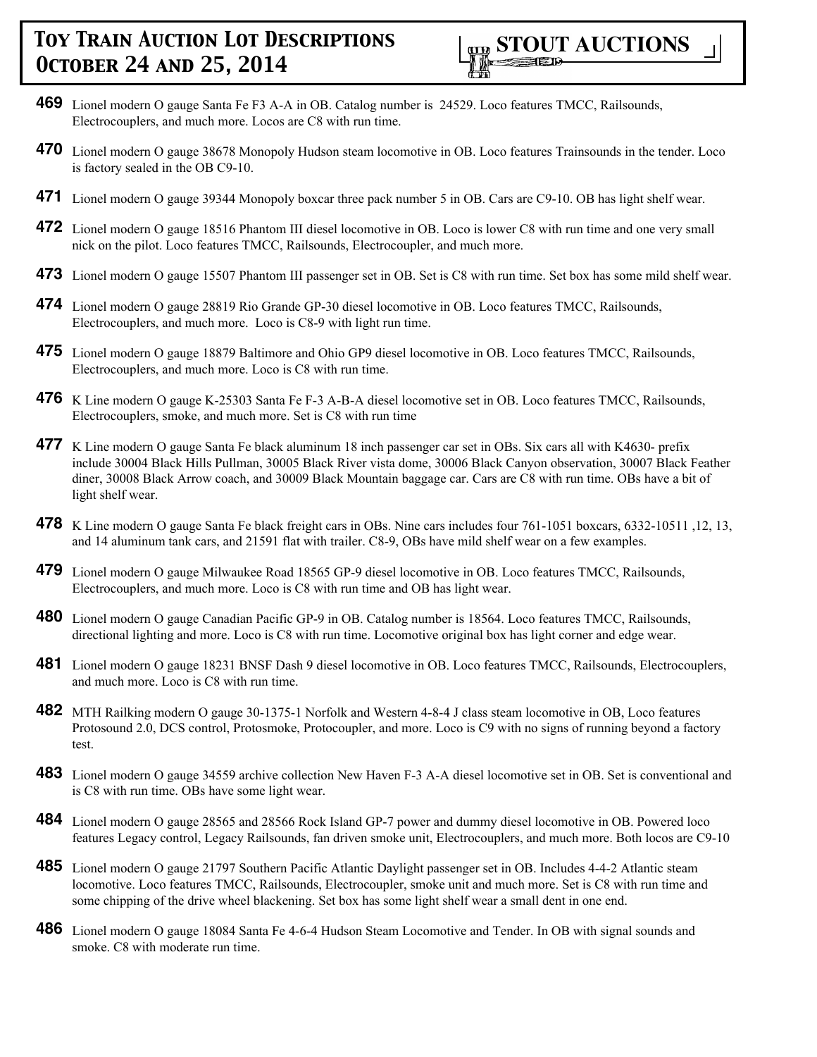**469** Lionel modern O gauge Santa Fe F3 A-A in OB. Catalog number is 24529. Loco features TMCC, Railsounds, Electrocouplers, and much more. Locos are C8 with run time.

**470** Lionel modern O gauge 38678 Monopoly Hudson steam locomotive in OB. Loco features Trainsounds in the tender. Loco is factory sealed in the OB C9-10.

**471** Lionel modern O gauge 39344 Monopoly boxcar three pack number 5 in OB. Cars are C9-10. OB has light shelf wear.

**472** Lionel modern O gauge 18516 Phantom III diesel locomotive in OB. Loco is lower C8 with run time and one very small nick on the pilot. Loco features TMCC, Railsounds, Electrocoupler, and much more.

**473** Lionel modern O gauge 15507 Phantom III passenger set in OB. Set is C8 with run time. Set box has some mild shelf wear.

**474** Lionel modern O gauge 28819 Rio Grande GP-30 diesel locomotive in OB. Loco features TMCC, Railsounds, Electrocouplers, and much more. Loco is C8-9 with light run time.

**475** Lionel modern O gauge 18879 Baltimore and Ohio GP9 diesel locomotive in OB. Loco features TMCC, Railsounds, Electrocouplers, and much more. Loco is C8 with run time.

**476** K Line modern O gauge K-25303 Santa Fe F-3 A-B-A diesel locomotive set in OB. Loco features TMCC, Railsounds, Electrocouplers, smoke, and much more. Set is C8 with run time

**477** K Line modern O gauge Santa Fe black aluminum 18 inch passenger car set in OBs. Six cars all with K4630- prefix include 30004 Black Hills Pullman, 30005 Black River vista dome, 30006 Black Canyon observation, 30007 Black Feather diner, 30008 Black Arrow coach, and 30009 Black Mountain baggage car. Cars are C8 with run time. OBs have a bit of light shelf wear.

**478** K Line modern O gauge Santa Fe black freight cars in OBs. Nine cars includes four 761-1051 boxcars, 6332-10511 ,12, 13, and 14 aluminum tank cars, and 21591 flat with trailer. C8-9, OBs have mild shelf wear on a few examples.

**479** Lionel modern O gauge Milwaukee Road 18565 GP-9 diesel locomotive in OB. Loco features TMCC, Railsounds, Electrocouplers, and much more. Loco is C8 with run time and OB has light wear.

**480** Lionel modern O gauge Canadian Pacific GP-9 in OB. Catalog number is 18564. Loco features TMCC, Railsounds, directional lighting and more. Loco is C8 with run time. Locomotive original box has light corner and edge wear.

**481** Lionel modern O gauge 18231 BNSF Dash 9 diesel locomotive in OB. Loco features TMCC, Railsounds, Electrocouplers, and much more. Loco is C8 with run time.

**482** MTH Railking modern O gauge 30-1375-1 Norfolk and Western 4-8-4 J class steam locomotive in OB, Loco features Protosound 2.0, DCS control, Protosmoke, Protocoupler, and more. Loco is C9 with no signs of running beyond a factory test.

**483** Lionel modern O gauge 34559 archive collection New Haven F-3 A-A diesel locomotive set in OB. Set is conventional and is C8 with run time. OBs have some light wear.

**484** Lionel modern O gauge 28565 and 28566 Rock Island GP-7 power and dummy diesel locomotive in OB. Powered loco features Legacy control, Legacy Railsounds, fan driven smoke unit, Electrocouplers, and much more. Both locos are C9-10

**485** Lionel modern O gauge 21797 Southern Pacific Atlantic Daylight passenger set in OB. Includes 4-4-2 Atlantic steam locomotive. Loco features TMCC, Railsounds, Electrocoupler, smoke unit and much more. Set is C8 with run time and some chipping of the drive wheel blackening. Set box has some light shelf wear a small dent in one end.

**486** Lionel modern O gauge 18084 Santa Fe 4-6-4 Hudson Steam Locomotive and Tender. In OB with signal sounds and smoke. C8 with moderate run time.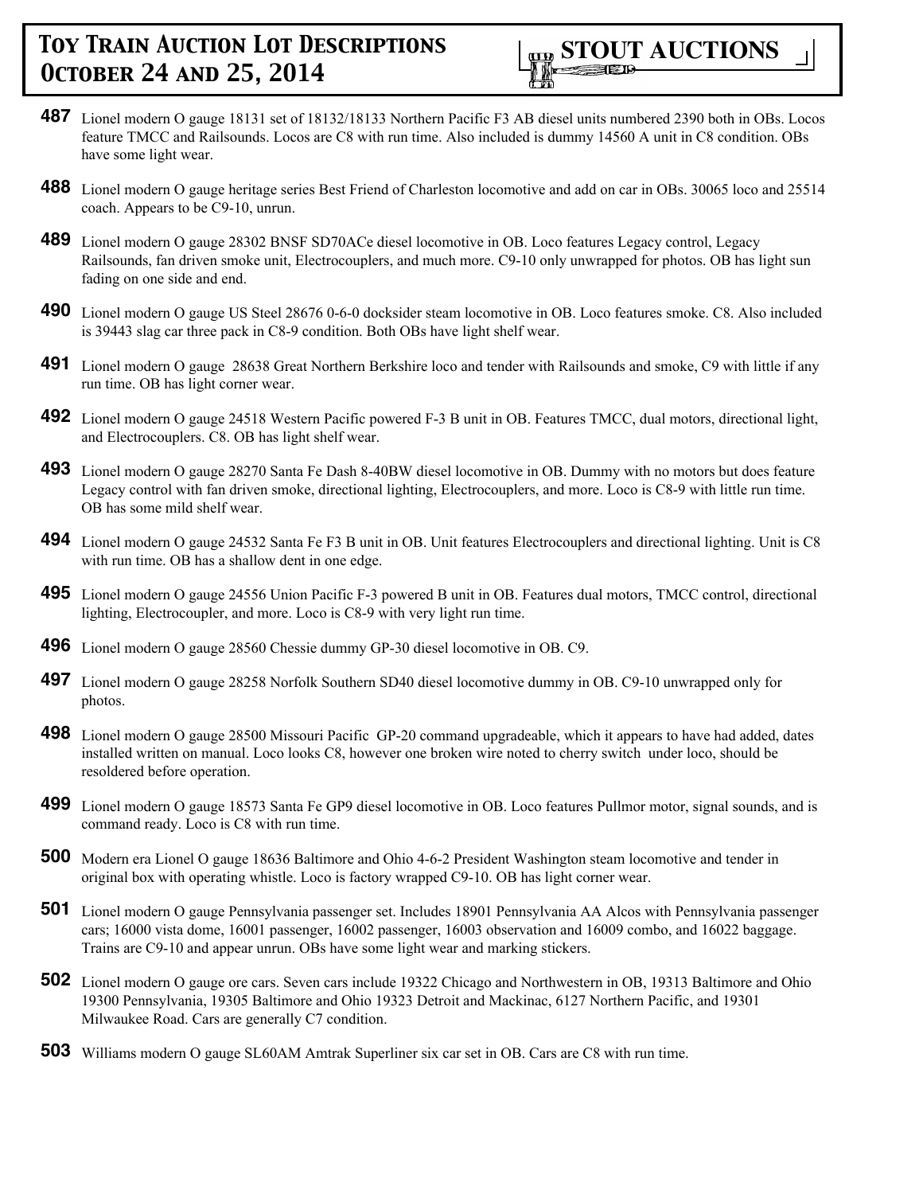**487** Lionel modern O gauge 18131 set of 18132/18133 Northern Pacific F3 AB diesel units numbered 2390 both in OBs. Locos feature TMCC and Railsounds. Locos are C8 with run time. Also included is dummy 14560 A unit in C8 condition. OBs have some light wear.

**488** Lionel modern O gauge heritage series Best Friend of Charleston locomotive and add on car in OBs. 30065 loco and 25514 coach. Appears to be C9-10, unrun.

**489** Lionel modern O gauge 28302 BNSF SD70ACe diesel locomotive in OB. Loco features Legacy control, Legacy Railsounds, fan driven smoke unit, Electrocouplers, and much more. C9-10 only unwrapped for photos. OB has light sun fading on one side and end.

**490** Lionel modern O gauge US Steel 28676 0-6-0 docksider steam locomotive in OB. Loco features smoke. C8. Also included is 39443 slag car three pack in C8-9 condition. Both OBs have light shelf wear.

**491** Lionel modern O gauge 28638 Great Northern Berkshire loco and tender with Railsounds and smoke, C9 with little if any run time. OB has light corner wear.

**492** Lionel modern O gauge 24518 Western Pacific powered F-3 B unit in OB. Features TMCC, dual motors, directional light, and Electrocouplers. C8. OB has light shelf wear.

**493** Lionel modern O gauge 28270 Santa Fe Dash 8-40BW diesel locomotive in OB. Dummy with no motors but does feature Legacy control with fan driven smoke, directional lighting, Electrocouplers, and more. Loco is C8-9 with little run time. OB has some mild shelf wear.

**494** Lionel modern O gauge 24532 Santa Fe F3 B unit in OB. Unit features Electrocouplers and directional lighting. Unit is C8 with run time. OB has a shallow dent in one edge.

**495** Lionel modern O gauge 24556 Union Pacific F-3 powered B unit in OB. Features dual motors, TMCC control, directional lighting, Electrocoupler, and more. Loco is C8-9 with very light run time.

**496** Lionel modern O gauge 28560 Chessie dummy GP-30 diesel locomotive in OB. C9.

**497** Lionel modern O gauge 28258 Norfolk Southern SD40 diesel locomotive dummy in OB. C9-10 unwrapped only for photos.

**498** Lionel modern O gauge 28500 Missouri Pacific GP-20 command upgradeable, which it appears to have had added, dates installed written on manual. Loco looks C8, however one broken wire noted to cherry switch under loco, should be resoldered before operation.

**499** Lionel modern O gauge 18573 Santa Fe GP9 diesel locomotive in OB. Loco features Pullmor motor, signal sounds, and is command ready. Loco is C8 with run time.

**500** Modern era Lionel O gauge 18636 Baltimore and Ohio 4-6-2 President Washington steam locomotive and tender in original box with operating whistle. Loco is factory wrapped C9-10. OB has light corner wear.

**501** Lionel modern O gauge Pennsylvania passenger set. Includes 18901 Pennsylvania AA Alcos with Pennsylvania passenger cars; 16000 vista dome, 16001 passenger, 16002 passenger, 16003 observation and 16009 combo, and 16022 baggage. Trains are C9-10 and appear unrun. OBs have some light wear and marking stickers.

**502** Lionel modern O gauge ore cars. Seven cars include 19322 Chicago and Northwestern in OB, 19313 Baltimore and Ohio 19300 Pennsylvania, 19305 Baltimore and Ohio 19323 Detroit and Mackinac, 6127 Northern Pacific, and 19301 Milwaukee Road. Cars are generally C7 condition.

**503** Williams modern O gauge SL60AM Amtrak Superliner six car set in OB. Cars are C8 with run time.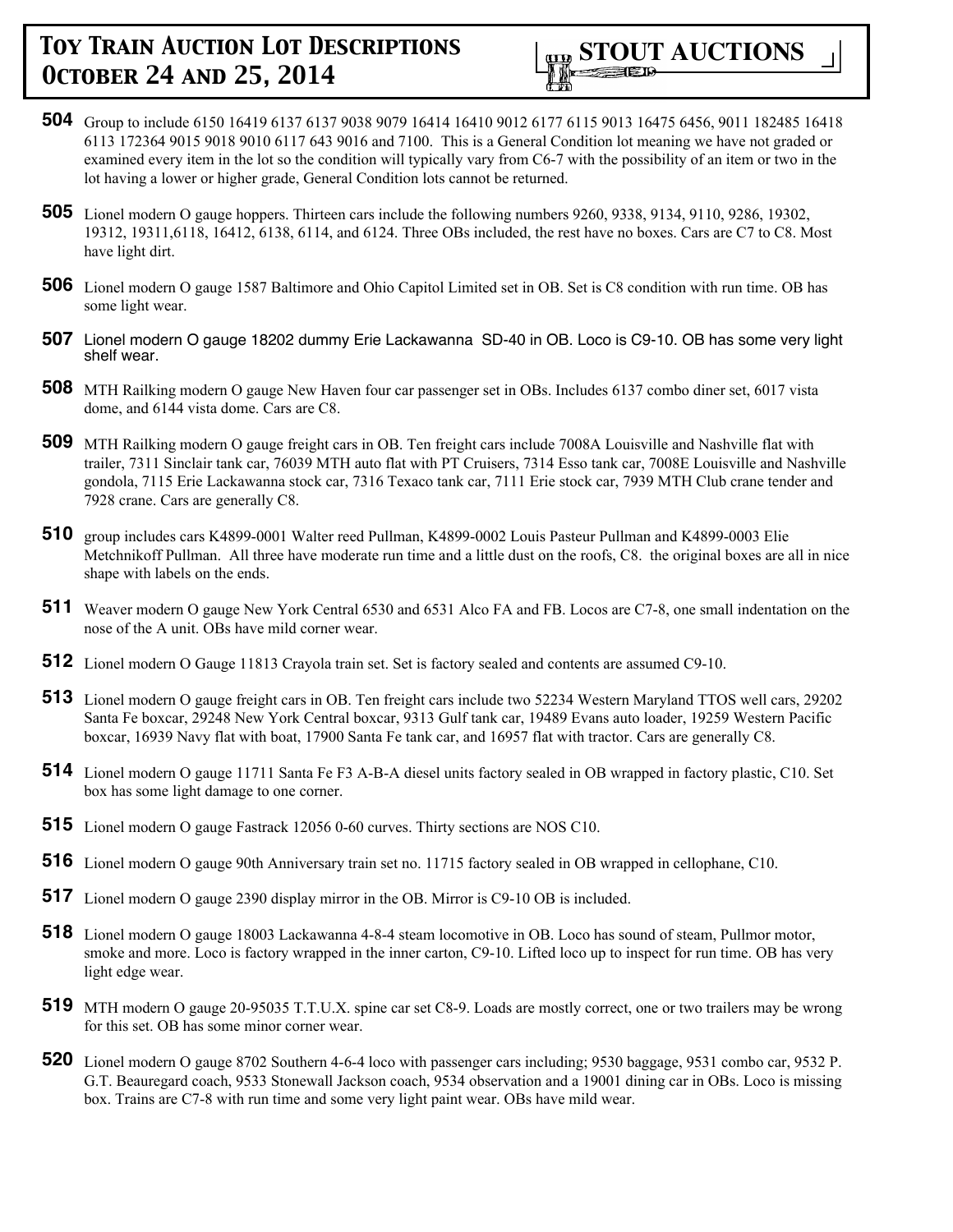**504** Group to include 6150 16419 6137 6137 9038 9079 16414 16410 9012 6177 6115 9013 16475 6456, 9011 182485 16418 6113 172364 9015 9018 9010 6117 643 9016 and 7100. This is a General Condition lot meaning we have not graded or examined every item in the lot so the condition will typically vary from C6-7 with the possibility of an item or two in the lot having a lower or higher grade, General Condition lots cannot be returned.

**505** Lionel modern O gauge hoppers. Thirteen cars include the following numbers 9260, 9338, 9134, 9110, 9286, 19302, 19312, 19311,6118, 16412, 6138, 6114, and 6124. Three OBs included, the rest have no boxes. Cars are C7 to C8. Most have light dirt.

**506** Lionel modern O gauge 1587 Baltimore and Ohio Capitol Limited set in OB. Set is C8 condition with run time. OB has some light wear.

**507** Lionel modern O gauge 18202 dummy Erie Lackawanna SD-40 in OB. Loco is C9-10. OB has some very light shelf wear.

**508** MTH Railking modern O gauge New Haven four car passenger set in OBs. Includes 6137 combo diner set, 6017 vista dome, and 6144 vista dome. Cars are C8.

**509** MTH Railking modern O gauge freight cars in OB. Ten freight cars include 7008A Louisville and Nashville flat with trailer, 7311 Sinclair tank car, 76039 MTH auto flat with PT Cruisers, 7314 Esso tank car, 7008E Louisville and Nashville gondola, 7115 Erie Lackawanna stock car, 7316 Texaco tank car, 7111 Erie stock car, 7939 MTH Club crane tender and 7928 crane. Cars are generally C8.

**510** group includes cars K4899-0001 Walter reed Pullman, K4899-0002 Louis Pasteur Pullman and K4899-0003 Elie Metchnikoff Pullman. All three have moderate run time and a little dust on the roofs, C8. the original boxes are all in nice shape with labels on the ends.

**511** Weaver modern O gauge New York Central 6530 and 6531 Alco FA and FB. Locos are C7-8, one small indentation on the nose of the A unit. OBs have mild corner wear.

**512** Lionel modern O Gauge 11813 Crayola train set. Set is factory sealed and contents are assumed C9-10.

**513** Lionel modern O gauge freight cars in OB. Ten freight cars include two 52234 Western Maryland TTOS well cars, 29202 Santa Fe boxcar, 29248 New York Central boxcar, 9313 Gulf tank car, 19489 Evans auto loader, 19259 Western Pacific boxcar, 16939 Navy flat with boat, 17900 Santa Fe tank car, and 16957 flat with tractor. Cars are generally C8.

**514** Lionel modern O gauge 11711 Santa Fe F3 A-B-A diesel units factory sealed in OB wrapped in factory plastic, C10. Set box has some light damage to one corner.

**515** Lionel modern O gauge Fastrack 12056 0-60 curves. Thirty sections are NOS C10.

**516** Lionel modern O gauge 90th Anniversary train set no. 11715 factory sealed in OB wrapped in cellophane, C10.

**517** Lionel modern O gauge 2390 display mirror in the OB. Mirror is C9-10 OB is included.

**518** Lionel modern O gauge 18003 Lackawanna 4-8-4 steam locomotive in OB. Loco has sound of steam, Pullmor motor, smoke and more. Loco is factory wrapped in the inner carton, C9-10. Lifted loco up to inspect for run time. OB has very light edge wear.

**519** MTH modern O gauge 20-95035 T.T.U.X. spine car set C8-9. Loads are mostly correct, one or two trailers may be wrong for this set. OB has some minor corner wear.

**520** Lionel modern O gauge 8702 Southern 4-6-4 loco with passenger cars including; 9530 baggage, 9531 combo car, 9532 P. G.T. Beauregard coach, 9533 Stonewall Jackson coach, 9534 observation and a 19001 dining car in OBs. Loco is missing box. Trains are C7-8 with run time and some very light paint wear. OBs have mild wear.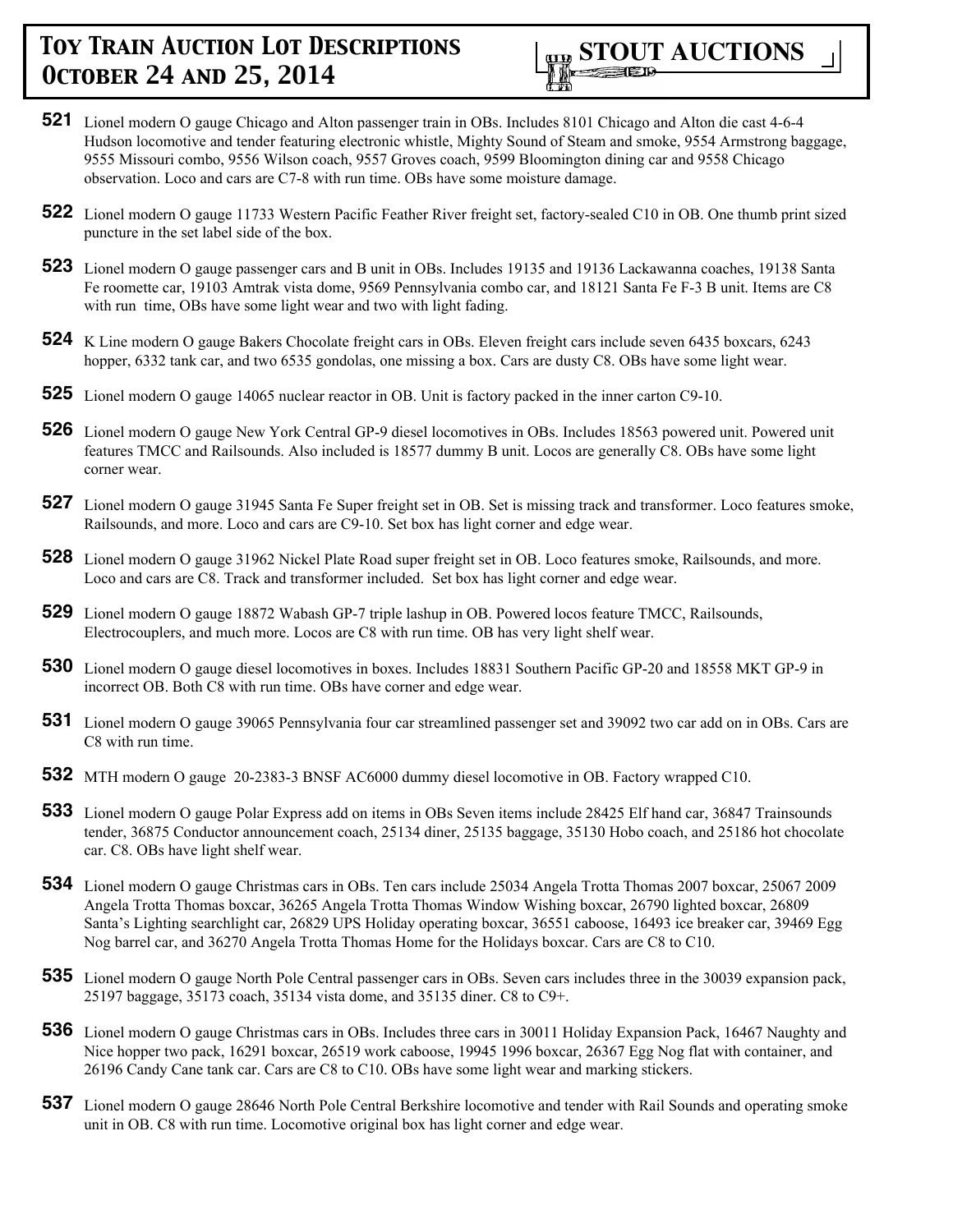**521** Lionel modern O gauge Chicago and Alton passenger train in OBs. Includes 8101 Chicago and Alton die cast 4-6-4 Hudson locomotive and tender featuring electronic whistle, Mighty Sound of Steam and smoke, 9554 Armstrong baggage, 9555 Missouri combo, 9556 Wilson coach, 9557 Groves coach, 9599 Bloomington dining car and 9558 Chicago observation. Loco and cars are C7-8 with run time. OBs have some moisture damage.

**522** Lionel modern O gauge 11733 Western Pacific Feather River freight set, factory-sealed C10 in OB. One thumb print sized puncture in the set label side of the box.

**523** Lionel modern O gauge passenger cars and B unit in OBs. Includes 19135 and 19136 Lackawanna coaches, 19138 Santa Fe roomette car, 19103 Amtrak vista dome, 9569 Pennsylvania combo car, and 18121 Santa Fe F-3 B unit. Items are C8 with run time, OBs have some light wear and two with light fading.

**524** K Line modern O gauge Bakers Chocolate freight cars in OBs. Eleven freight cars include seven 6435 boxcars, 6243 hopper, 6332 tank car, and two 6535 gondolas, one missing a box. Cars are dusty C8. OBs have some light wear.

**525** Lionel modern O gauge 14065 nuclear reactor in OB. Unit is factory packed in the inner carton C9-10.

**526** Lionel modern O gauge New York Central GP-9 diesel locomotives in OBs. Includes 18563 powered unit. Powered unit features TMCC and Railsounds. Also included is 18577 dummy B unit. Locos are generally C8. OBs have some light corner wear.

**527** Lionel modern O gauge 31945 Santa Fe Super freight set in OB. Set is missing track and transformer. Loco features smoke, Railsounds, and more. Loco and cars are C9-10. Set box has light corner and edge wear.

**528** Lionel modern O gauge 31962 Nickel Plate Road super freight set in OB. Loco features smoke, Railsounds, and more. Loco and cars are C8. Track and transformer included. Set box has light corner and edge wear.

**529** Lionel modern O gauge 18872 Wabash GP-7 triple lashup in OB. Powered locos feature TMCC, Railsounds, Electrocouplers, and much more. Locos are C8 with run time. OB has very light shelf wear.

**530** Lionel modern O gauge diesel locomotives in boxes. Includes 18831 Southern Pacific GP-20 and 18558 MKT GP-9 in incorrect OB. Both C8 with run time. OBs have corner and edge wear.

**531** Lionel modern O gauge 39065 Pennsylvania four car streamlined passenger set and 39092 two car add on in OBs. Cars are C8 with run time.

**532** MTH modern O gauge 20-2383-3 BNSF AC6000 dummy diesel locomotive in OB. Factory wrapped C10.

**533** Lionel modern O gauge Polar Express add on items in OBs Seven items include 28425 Elf hand car, 36847 Trainsounds tender, 36875 Conductor announcement coach, 25134 diner, 25135 baggage, 35130 Hobo coach, and 25186 hot chocolate car. C8. OBs have light shelf wear.

**534** Lionel modern O gauge Christmas cars in OBs. Ten cars include 25034 Angela Trotta Thomas 2007 boxcar, 25067 2009 Angela Trotta Thomas boxcar, 36265 Angela Trotta Thomas Window Washing boxcar, 26790 lighted boxcar, 26809 Santa's Lighting searchlight car, 26829 UPS Holiday operating boxcar, 36551 caboose, 16493 ice breaker car, 39469 Egg Nog barrel car, and 36270 Angela Trotta Thomas Home for the Holidays boxcar. Cars are C8 to C10.

**535** Lionel modern O gauge North Pole Central passenger cars in OBs. Seven cars includes three in the 30039 expansion pack, 25197 baggage, 35173 coach, 35134 vista dome, and 35135 diner. C8 to C9+.

**536** Lionel modern O gauge Christmas cars in OBs. Includes three cars in 30011 Holiday Expansion Pack, 16467 Naughty and Nice hopper two pack, 16291 boxcar, 26519 work caboose, 19945 1996 boxcar, 26367 Egg Nog flat with container, and 26196 Candy Cane tank car. Cars are C8 to C10. OBs have some light wear and marking stickers.

**537** Lionel modern O gauge 28646 North Pole Central Berkshire locomotive and tender with Rail Sounds and operating smoke unit in OB. C8 with run time. Locomotive original box has light corner and edge wear.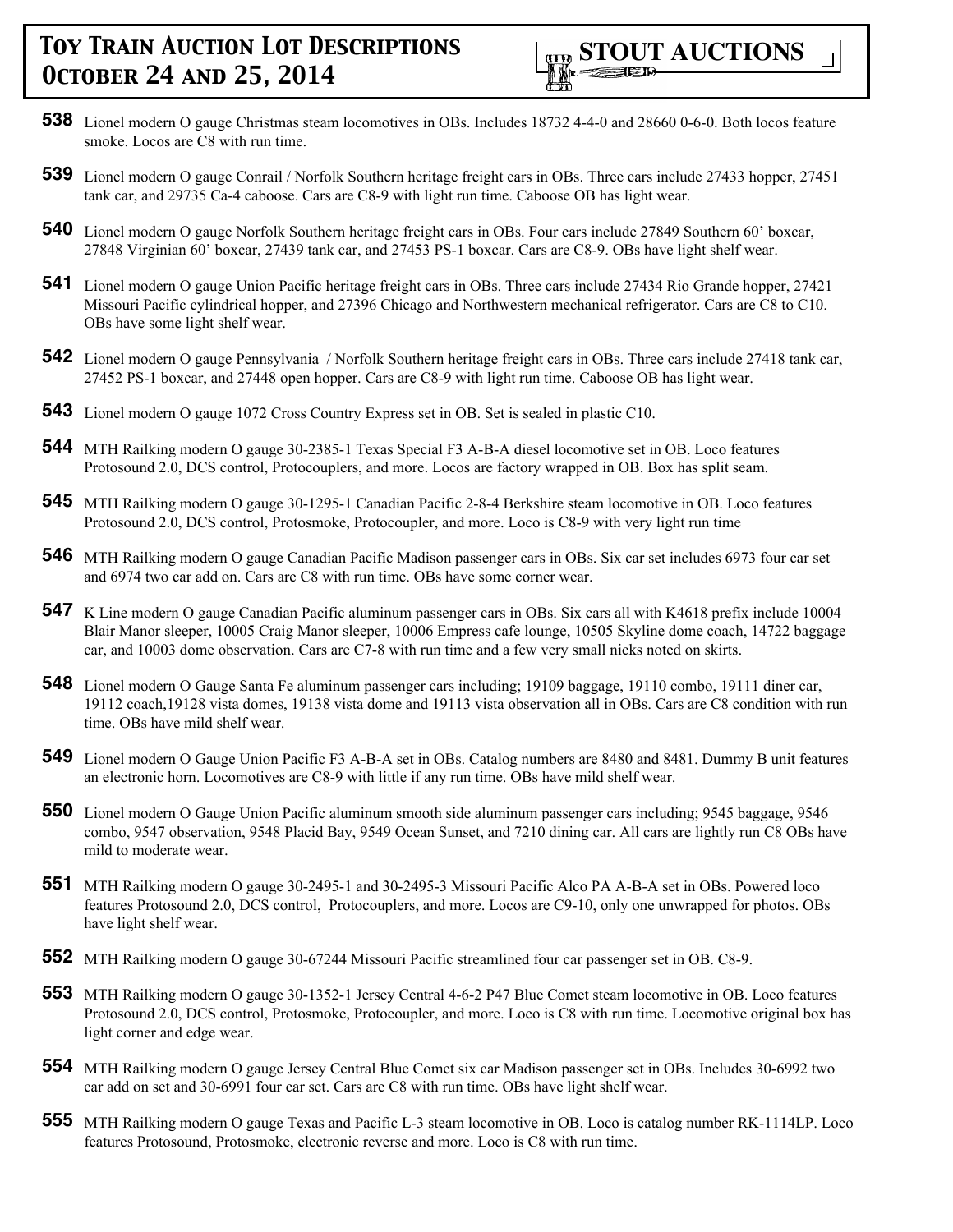**538** Lionel modern O gauge Christmas steam locomotives in OBs. Includes 18732 4-4-0 and 28660 0-6-0. Both locos feature smoke. Locos are C8 with run time.

**539** Lionel modern O gauge Conrail / Norfolk Southern heritage freight cars in OBs. Three cars include 27433 hopper, 27451 tank car, and 29735 Ca-4 caboose. Cars are C8-9 with light run time. Caboose OB has light wear.

**540** Lionel modern O gauge Norfolk Southern heritage freight cars in OBs. Four cars include 27849 Southern 60' boxcar, 27848 Virginian 60' boxcar, 27439 tank car, and 27453 PS-1 boxcar. Cars are C8-9. OBs have light shelf wear.

**541** Lionel modern O gauge Union Pacific heritage freight cars in OBs. Three cars include 27434 Rio Grande hopper, 27421 Missouri Pacific cylindrical hopper, and 27396 Chicago and Northwestern mechanical refrigerator. Cars are C8 to C10. OBs have some light shelf wear.

**542** Lionel modern O gauge Pennsylvania / Norfolk Southern heritage freight cars in OBs. Three cars include 27418 tank car, 27452 PS-1 boxcar, and 27448 open hopper. Cars are C8-9 with light run time. Caboose OB has light wear.

**543** Lionel modern O gauge 1072 Cross Country Express set in OB. Set is sealed in plastic C10.

**544** MTH Railking modern O gauge 30-2385-1 Texas Special F3 A-B-A diesel locomotive set in OB. Loco features Protosound 2.0, DCS control, Protocouplers, and more. Locos are factory wrapped in OB. Box has split seam.

**545** MTH Railking modern O gauge 30-1295-1 Canadian Pacific 2-8-4 Berkshire steam locomotive in OB. Loco features Protosound 2.0, DCS control, Protosmoke, Protocoupler, and more. Loco is C8-9 with very light run time

**546** MTH Railking modern O gauge Canadian Pacific Madison passenger cars in OBs. Six car set includes 6973 four car set and 6974 two car add on. Cars are C8 with run time. OBs have some corner wear.

**547** K Line modern O gauge Canadian Pacific aluminum passenger cars in OBs. Six cars all with K4618 prefix include 10004 Blair Manor sleeper, 10005 Craig Manor sleeper, 10006 Empress cafe lounge, 10505 Skyline dome coach, 14722 baggage car, and 10003 dome observation. Cars are C7-8 with run time and a few very small nicks noted on skirts.

**548** Lionel modern O Gauge Santa Fe aluminum passenger cars including; 19109 baggage, 19110 combo, 19111 diner car, 19112 coach,19128 vista domes, 19138 vista dome and 19113 vista observation all in OBs. Cars are C8 condition with run time. OBs have mild shelf wear.

**549** Lionel modern O Gauge Union Pacific F3 A-B-A set in OBs. Catalog numbers are 8480 and 8481. Dummy B unit features an electronic horn. Locomotives are C8-9 with little if any run time. OBs have mild shelf wear.

**550** Lionel modern O Gauge Union Pacific aluminum smooth side aluminum passenger cars including; 9545 baggage, 9546 combo, 9547 observation, 9548 Placid Bay, 9549 Ocean Sunset, and 7210 dining car. All cars are lightly run C8 OBs have mild to moderate wear.

**551** MTH Railking modern O gauge 30-2495-1 and 30-2495-3 Missouri Pacific Alco PA A-B-A set in OBs. Powered loco features Protosound 2.0, DCS control, Protocouplers, and more. Locos are C9-10, only one unwrapped for photos. OBs have light shelf wear.

**552** MTH Railking modern O gauge 30-67244 Missouri Pacific streamlined four car passenger set in OB. C8-9.

**553** MTH Railking modern O gauge 30-1352-1 Jersey Central 4-6-2 P47 Blue Comet steam locomotive in OB. Loco features Protosound 2.0, DCS control, Protosmoke, Protocoupler, and more. Loco is C8 with run time. Locomotive original box has light corner and edge wear.

**554** MTH Railking modern O gauge Jersey Central Blue Comet six car Madison passenger set in OBs. Includes 30-6992 two car add on set and 30-6991 four car set. Cars are C8 with run time. OBs have light shelf wear.

**555** MTH Railking modern O gauge Texas and Pacific L-3 steam locomotive in OB. Loco is catalog number RK-1114LP. Loco features Protosound, Protosmoke, electronic reverse and more. Loco is C8 with run time.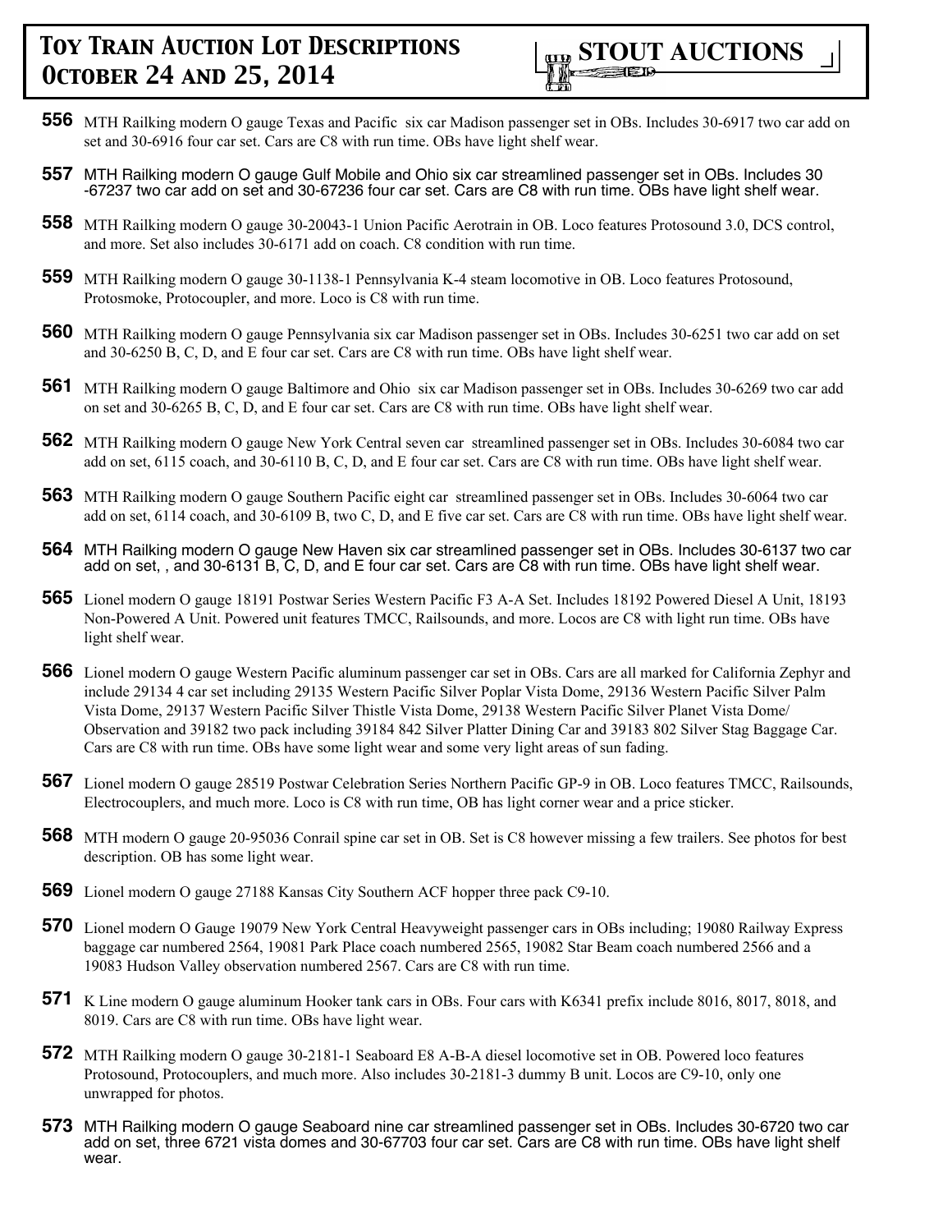**556** MTH Railking modern O gauge Texas and Pacific six car Madison passenger set in OBs. Includes 30-6917 two car add on set and 30-6916 four car set. Cars are C8 with run time. OBs have light shelf wear.

**557** MTH Railking modern O gauge Gulf Mobile and Ohio six car streamlined passenger set in OBs. Includes 30 -67237 two car add on set and 30-67236 four car set. Cars are C8 with run time. OBs have light shelf wear.

**558** MTH Railking modern O gauge 30-20043-1 Union Pacific Aerotrain in OB. Loco features Protosound 3.0, DCS control, and more. Set also includes 30-6171 add on coach. C8 condition with run time.

**559** MTH Railking modern O gauge 30-1138-1 Pennsylvania K-4 steam locomotive in OB. Loco features Protosound, Protosmoke, Protocoupler, and more. Loco is C8 with run time.

**560** MTH Railking modern O gauge Pennsylvania six car Madison passenger set in OBs. Includes 30-6251 two car add on set and 30-6250 B, C, D, and E four car set. Cars are C8 with run time. OBs have light shelf wear.

**561** MTH Railking modern O gauge Baltimore and Ohio six car Madison passenger set in OBs. Includes 30-6269 two car add on set and 30-6265 B, C, D, and E four car set. Cars are C8 with run time. OBs have light shelf wear.

**562** MTH Railking modern O gauge New York Central seven car streamlined passenger set in OBs. Includes 30-6084 two car add on set, 6115 coach, and 30-6110 B, C, D, and E four car set. Cars are C8 with run time. OBs have light shelf wear.

**563** MTH Railking modern O gauge Southern Pacific eight car streamlined passenger set in OBs. Includes 30-6064 two car add on set, 6114 coach, and 30-6109 B, two C, D, and E five car set. Cars are C8 with run time. OBs have light shelf wear.

**564** MTH Railking modern O gauge New Haven six car streamlined passenger set in OBs. Includes 30-6137 two car add on set, , and 30-6131 B, C, D, and E four car set. Cars are C8 with run time. OBs have light shelf wear.

**565** Lionel modern O gauge 18191 Postwar Series Western Pacific F3 A-A Set. Includes 18192 Powered Diesel A Unit, 18193 Non-Powered A Unit. Powered unit features TMCC, Railsounds, and more. Locos are C8 with light run time. OBs have light shelf wear.

**566** Lionel modern O gauge Western Pacific aluminum passenger car set in OBs. Cars are all marked for California Zephyr and include 29134 4 car set including 29135 Western Pacific Silver Poplar Vista Dome, 29136 Western Pacific Silver Palm Vista Dome, 29137 Western Pacific Silver Thistle Vista Dome, 29138 Western Pacific Silver Planet Vista Dome/ Observation and 39182 two pack including 39184 842 Silver Platter Dining Car and 39183 802 Silver Stag Baggage Car. Cars are C8 with run time. OBs have some light wear and some very light areas of sun fading.

**567** Lionel modern O gauge 28519 Postwar Celebration Series Northern Pacific GP-9 in OB. Loco features TMCC, Railsounds, Electrocouplers, and much more. Loco is C8 with run time, OB has light corner wear and a price sticker.

**568** MTH modern O gauge 20-95036 Conrail spine car set in OB. Set is C8 however missing a few trailers. See photos for best description. OB has some light wear.

**569** Lionel modern O gauge 27188 Kansas City Southern ACF hopper three pack C9-10.

**570** Lionel modern O Gauge 19079 New York Central Heavyweight passenger cars in OBs including; 19080 Railway Express baggage car numbered 2564, 19081 Park Place coach numbered 2565, 19082 Star Beam coach numbered 2566 and a 19083 Hudson Valley observation numbered 2567. Cars are C8 with run time.

**571** K Line modern O gauge aluminum Hooker tank cars in OBs. Four cars with K6341 prefix include 8016, 8017, 8018, and 8019. Cars are C8 with run time. OBs have light wear.

**572** MTH Railking modern O gauge 30-2181-1 Seaboard E8 A-B-A diesel locomotive set in OB. Powered loco features Protosound, Protocouplers, and much more. Also includes 30-2181-3 dummy B unit. Locos are C9-10, only one unwrapped for photos.

**573** MTH Railking modern O gauge Seaboard nine car streamlined passenger set in OBs. Includes 30-6720 two car add on set, three 6721 vista domes and 30-67703 four car set. Cars are C8 with run time. OBs have light shelf wear.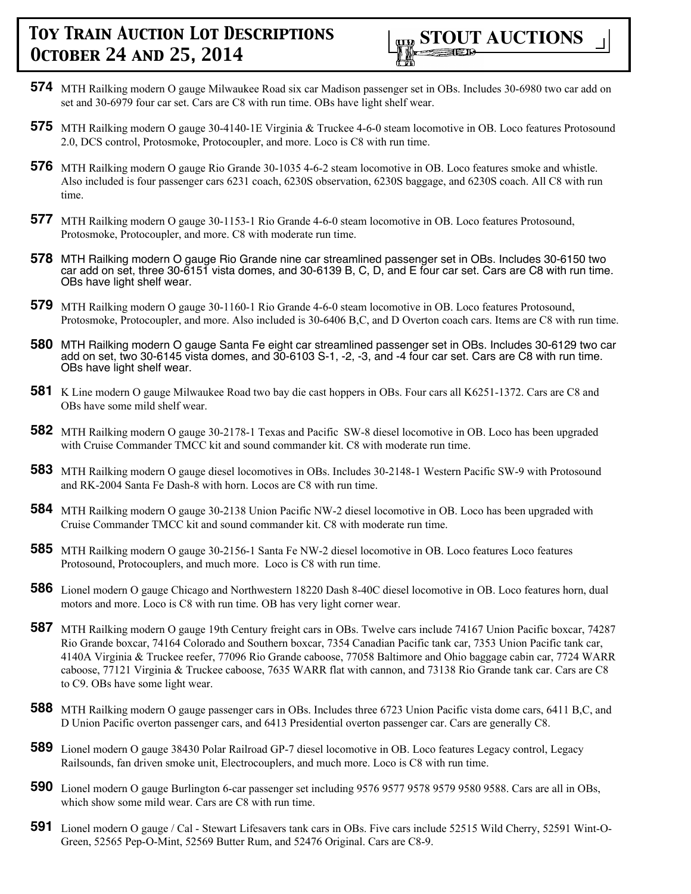**574** MTH Railking modern O gauge Milwaukee Road six car Madison passenger set in OBs. Includes 30-6980 two car add on set and 30-6979 four car set. Cars are C8 with run time. OBs have light shelf wear.

**575** MTH Railking modern O gauge 30-4140-1E Virginia & Truckee 4-6-0 steam locomotive in OB. Loco features Protosound 2.0, DCS control, Protosmoke, Protocoupler, and more. Loco is C8 with run time.

**576** MTH Railking modern O gauge Rio Grande 30-1035 4-6-2 steam locomotive in OB. Loco features smoke and whistle. Also included is four passenger cars 6231 coach, 6230S observation, 6230S baggage, and 6230S coach. All C8 with run time.

**577** MTH Railking modern O gauge 30-1153-1 Rio Grande 4-6-0 steam locomotive in OB. Loco features Protosound, Protosmoke, Protocoupler, and more. C8 with moderate run time.

**578** MTH Railking modern O gauge Rio Grande nine car streamlined passenger set in OBs. Includes 30-6150 two car add on set, three 30-6151 vista domes, and 30-6139 B, C, D, and E four car set. Cars are C8 with run time. OBs have light shelf wear.

**579** MTH Railking modern O gauge 30-1160-1 Rio Grande 4-6-0 steam locomotive in OB. Loco features Protosound, Protosmoke, Protocoupler, and more. Also included is 30-6406 B,C, and D Overton coach cars. Items are C8 with run time.

**580** MTH Railking modern O gauge Santa Fe eight car streamlined passenger set in OBs. Includes 30-6129 two car add on set, two 30-6145 vista domes, and 30-6103 S-1, -2, -3, and -4 four car set. Cars are C8 with run time. OBs have light shelf wear.

**581** K Line modern O gauge Milwaukee Road two bay die cast hoppers in OBs. Four cars all K6251-1372. Cars are C8 and OBs have some mild shelf wear.

**582** MTH Railking modern O gauge 30-2178-1 Texas and Pacific SW-8 diesel locomotive in OB. Loco has been upgraded with Cruise Commander TMCC kit and sound commander kit. C8 with moderate run time.

**583** MTH Railking modern O gauge diesel locomotives in OBs. Includes 30-2148-1 Western Pacific SW-9 with Protosound and RK-2004 Santa Fe Dash-8 with horn. Locos are C8 with run time.

**584** MTH Railking modern O gauge 30-2138 Union Pacific NW-2 diesel locomotive in OB. Loco has been upgraded with Cruise Commander TMCC kit and sound commander kit. C8 with moderate run time.

**585** MTH Railking modern O gauge 30-2156-1 Santa Fe NW-2 diesel locomotive in OB. Loco features Loco features Protosound, Protocouplers, and much more. Loco is C8 with run time.

**586** Lionel modern O gauge Chicago and Northwestern 18220 Dash 8-40C diesel locomotive in OB. Loco features horn, dual motors and more. Loco is C8 with run time. OB has very light corner wear.

**587** MTH Railking modern O gauge 19th Century freight cars in OBs. Twelve cars include 74167 Union Pacific boxcar, 74287 Rio Grande boxcar, 74164 Colorado and Southern boxcar, 7354 Canadian Pacific tank car, 7353 Union Pacific tank car, 4140A Virginia & Truckee reefer, 77096 Rio Grande caboose, 77058 Baltimore and Ohio baggage cabin car, 7724 WARR caboose, 77121 Virginia & Truckee caboose, 7635 WARR flat with cannon, and 73138 Rio Grande tank car. Cars are C8 to C9. OBs have some light wear.

**588** MTH Railking modern O gauge passenger cars in OBs. Includes three 6723 Union Pacific vista dome cars, 6411 B,C, and D Union Pacific overton passenger cars, and 6413 Presidential overton passenger car. Cars are generally C8.

**589** Lionel modern O gauge 38430 Polar Railroad GP-7 diesel locomotive in OB. Loco features Legacy control, Legacy Railsounds, fan driven smoke unit, Electrocouplers, and much more. Loco is C8 with run time.

**590** Lionel modern O gauge Burlington 6-car passenger set including 9576 9577 9578 9579 9580 9588. Cars are all in OBs, which show some mild wear. Cars are C8 with run time.

**591** Lionel modern O gauge / Cal - Stewart Lifesavers tank cars in OBs. Five cars include 52515 Wild Cherry, 52591 Wint-O-Green, 52565 Pep-O-Mint, 52569 Butter Rum, and 52476 Original. Cars are C8-9.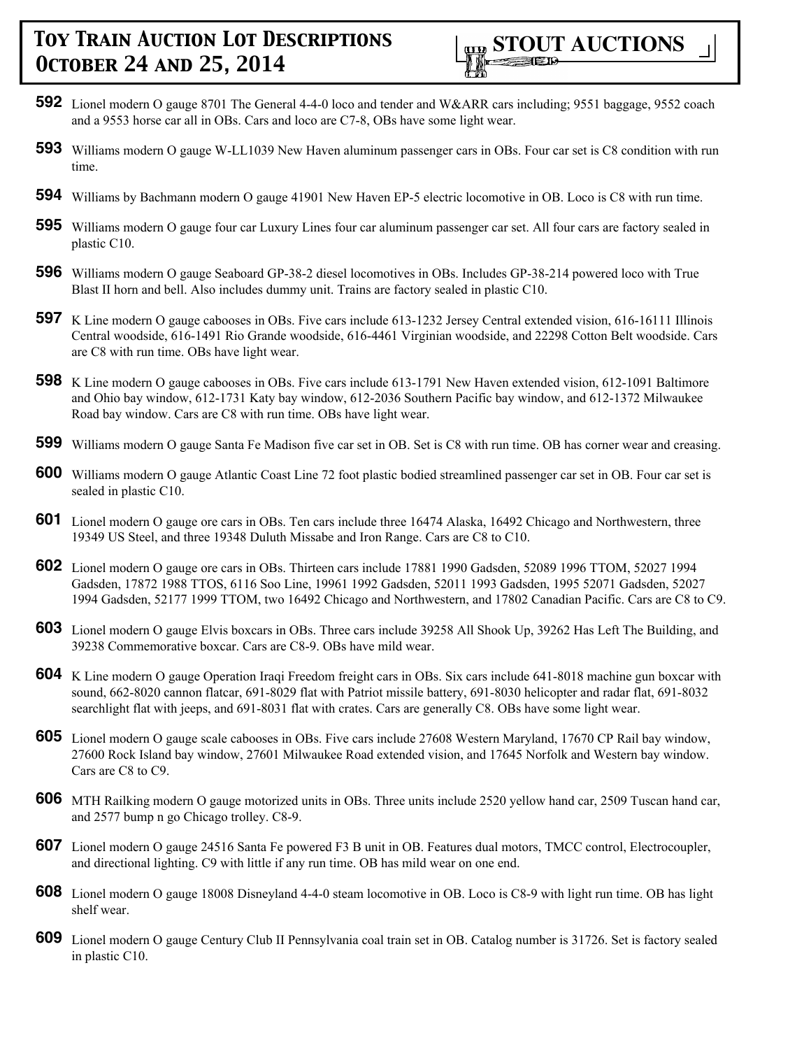**592** Lionel modern O gauge 8701 The General 4-4-0 loco and tender and W&ARR cars including; 9551 baggage, 9552 coach and a 9553 horse car all in OBs. Cars and loco are C7-8, OBs have some light wear.

**593** Williams modern O gauge W-LL1039 New Haven aluminum passenger cars in OBs. Four car set is C8 condition with run time.

**594** Williams by Bachmann modern O gauge 41901 New Haven EP-5 electric locomotive in OB. Loco is C8 with run time.

**595** Williams modern O gauge four car Luxury Lines four car aluminum passenger car set. All four cars are factory sealed in plastic C10.

**596** Williams modern O gauge Seaboard GP-38-2 diesel locomotives in OBs. Includes GP-38-214 powered loco with True Blast II horn and bell. Also includes dummy unit. Trains are factory sealed in plastic C10.

**597** K Line modern O gauge cabooses in OBs. Five cars include 613-1232 Jersey Central extended vision, 616-16111 Illinois Central woodside, 616-1491 Rio Grande woodside, 616-4461 Virginian woodside, and 22298 Cotton Belt woodside. Cars are C8 with run time. OBs have light wear.

**598** K Line modern O gauge cabooses in OBs. Five cars include 613-1791 New Haven extended vision, 612-1091 Baltimore and Ohio bay window, 612-1731 Katy bay window, 612-2036 Southern Pacific bay window, and 612-1372 Milwaukee Road bay window. Cars are C8 with run time. OBs have light wear.

**599** Williams modern O gauge Santa Fe Madison five car set in OB. Set is C8 with run time. OB has corner wear and creasing.

**600** Williams modern O gauge Atlantic Coast Line 72 foot plastic bodied streamlined passenger car set in OB. Four car set is sealed in plastic C10.

**601** Lionel modern O gauge ore cars in OBs. Ten cars include three 16474 Alaska, 16492 Chicago and Northwestern, three 19349 US Steel, and three 19348 Duluth Missabe and Iron Range. Cars are C8 to C10.

**602** Lionel modern O gauge ore cars in OBs. Thirteen cars include 17881 1990 Gadsden, 52089 1996 TTOM, 52027 1994 Gadsden, 17872 1988 TTOS, 6116 Soo Line, 19961 1992 Gadsden, 52011 1993 Gadsden, 1995 52071 Gadsden, 52027 1994 Gadsden, 52177 1999 TTOM, two 16492 Chicago and Northwestern, and 17802 Canadian Pacific. Cars are C8 to C9.

**603** Lionel modern O gauge Elvis boxcars in OBs. Three cars include 39258 All Shook Up, 39262 Has Left The Building, and 39238 Commemorative boxcar. Cars are C8-9. OBs have mild wear.

**604** K Line modern O gauge Operation Iraqi Freedom freight cars in OBs. Six cars include 641-8018 machine gun boxcar with sound, 662-8020 cannon flatcar, 691-8029 flat with Patriot missile battery, 691-8030 helicopter and radar flat, 691-8032 searchlight flat with jeeps, and 691-8031 flat with crates. Cars are generally C8. OBs have some light wear.

**605** Lionel modern O gauge scale cabooses in OBs. Five cars include 27608 Western Maryland, 17670 CP Rail bay window, 27600 Rock Island bay window, 27601 Milwaukee Road extended vision, and 17645 Norfolk and Western bay window. Cars are C8 to C9.

**606** MTH Railking modern O gauge motorized units in OBs. Three units include 2520 yellow hand car, 2509 Tuscan hand car, and 2577 bump n go Chicago trolley. C8-9.

**607** Lionel modern O gauge 24516 Santa Fe powered F3 B unit in OB. Features dual motors, TMCC control, Electrocoupler, and directional lighting. C9 with little if any run time. OB has mild wear on one end.

**608** Lionel modern O gauge 18008 Disneyland 4-4-0 steam locomotive in OB. Loco is C8-9 with light run time. OB has light shelf wear.

**609** Lionel modern O gauge Century Club II Pennsylvania coal train set in OB. Catalog number is 31726. Set is factory sealed in plastic C10.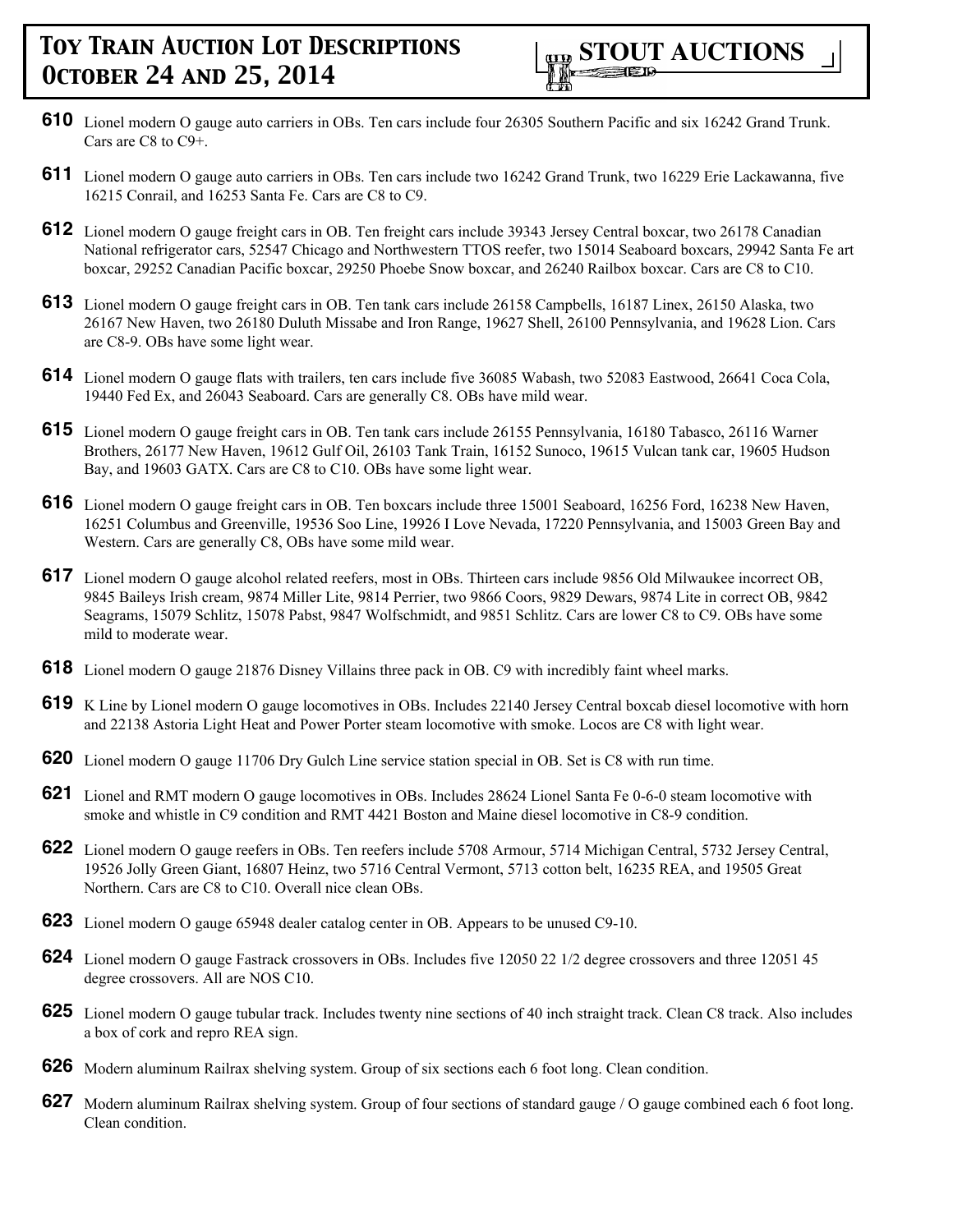**610** Lionel modern O gauge auto carriers in OBs. Ten cars include four 26305 Southern Pacific and six 16242 Grand Trunk. Cars are C8 to C9+.

**611** Lionel modern O gauge auto carriers in OBs. Ten cars include two 16242 Grand Trunk, two 16229 Erie Lackawanna, five 16215 Conrail, and 16253 Santa Fe. Cars are C8 to C9.

**612** Lionel modern O gauge freight cars in OB. Ten freight cars include 39343 Jersey Central boxcar, two 26178 Canadian National refrigerator cars, 52547 Chicago and Northwestern TTOS reefer, two 15014 Seaboard boxcars, 29942 Santa Fe art boxcar, 29252 Canadian Pacific boxcar, 29250 Phoebe Snow boxcar, and 26240 Railbox boxcar. Cars are C8 to C10.

**613** Lionel modern O gauge freight cars in OB. Ten tank cars include 26158 Campbells, 16187 Linex, 26150 Alaska, two 26167 New Haven, two 26180 Duluth Missabe and Iron Range, 19627 Shell, 26100 Pennsylvania, and 19628 Lion. Cars are C8-9. OBs have some light wear.

**614** Lionel modern O gauge flats with trailers, ten cars include five 36085 Wabash, two 52083 Eastwood, 26641 Coca Cola, 19440 Fed Ex, and 26043 Seaboard. Cars are generally C8. OBs have mild wear.

**615** Lionel modern O gauge freight cars in OB. Ten tank cars include 26155 Pennsylvania, 16180 Tabasco, 26116 Warner Brothers, 26177 New Haven, 19612 Gulf Oil, 26103 Tank Train, 16152 Sunoco, 19615 Vulcan tank car, 19605 Hudson Bay, and 19603 GATX. Cars are C8 to C10. OBs have some light wear.

**616** Lionel modern O gauge freight cars in OB. Ten boxcars include three 15001 Seaboard, 16256 Ford, 16238 New Haven, 16251 Columbus and Greenville, 19536 Soo Line, 19926 I Love Nevada, 17220 Pennsylvania, and 15003 Green Bay and Western. Cars are generally C8, OBs have some mild wear.

**617** Lionel modern O gauge alcohol related reefers, most in OBs. Thirteen cars include 9856 Old Milwaukee incorrect OB, 9845 Baileys Irish cream, 9874 Miller Lite, 9814 Perrier, two 9866 Coors, 9829 Dewars, 9874 Lite in correct OB, 9842 Seagrams, 15079 Schlitz, 15078 Pabst, 9847 Wolfschmidt, and 9851 Schlitz. Cars are lower C8 to C9. OBs have some mild to moderate wear.

**618** Lionel modern O gauge 21876 Disney Villains three pack in OB. C9 with incredibly faint wheel marks.

**619** K Line by Lionel modern O gauge locomotives in OBs. Includes 22140 Jersey Central boxcab diesel locomotive with horn and 22138 Astoria Light Heat and Power Porter steam locomotive with smoke. Locos are C8 with light wear.

**620** Lionel modern O gauge 11706 Dry Gulch Line service station special in OB. Set is C8 with run time.

**621** Lionel and RMT modern O gauge locomotives in OBs. Includes 28624 Lionel Santa Fe 0-6-0 steam locomotive with smoke and whistle in C9 condition and RMT 4421 Boston and Maine diesel locomotive in C8-9 condition.

**622** Lionel modern O gauge reefers in OBs. Ten reefers include 5708 Armour, 5714 Michigan Central, 5732 Jersey Central, 19526 Jolly Green Giant, 16807 Heinz, two 5716 Central Vermont, 5713 cotton belt, 16235 REA, and 19505 Great Northern. Cars are C8 to C10. Overall nice clean OBs.

**623** Lionel modern O gauge 65948 dealer catalog center in OB. Appears to be unused C9-10.

**624** Lionel modern O gauge Fastrack crossovers in OBs. Includes five 12050 22 1/2 degree crossovers and three 12051 45 degree crossovers. All are NOS C10.

**625** Lionel modern O gauge tubular track. Includes twenty nine sections of 40 inch straight track. Clean C8 track. Also includes a box of cork and repro REA sign.

**626** Modern aluminum Railrax shelving system. Group of six sections each 6 foot long. Clean condition.

**627** Modern aluminum Railrax shelving system. Group of four sections of standard gauge / O gauge combined each 6 foot long. Clean condition.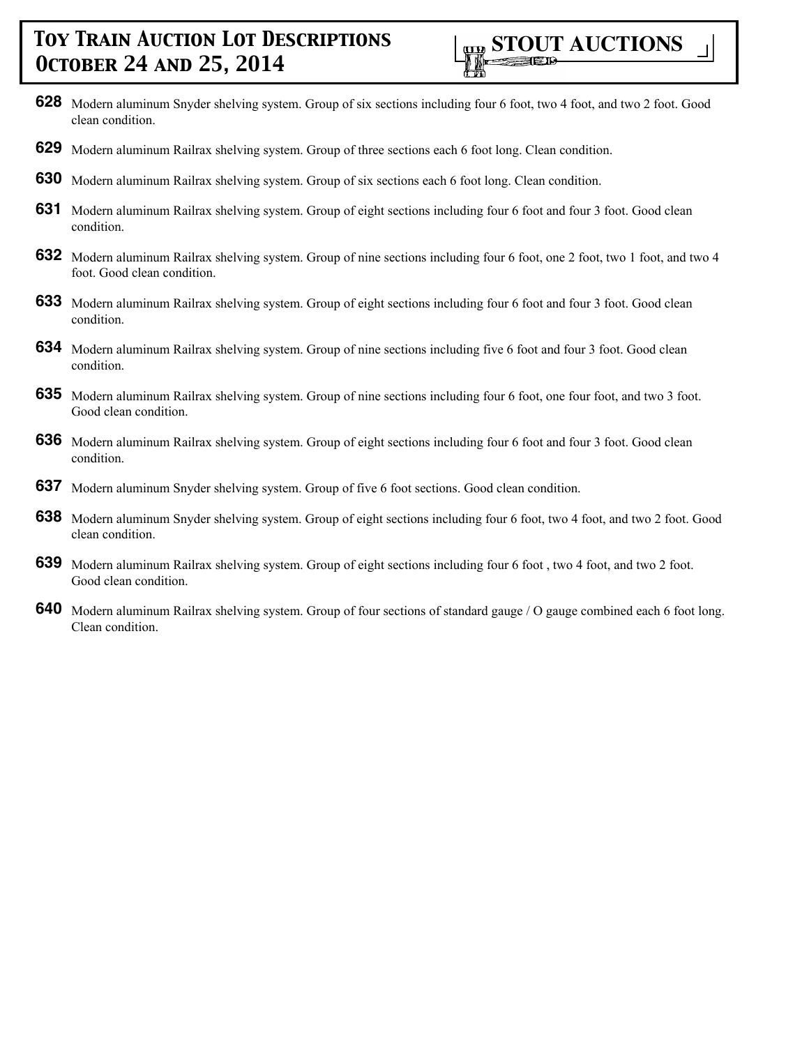**628** Modern aluminum Snyder shelving system. Group of six sections including four 6 foot, two 4 foot, and two 2 foot. Good clean condition.

**629** Modern aluminum Railrax shelving system. Group of three sections each 6 foot long. Clean condition.

**630** Modern aluminum Railrax shelving system. Group of six sections each 6 foot long. Clean condition.

**631** Modern aluminum Railrax shelving system. Group of eight sections including four 6 foot and four 3 foot. Good clean condition.

**632** Modern aluminum Railrax shelving system. Group of nine sections including four 6 foot, one 2 foot, two 1 foot, and two 4 foot. Good clean condition.

**633** Modern aluminum Railrax shelving system. Group of eight sections including four 6 foot and four 3 foot. Good clean condition.

**634** Modern aluminum Railrax shelving system. Group of nine sections including five 6 foot and four 3 foot. Good clean condition.

**635** Modern aluminum Railrax shelving system. Group of nine sections including four 6 foot, one four foot, and two 3 foot. Good clean condition.

**636** Modern aluminum Railrax shelving system. Group of eight sections including four 6 foot and four 3 foot. Good clean condition.

**637** Modern aluminum Snyder shelving system. Group of five 6 foot sections. Good clean condition.

**638** Modern aluminum Snyder shelving system. Group of eight sections including four 6 foot, two 4 foot, and two 2 foot. Good clean condition.

**639** Modern aluminum Railrax shelving system. Group of eight sections including four 6 foot , two 4 foot, and two 2 foot. Good clean condition.

**640** Modern aluminum Railrax shelving system. Group of four sections of standard gauge / O gauge combined each 6 foot long. Clean condition.